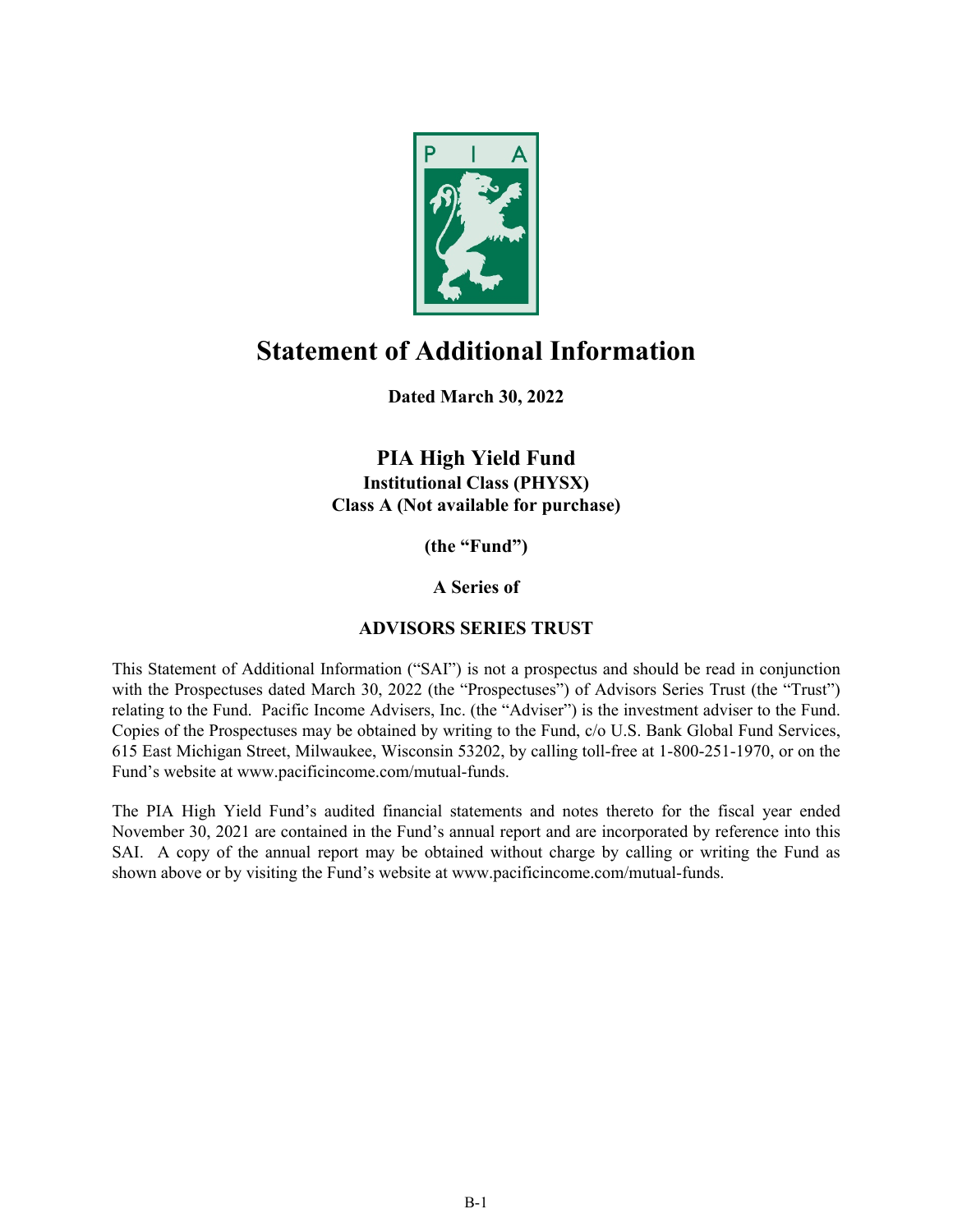# Statement of Additional Information

**Dated March 30, 2022**

## PIA High Yield Fund

**Institutional Class (PHYSX)**
**Class A (Not available for purchase)**

**(the "Fund")**

**A Series of**

**ADVISORS SERIES TRUST**

This Statement of Additional Information ("SAI") is not a prospectus and should be read in conjunction with the Prospectuses dated March 30, 2022 (the "Prospectuses") of Advisors Series Trust (the "Trust") relating to the Fund. Pacific Income Advisers, Inc. (the "Adviser") is the investment adviser to the Fund. Copies of the Prospectuses may be obtained by writing to the Fund, c/o U.S. Bank Global Fund Services, 615 East Michigan Street, Milwaukee, Wisconsin 53202, by calling toll-free at 1-800-251-1970, or on the Fund's website at www.pacificincome.com/mutual-funds.

The PIA High Yield Fund's audited financial statements and notes thereto for the fiscal year ended November 30, 2021 are contained in the Fund's annual report and are incorporated by reference into this SAI. A copy of the annual report may be obtained without charge by calling or writing the Fund as shown above or by visiting the Fund's website at www.pacificincome.com/mutual-funds.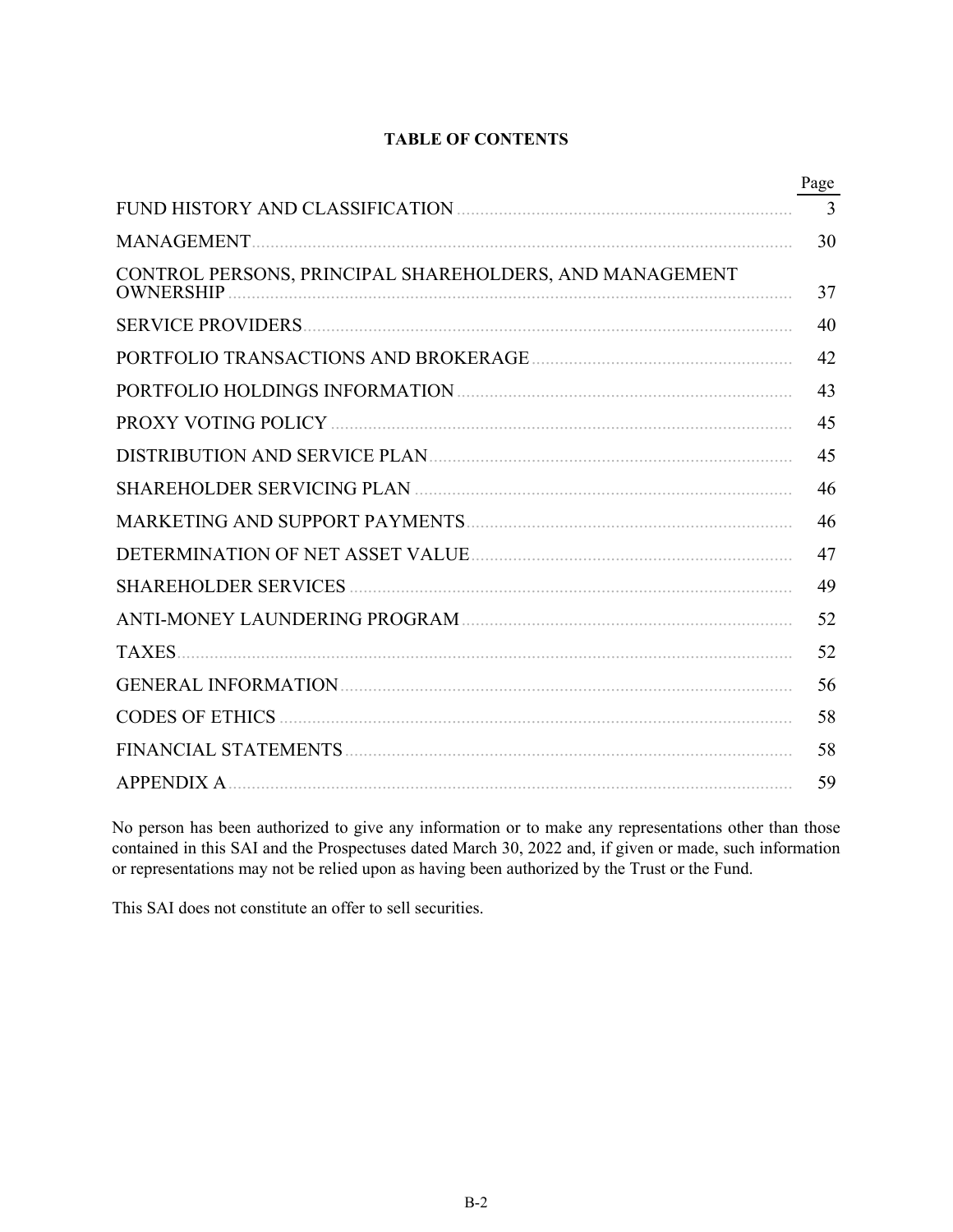**TABLE OF CONTENTS**

| | Page |
|---|---|
| FUND HISTORY AND CLASSIFICATION | 3 |
| MANAGEMENT | 30 |
| CONTROL PERSONS, PRINCIPAL SHAREHOLDERS, AND MANAGEMENT OWNERSHIP | 37 |
| SERVICE PROVIDERS | 40 |
| PORTFOLIO TRANSACTIONS AND BROKERAGE | 42 |
| PORTFOLIO HOLDINGS INFORMATION | 43 |
| PROXY VOTING POLICY | 45 |
| DISTRIBUTION AND SERVICE PLAN | 45 |
| SHAREHOLDER SERVICING PLAN | 46 |
| MARKETING AND SUPPORT PAYMENTS | 46 |
| DETERMINATION OF NET ASSET VALUE | 47 |
| SHAREHOLDER SERVICES | 49 |
| ANTI-MONEY LAUNDERING PROGRAM | 52 |
| TAXES | 52 |
| GENERAL INFORMATION | 56 |
| CODES OF ETHICS | 58 |
| FINANCIAL STATEMENTS | 58 |
| APPENDIX A | 59 |

No person has been authorized to give any information or to make any representations other than those contained in this SAI and the Prospectuses dated March 30, 2022 and, if given or made, such information or representations may not be relied upon as having been authorized by the Trust or the Fund.

This SAI does not constitute an offer to sell securities.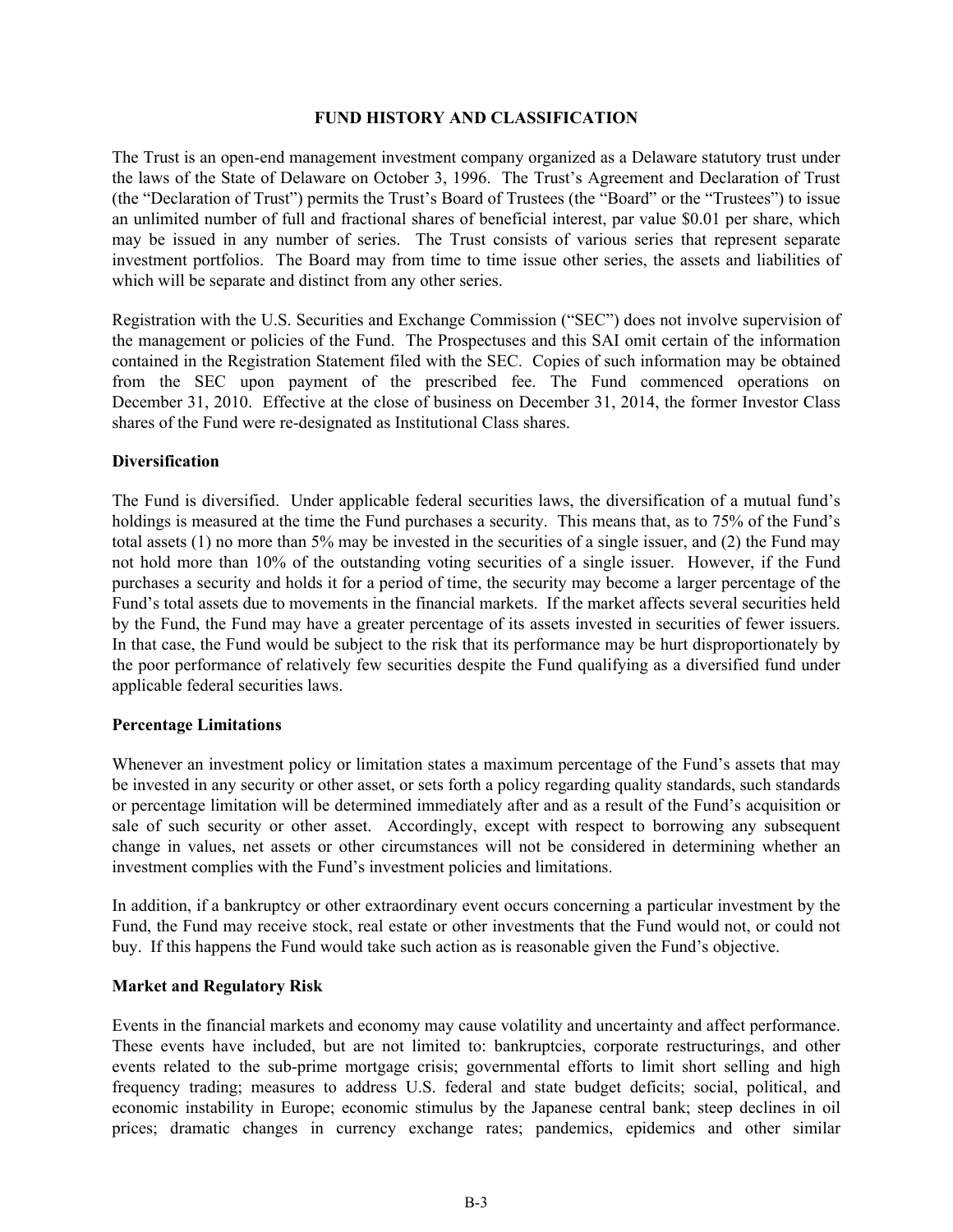## FUND HISTORY AND CLASSIFICATION

The Trust is an open-end management investment company organized as a Delaware statutory trust under the laws of the State of Delaware on October 3, 1996. The Trust's Agreement and Declaration of Trust (the "Declaration of Trust") permits the Trust's Board of Trustees (the "Board" or the "Trustees") to issue an unlimited number of full and fractional shares of beneficial interest, par value $0.01 per share, which may be issued in any number of series. The Trust consists of various series that represent separate investment portfolios. The Board may from time to time issue other series, the assets and liabilities of which will be separate and distinct from any other series.

Registration with the U.S. Securities and Exchange Commission ("SEC") does not involve supervision of the management or policies of the Fund. The Prospectuses and this SAI omit certain of the information contained in the Registration Statement filed with the SEC. Copies of such information may be obtained from the SEC upon payment of the prescribed fee. The Fund commenced operations on December 31, 2010. Effective at the close of business on December 31, 2014, the former Investor Class shares of the Fund were re-designated as Institutional Class shares.

### Diversification

The Fund is diversified. Under applicable federal securities laws, the diversification of a mutual fund's holdings is measured at the time the Fund purchases a security. This means that, as to 75% of the Fund's total assets (1) no more than 5% may be invested in the securities of a single issuer, and (2) the Fund may not hold more than 10% of the outstanding voting securities of a single issuer. However, if the Fund purchases a security and holds it for a period of time, the security may become a larger percentage of the Fund's total assets due to movements in the financial markets. If the market affects several securities held by the Fund, the Fund may have a greater percentage of its assets invested in securities of fewer issuers. In that case, the Fund would be subject to the risk that its performance may be hurt disproportionately by the poor performance of relatively few securities despite the Fund qualifying as a diversified fund under applicable federal securities laws.

### Percentage Limitations

Whenever an investment policy or limitation states a maximum percentage of the Fund's assets that may be invested in any security or other asset, or sets forth a policy regarding quality standards, such standards or percentage limitation will be determined immediately after and as a result of the Fund's acquisition or sale of such security or other asset. Accordingly, except with respect to borrowing any subsequent change in values, net assets or other circumstances will not be considered in determining whether an investment complies with the Fund's investment policies and limitations.

In addition, if a bankruptcy or other extraordinary event occurs concerning a particular investment by the Fund, the Fund may receive stock, real estate or other investments that the Fund would not, or could not buy. If this happens the Fund would take such action as is reasonable given the Fund's objective.

### Market and Regulatory Risk

Events in the financial markets and economy may cause volatility and uncertainty and affect performance. These events have included, but are not limited to: bankruptcies, corporate restructurings, and other events related to the sub-prime mortgage crisis; governmental efforts to limit short selling and high frequency trading; measures to address U.S. federal and state budget deficits; social, political, and economic instability in Europe; economic stimulus by the Japanese central bank; steep declines in oil prices; dramatic changes in currency exchange rates; pandemics, epidemics and other similar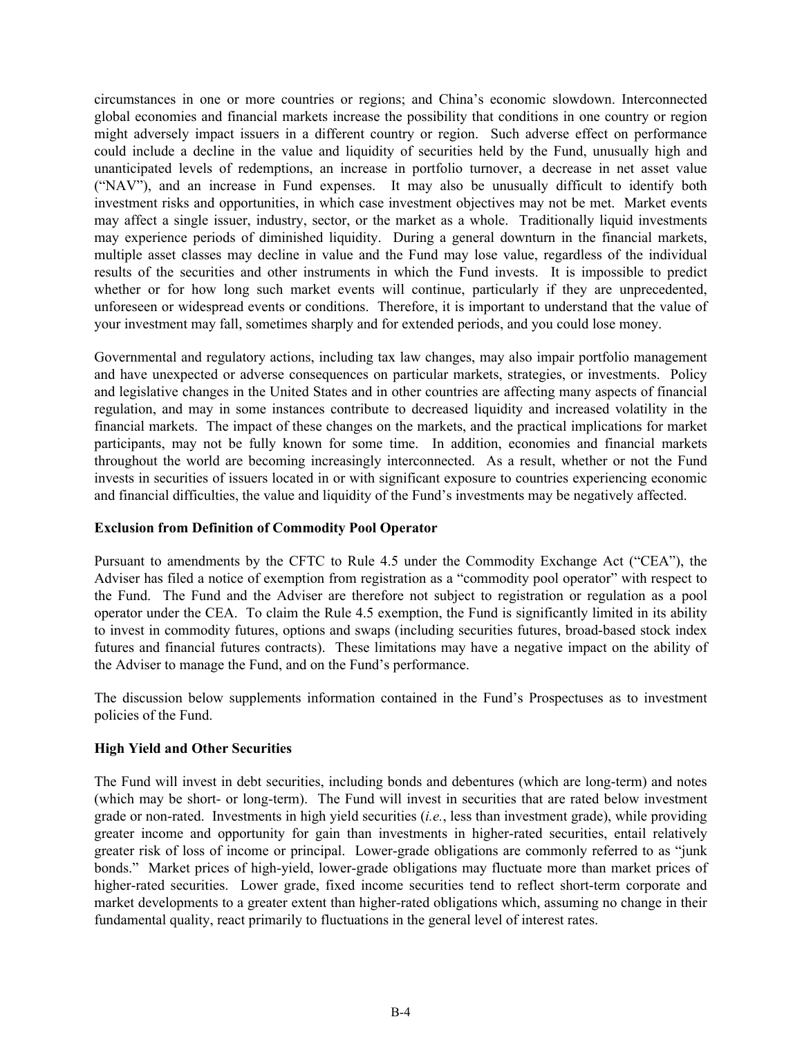circumstances in one or more countries or regions; and China's economic slowdown. Interconnected global economies and financial markets increase the possibility that conditions in one country or region might adversely impact issuers in a different country or region. Such adverse effect on performance could include a decline in the value and liquidity of securities held by the Fund, unusually high and unanticipated levels of redemptions, an increase in portfolio turnover, a decrease in net asset value ("NAV"), and an increase in Fund expenses. It may also be unusually difficult to identify both investment risks and opportunities, in which case investment objectives may not be met. Market events may affect a single issuer, industry, sector, or the market as a whole. Traditionally liquid investments may experience periods of diminished liquidity. During a general downturn in the financial markets, multiple asset classes may decline in value and the Fund may lose value, regardless of the individual results of the securities and other instruments in which the Fund invests. It is impossible to predict whether or for how long such market events will continue, particularly if they are unprecedented, unforeseen or widespread events or conditions. Therefore, it is important to understand that the value of your investment may fall, sometimes sharply and for extended periods, and you could lose money.

Governmental and regulatory actions, including tax law changes, may also impair portfolio management and have unexpected or adverse consequences on particular markets, strategies, or investments. Policy and legislative changes in the United States and in other countries are affecting many aspects of financial regulation, and may in some instances contribute to decreased liquidity and increased volatility in the financial markets. The impact of these changes on the markets, and the practical implications for market participants, may not be fully known for some time. In addition, economies and financial markets throughout the world are becoming increasingly interconnected. As a result, whether or not the Fund invests in securities of issuers located in or with significant exposure to countries experiencing economic and financial difficulties, the value and liquidity of the Fund's investments may be negatively affected.

**Exclusion from Definition of Commodity Pool Operator**

Pursuant to amendments by the CFTC to Rule 4.5 under the Commodity Exchange Act ("CEA"), the Adviser has filed a notice of exemption from registration as a "commodity pool operator" with respect to the Fund. The Fund and the Adviser are therefore not subject to registration or regulation as a pool operator under the CEA. To claim the Rule 4.5 exemption, the Fund is significantly limited in its ability to invest in commodity futures, options and swaps (including securities futures, broad-based stock index futures and financial futures contracts). These limitations may have a negative impact on the ability of the Adviser to manage the Fund, and on the Fund's performance.

The discussion below supplements information contained in the Fund's Prospectuses as to investment policies of the Fund.

**High Yield and Other Securities**

The Fund will invest in debt securities, including bonds and debentures (which are long-term) and notes (which may be short- or long-term). The Fund will invest in securities that are rated below investment grade or non-rated. Investments in high yield securities (*i.e.*, less than investment grade), while providing greater income and opportunity for gain than investments in higher-rated securities, entail relatively greater risk of loss of income or principal. Lower-grade obligations are commonly referred to as "junk bonds." Market prices of high-yield, lower-grade obligations may fluctuate more than market prices of higher-rated securities. Lower grade, fixed income securities tend to reflect short-term corporate and market developments to a greater extent than higher-rated obligations which, assuming no change in their fundamental quality, react primarily to fluctuations in the general level of interest rates.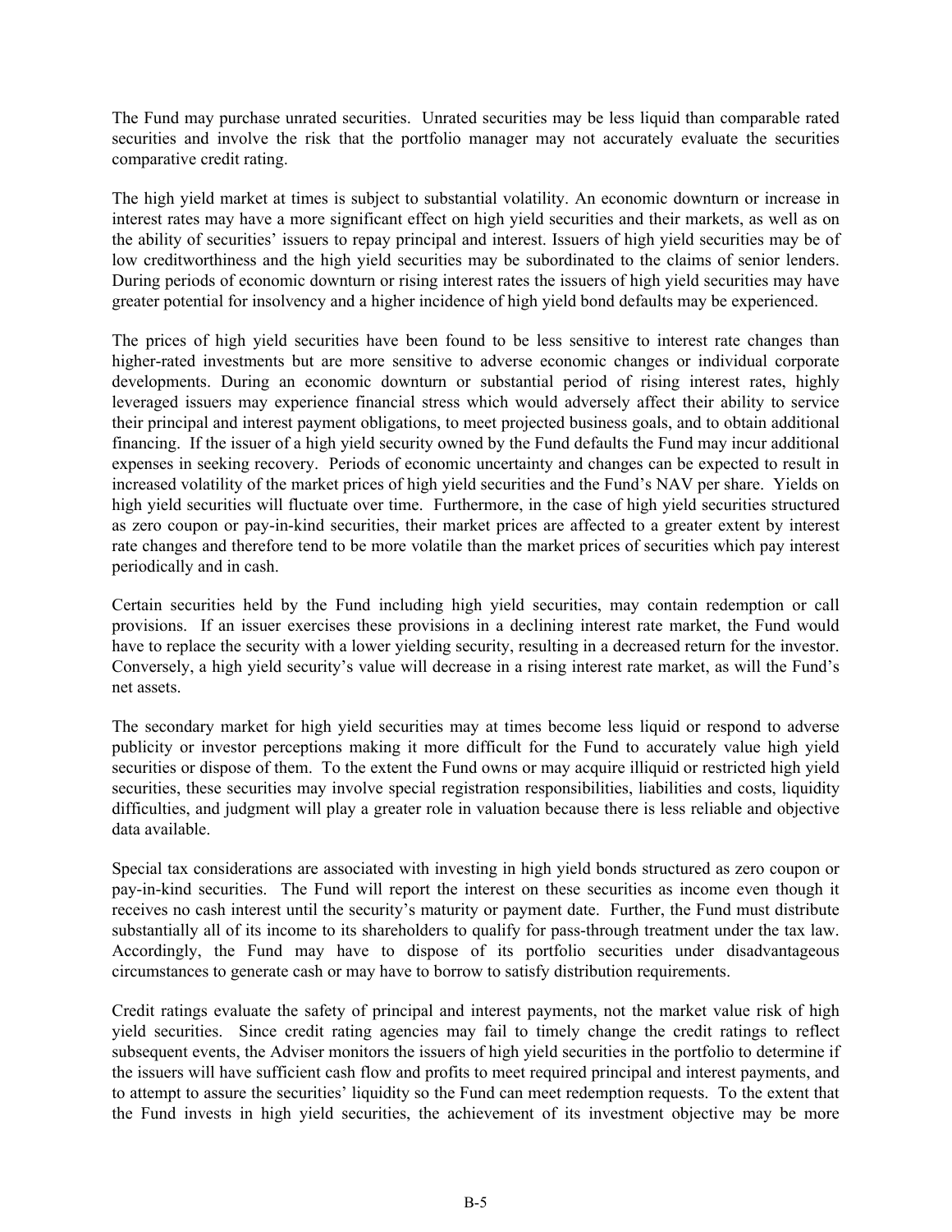The Fund may purchase unrated securities. Unrated securities may be less liquid than comparable rated securities and involve the risk that the portfolio manager may not accurately evaluate the securities comparative credit rating.

The high yield market at times is subject to substantial volatility. An economic downturn or increase in interest rates may have a more significant effect on high yield securities and their markets, as well as on the ability of securities' issuers to repay principal and interest. Issuers of high yield securities may be of low creditworthiness and the high yield securities may be subordinated to the claims of senior lenders. During periods of economic downturn or rising interest rates the issuers of high yield securities may have greater potential for insolvency and a higher incidence of high yield bond defaults may be experienced.

The prices of high yield securities have been found to be less sensitive to interest rate changes than higher-rated investments but are more sensitive to adverse economic changes or individual corporate developments. During an economic downturn or substantial period of rising interest rates, highly leveraged issuers may experience financial stress which would adversely affect their ability to service their principal and interest payment obligations, to meet projected business goals, and to obtain additional financing. If the issuer of a high yield security owned by the Fund defaults the Fund may incur additional expenses in seeking recovery. Periods of economic uncertainty and changes can be expected to result in increased volatility of the market prices of high yield securities and the Fund's NAV per share. Yields on high yield securities will fluctuate over time. Furthermore, in the case of high yield securities structured as zero coupon or pay-in-kind securities, their market prices are affected to a greater extent by interest rate changes and therefore tend to be more volatile than the market prices of securities which pay interest periodically and in cash.

Certain securities held by the Fund including high yield securities, may contain redemption or call provisions. If an issuer exercises these provisions in a declining interest rate market, the Fund would have to replace the security with a lower yielding security, resulting in a decreased return for the investor. Conversely, a high yield security's value will decrease in a rising interest rate market, as will the Fund's net assets.

The secondary market for high yield securities may at times become less liquid or respond to adverse publicity or investor perceptions making it more difficult for the Fund to accurately value high yield securities or dispose of them. To the extent the Fund owns or may acquire illiquid or restricted high yield securities, these securities may involve special registration responsibilities, liabilities and costs, liquidity difficulties, and judgment will play a greater role in valuation because there is less reliable and objective data available.

Special tax considerations are associated with investing in high yield bonds structured as zero coupon or pay-in-kind securities. The Fund will report the interest on these securities as income even though it receives no cash interest until the security's maturity or payment date. Further, the Fund must distribute substantially all of its income to its shareholders to qualify for pass-through treatment under the tax law. Accordingly, the Fund may have to dispose of its portfolio securities under disadvantageous circumstances to generate cash or may have to borrow to satisfy distribution requirements.

Credit ratings evaluate the safety of principal and interest payments, not the market value risk of high yield securities. Since credit rating agencies may fail to timely change the credit ratings to reflect subsequent events, the Adviser monitors the issuers of high yield securities in the portfolio to determine if the issuers will have sufficient cash flow and profits to meet required principal and interest payments, and to attempt to assure the securities' liquidity so the Fund can meet redemption requests. To the extent that the Fund invests in high yield securities, the achievement of its investment objective may be more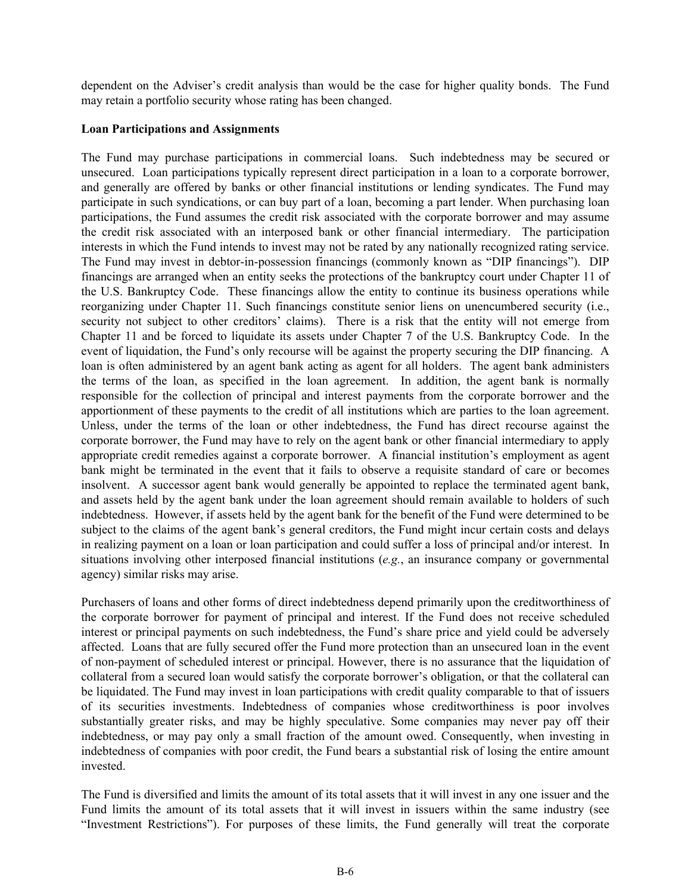dependent on the Adviser's credit analysis than would be the case for higher quality bonds. The Fund may retain a portfolio security whose rating has been changed.

**Loan Participations and Assignments**

The Fund may purchase participations in commercial loans. Such indebtedness may be secured or unsecured. Loan participations typically represent direct participation in a loan to a corporate borrower, and generally are offered by banks or other financial institutions or lending syndicates. The Fund may participate in such syndications, or can buy part of a loan, becoming a part lender. When purchasing loan participations, the Fund assumes the credit risk associated with the corporate borrower and may assume the credit risk associated with an interposed bank or other financial intermediary. The participation interests in which the Fund intends to invest may not be rated by any nationally recognized rating service. The Fund may invest in debtor-in-possession financings (commonly known as "DIP financings"). DIP financings are arranged when an entity seeks the protections of the bankruptcy court under Chapter 11 of the U.S. Bankruptcy Code. These financings allow the entity to continue its business operations while reorganizing under Chapter 11. Such financings constitute senior liens on unencumbered security (i.e., security not subject to other creditors' claims). There is a risk that the entity will not emerge from Chapter 11 and be forced to liquidate its assets under Chapter 7 of the U.S. Bankruptcy Code. In the event of liquidation, the Fund's only recourse will be against the property securing the DIP financing. A loan is often administered by an agent bank acting as agent for all holders. The agent bank administers the terms of the loan, as specified in the loan agreement. In addition, the agent bank is normally responsible for the collection of principal and interest payments from the corporate borrower and the apportionment of these payments to the credit of all institutions which are parties to the loan agreement. Unless, under the terms of the loan or other indebtedness, the Fund has direct recourse against the corporate borrower, the Fund may have to rely on the agent bank or other financial intermediary to apply appropriate credit remedies against a corporate borrower. A financial institution's employment as agent bank might be terminated in the event that it fails to observe a requisite standard of care or becomes insolvent. A successor agent bank would generally be appointed to replace the terminated agent bank, and assets held by the agent bank under the loan agreement should remain available to holders of such indebtedness. However, if assets held by the agent bank for the benefit of the Fund were determined to be subject to the claims of the agent bank's general creditors, the Fund might incur certain costs and delays in realizing payment on a loan or loan participation and could suffer a loss of principal and/or interest. In situations involving other interposed financial institutions (*e.g.*, an insurance company or governmental agency) similar risks may arise.

Purchasers of loans and other forms of direct indebtedness depend primarily upon the creditworthiness of the corporate borrower for payment of principal and interest. If the Fund does not receive scheduled interest or principal payments on such indebtedness, the Fund's share price and yield could be adversely affected. Loans that are fully secured offer the Fund more protection than an unsecured loan in the event of non-payment of scheduled interest or principal. However, there is no assurance that the liquidation of collateral from a secured loan would satisfy the corporate borrower's obligation, or that the collateral can be liquidated. The Fund may invest in loan participations with credit quality comparable to that of issuers of its securities investments. Indebtedness of companies whose creditworthiness is poor involves substantially greater risks, and may be highly speculative. Some companies may never pay off their indebtedness, or may pay only a small fraction of the amount owed. Consequently, when investing in indebtedness of companies with poor credit, the Fund bears a substantial risk of losing the entire amount invested.

The Fund is diversified and limits the amount of its total assets that it will invest in any one issuer and the Fund limits the amount of its total assets that it will invest in issuers within the same industry (see "Investment Restrictions"). For purposes of these limits, the Fund generally will treat the corporate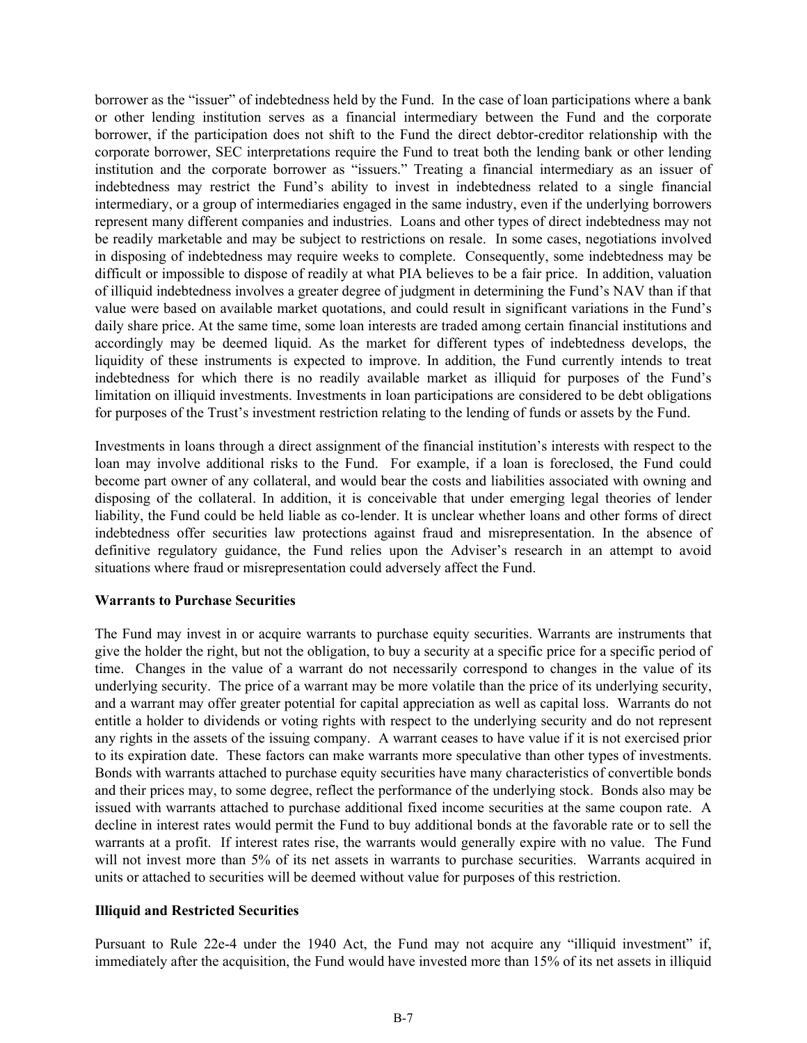borrower as the "issuer" of indebtedness held by the Fund. In the case of loan participations where a bank or other lending institution serves as a financial intermediary between the Fund and the corporate borrower, if the participation does not shift to the Fund the direct debtor-creditor relationship with the corporate borrower, SEC interpretations require the Fund to treat both the lending bank or other lending institution and the corporate borrower as "issuers." Treating a financial intermediary as an issuer of indebtedness may restrict the Fund's ability to invest in indebtedness related to a single financial intermediary, or a group of intermediaries engaged in the same industry, even if the underlying borrowers represent many different companies and industries. Loans and other types of direct indebtedness may not be readily marketable and may be subject to restrictions on resale. In some cases, negotiations involved in disposing of indebtedness may require weeks to complete. Consequently, some indebtedness may be difficult or impossible to dispose of readily at what PIA believes to be a fair price. In addition, valuation of illiquid indebtedness involves a greater degree of judgment in determining the Fund's NAV than if that value were based on available market quotations, and could result in significant variations in the Fund's daily share price. At the same time, some loan interests are traded among certain financial institutions and accordingly may be deemed liquid. As the market for different types of indebtedness develops, the liquidity of these instruments is expected to improve. In addition, the Fund currently intends to treat indebtedness for which there is no readily available market as illiquid for purposes of the Fund's limitation on illiquid investments. Investments in loan participations are considered to be debt obligations for purposes of the Trust's investment restriction relating to the lending of funds or assets by the Fund.

Investments in loans through a direct assignment of the financial institution's interests with respect to the loan may involve additional risks to the Fund. For example, if a loan is foreclosed, the Fund could become part owner of any collateral, and would bear the costs and liabilities associated with owning and disposing of the collateral. In addition, it is conceivable that under emerging legal theories of lender liability, the Fund could be held liable as co-lender. It is unclear whether loans and other forms of direct indebtedness offer securities law protections against fraud and misrepresentation. In the absence of definitive regulatory guidance, the Fund relies upon the Adviser's research in an attempt to avoid situations where fraud or misrepresentation could adversely affect the Fund.

**Warrants to Purchase Securities**

The Fund may invest in or acquire warrants to purchase equity securities. Warrants are instruments that give the holder the right, but not the obligation, to buy a security at a specific price for a specific period of time. Changes in the value of a warrant do not necessarily correspond to changes in the value of its underlying security. The price of a warrant may be more volatile than the price of its underlying security, and a warrant may offer greater potential for capital appreciation as well as capital loss. Warrants do not entitle a holder to dividends or voting rights with respect to the underlying security and do not represent any rights in the assets of the issuing company. A warrant ceases to have value if it is not exercised prior to its expiration date. These factors can make warrants more speculative than other types of investments. Bonds with warrants attached to purchase equity securities have many characteristics of convertible bonds and their prices may, to some degree, reflect the performance of the underlying stock. Bonds also may be issued with warrants attached to purchase additional fixed income securities at the same coupon rate. A decline in interest rates would permit the Fund to buy additional bonds at the favorable rate or to sell the warrants at a profit. If interest rates rise, the warrants would generally expire with no value. The Fund will not invest more than 5% of its net assets in warrants to purchase securities. Warrants acquired in units or attached to securities will be deemed without value for purposes of this restriction.

**Illiquid and Restricted Securities**

Pursuant to Rule 22e-4 under the 1940 Act, the Fund may not acquire any "illiquid investment" if, immediately after the acquisition, the Fund would have invested more than 15% of its net assets in illiquid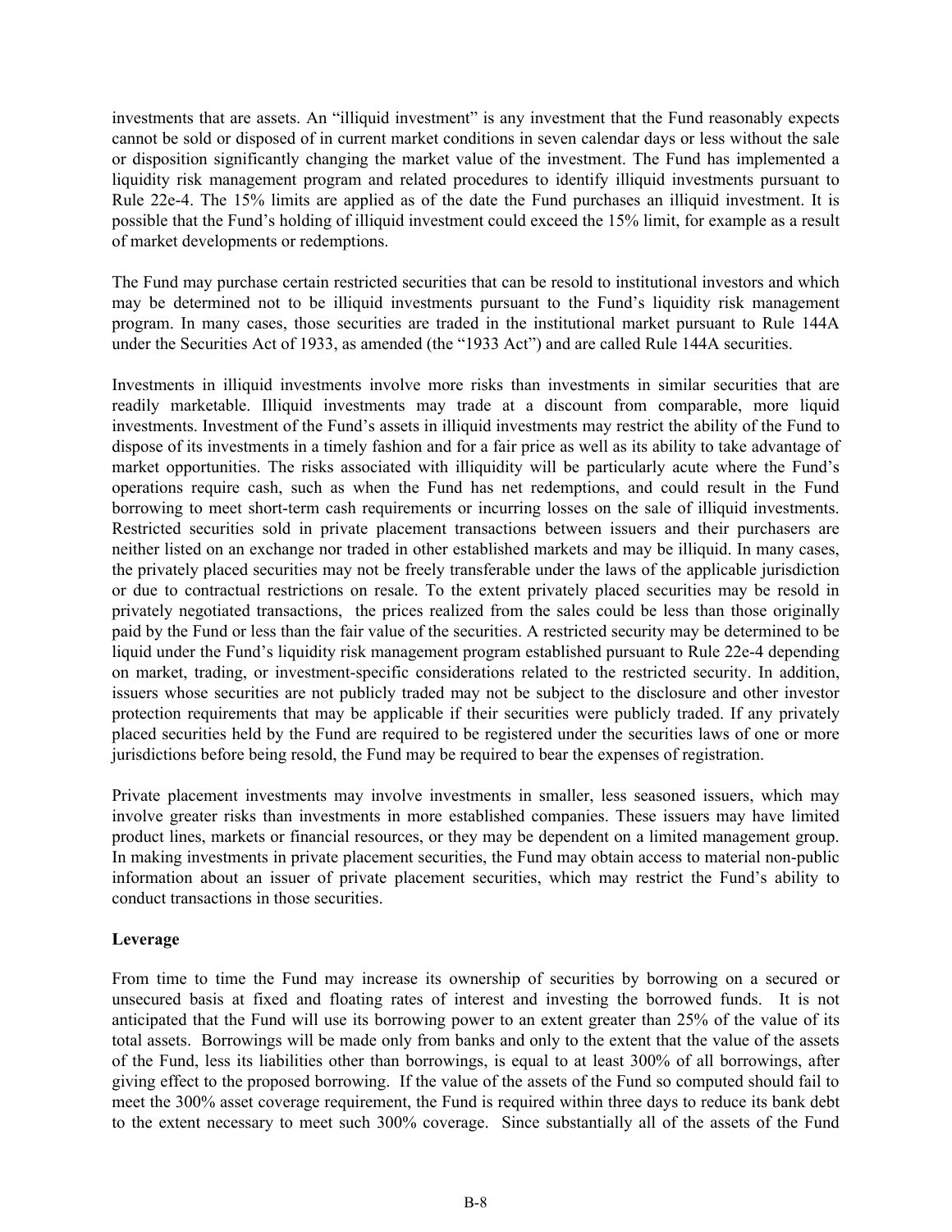investments that are assets. An "illiquid investment" is any investment that the Fund reasonably expects cannot be sold or disposed of in current market conditions in seven calendar days or less without the sale or disposition significantly changing the market value of the investment. The Fund has implemented a liquidity risk management program and related procedures to identify illiquid investments pursuant to Rule 22e-4. The 15% limits are applied as of the date the Fund purchases an illiquid investment. It is possible that the Fund's holding of illiquid investment could exceed the 15% limit, for example as a result of market developments or redemptions.

The Fund may purchase certain restricted securities that can be resold to institutional investors and which may be determined not to be illiquid investments pursuant to the Fund's liquidity risk management program. In many cases, those securities are traded in the institutional market pursuant to Rule 144A under the Securities Act of 1933, as amended (the "1933 Act") and are called Rule 144A securities.

Investments in illiquid investments involve more risks than investments in similar securities that are readily marketable. Illiquid investments may trade at a discount from comparable, more liquid investments. Investment of the Fund's assets in illiquid investments may restrict the ability of the Fund to dispose of its investments in a timely fashion and for a fair price as well as its ability to take advantage of market opportunities. The risks associated with illiquidity will be particularly acute where the Fund's operations require cash, such as when the Fund has net redemptions, and could result in the Fund borrowing to meet short-term cash requirements or incurring losses on the sale of illiquid investments. Restricted securities sold in private placement transactions between issuers and their purchasers are neither listed on an exchange nor traded in other established markets and may be illiquid. In many cases, the privately placed securities may not be freely transferable under the laws of the applicable jurisdiction or due to contractual restrictions on resale. To the extent privately placed securities may be resold in privately negotiated transactions, the prices realized from the sales could be less than those originally paid by the Fund or less than the fair value of the securities. A restricted security may be determined to be liquid under the Fund's liquidity risk management program established pursuant to Rule 22e-4 depending on market, trading, or investment-specific considerations related to the restricted security. In addition, issuers whose securities are not publicly traded may not be subject to the disclosure and other investor protection requirements that may be applicable if their securities were publicly traded. If any privately placed securities held by the Fund are required to be registered under the securities laws of one or more jurisdictions before being resold, the Fund may be required to bear the expenses of registration.

Private placement investments may involve investments in smaller, less seasoned issuers, which may involve greater risks than investments in more established companies. These issuers may have limited product lines, markets or financial resources, or they may be dependent on a limited management group. In making investments in private placement securities, the Fund may obtain access to material non-public information about an issuer of private placement securities, which may restrict the Fund's ability to conduct transactions in those securities.

**Leverage**

From time to time the Fund may increase its ownership of securities by borrowing on a secured or unsecured basis at fixed and floating rates of interest and investing the borrowed funds. It is not anticipated that the Fund will use its borrowing power to an extent greater than 25% of the value of its total assets. Borrowings will be made only from banks and only to the extent that the value of the assets of the Fund, less its liabilities other than borrowings, is equal to at least 300% of all borrowings, after giving effect to the proposed borrowing. If the value of the assets of the Fund so computed should fail to meet the 300% asset coverage requirement, the Fund is required within three days to reduce its bank debt to the extent necessary to meet such 300% coverage. Since substantially all of the assets of the Fund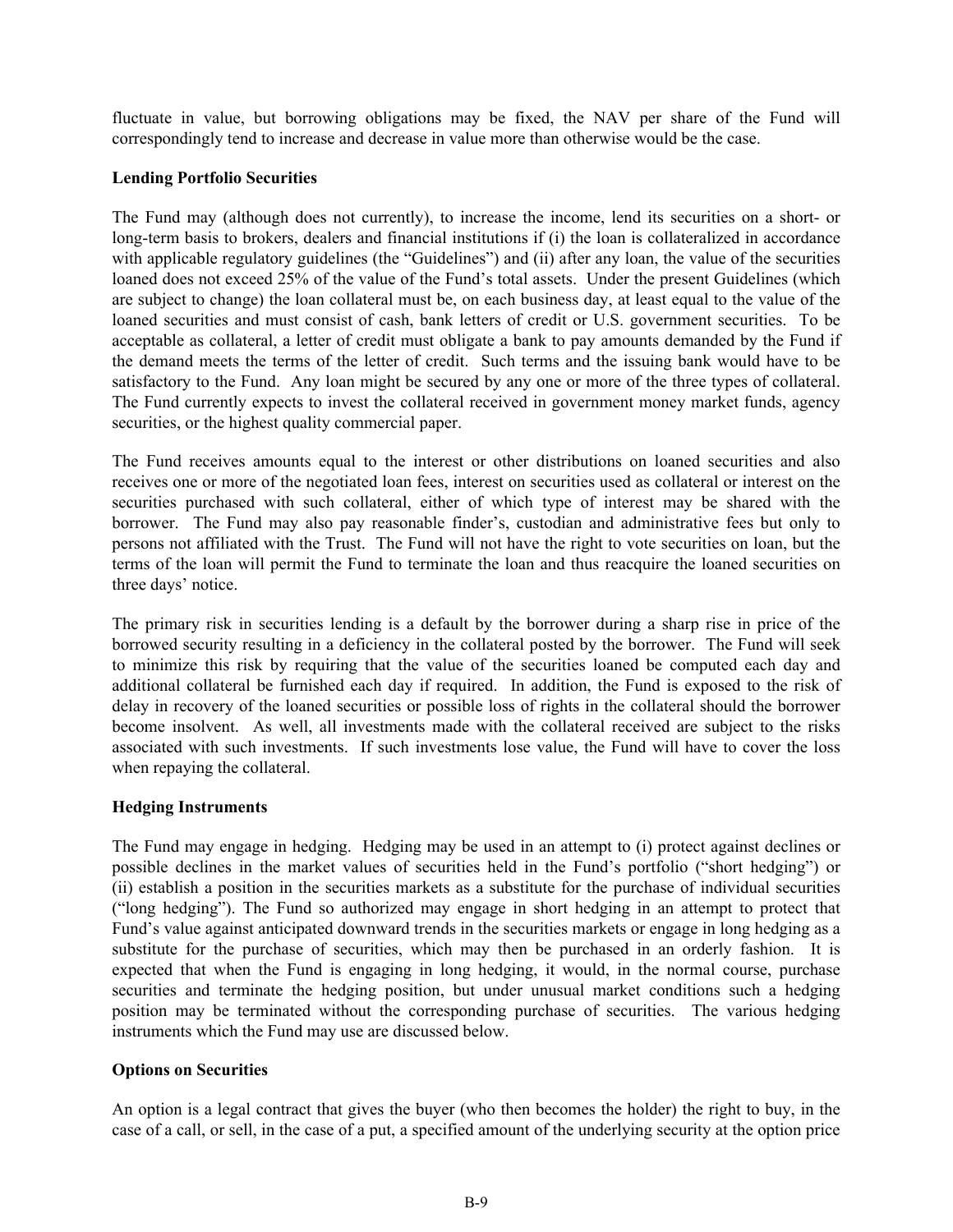fluctuate in value, but borrowing obligations may be fixed, the NAV per share of the Fund will correspondingly tend to increase and decrease in value more than otherwise would be the case.

**Lending Portfolio Securities**

The Fund may (although does not currently), to increase the income, lend its securities on a short- or long-term basis to brokers, dealers and financial institutions if (i) the loan is collateralized in accordance with applicable regulatory guidelines (the "Guidelines") and (ii) after any loan, the value of the securities loaned does not exceed 25% of the value of the Fund's total assets. Under the present Guidelines (which are subject to change) the loan collateral must be, on each business day, at least equal to the value of the loaned securities and must consist of cash, bank letters of credit or U.S. government securities. To be acceptable as collateral, a letter of credit must obligate a bank to pay amounts demanded by the Fund if the demand meets the terms of the letter of credit. Such terms and the issuing bank would have to be satisfactory to the Fund. Any loan might be secured by any one or more of the three types of collateral. The Fund currently expects to invest the collateral received in government money market funds, agency securities, or the highest quality commercial paper.

The Fund receives amounts equal to the interest or other distributions on loaned securities and also receives one or more of the negotiated loan fees, interest on securities used as collateral or interest on the securities purchased with such collateral, either of which type of interest may be shared with the borrower. The Fund may also pay reasonable finder's, custodian and administrative fees but only to persons not affiliated with the Trust. The Fund will not have the right to vote securities on loan, but the terms of the loan will permit the Fund to terminate the loan and thus reacquire the loaned securities on three days' notice.

The primary risk in securities lending is a default by the borrower during a sharp rise in price of the borrowed security resulting in a deficiency in the collateral posted by the borrower. The Fund will seek to minimize this risk by requiring that the value of the securities loaned be computed each day and additional collateral be furnished each day if required. In addition, the Fund is exposed to the risk of delay in recovery of the loaned securities or possible loss of rights in the collateral should the borrower become insolvent. As well, all investments made with the collateral received are subject to the risks associated with such investments. If such investments lose value, the Fund will have to cover the loss when repaying the collateral.

**Hedging Instruments**

The Fund may engage in hedging. Hedging may be used in an attempt to (i) protect against declines or possible declines in the market values of securities held in the Fund's portfolio ("short hedging") or (ii) establish a position in the securities markets as a substitute for the purchase of individual securities ("long hedging"). The Fund so authorized may engage in short hedging in an attempt to protect that Fund's value against anticipated downward trends in the securities markets or engage in long hedging as a substitute for the purchase of securities, which may then be purchased in an orderly fashion. It is expected that when the Fund is engaging in long hedging, it would, in the normal course, purchase securities and terminate the hedging position, but under unusual market conditions such a hedging position may be terminated without the corresponding purchase of securities. The various hedging instruments which the Fund may use are discussed below.

**Options on Securities**

An option is a legal contract that gives the buyer (who then becomes the holder) the right to buy, in the case of a call, or sell, in the case of a put, a specified amount of the underlying security at the option price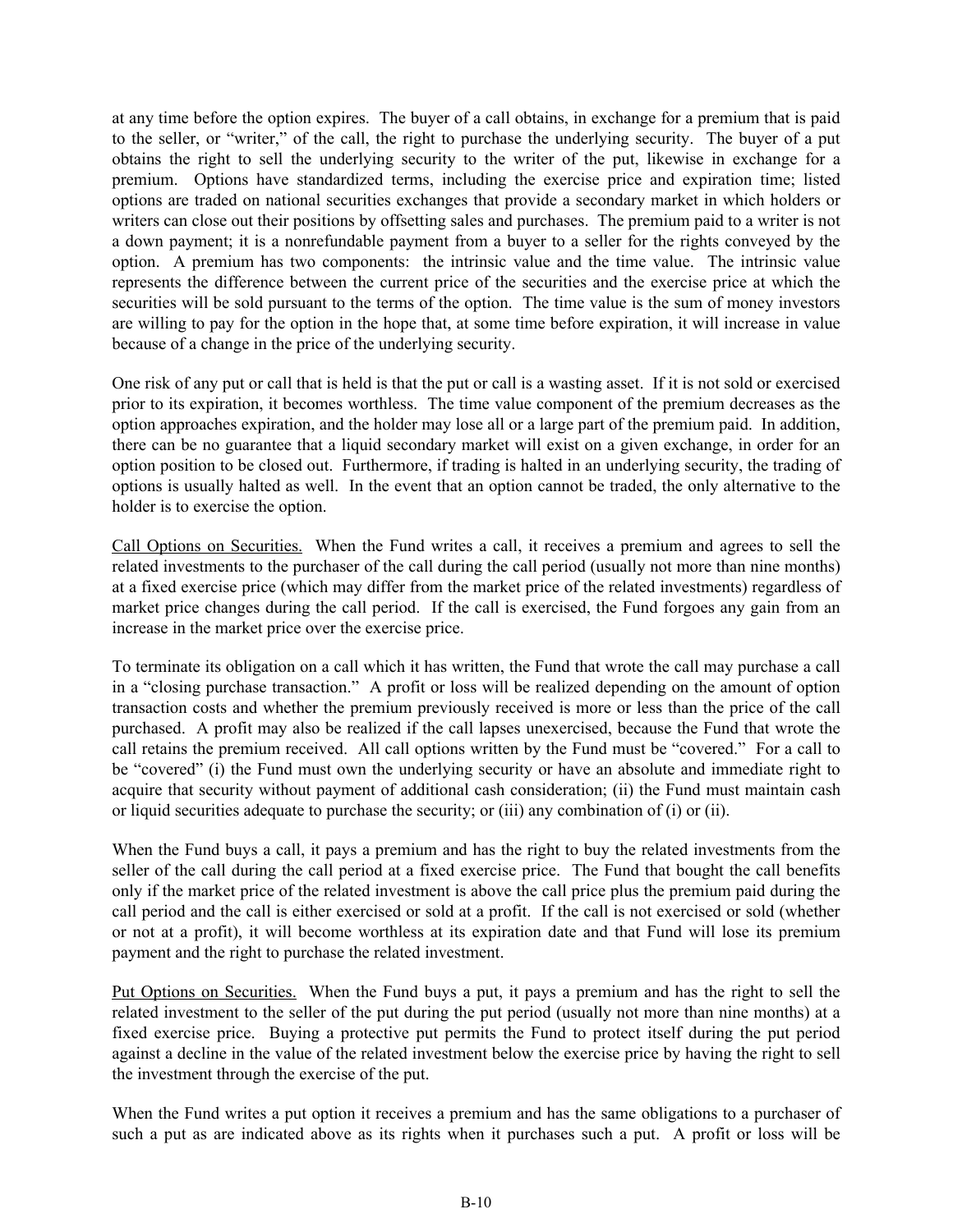at any time before the option expires. The buyer of a call obtains, in exchange for a premium that is paid to the seller, or "writer," of the call, the right to purchase the underlying security. The buyer of a put obtains the right to sell the underlying security to the writer of the put, likewise in exchange for a premium. Options have standardized terms, including the exercise price and expiration time; listed options are traded on national securities exchanges that provide a secondary market in which holders or writers can close out their positions by offsetting sales and purchases. The premium paid to a writer is not a down payment; it is a nonrefundable payment from a buyer to a seller for the rights conveyed by the option. A premium has two components: the intrinsic value and the time value. The intrinsic value represents the difference between the current price of the securities and the exercise price at which the securities will be sold pursuant to the terms of the option. The time value is the sum of money investors are willing to pay for the option in the hope that, at some time before expiration, it will increase in value because of a change in the price of the underlying security.

One risk of any put or call that is held is that the put or call is a wasting asset. If it is not sold or exercised prior to its expiration, it becomes worthless. The time value component of the premium decreases as the option approaches expiration, and the holder may lose all or a large part of the premium paid. In addition, there can be no guarantee that a liquid secondary market will exist on a given exchange, in order for an option position to be closed out. Furthermore, if trading is halted in an underlying security, the trading of options is usually halted as well. In the event that an option cannot be traded, the only alternative to the holder is to exercise the option.

Call Options on Securities. When the Fund writes a call, it receives a premium and agrees to sell the related investments to the purchaser of the call during the call period (usually not more than nine months) at a fixed exercise price (which may differ from the market price of the related investments) regardless of market price changes during the call period. If the call is exercised, the Fund forgoes any gain from an increase in the market price over the exercise price.

To terminate its obligation on a call which it has written, the Fund that wrote the call may purchase a call in a "closing purchase transaction." A profit or loss will be realized depending on the amount of option transaction costs and whether the premium previously received is more or less than the price of the call purchased. A profit may also be realized if the call lapses unexercised, because the Fund that wrote the call retains the premium received. All call options written by the Fund must be "covered." For a call to be "covered" (i) the Fund must own the underlying security or have an absolute and immediate right to acquire that security without payment of additional cash consideration; (ii) the Fund must maintain cash or liquid securities adequate to purchase the security; or (iii) any combination of (i) or (ii).

When the Fund buys a call, it pays a premium and has the right to buy the related investments from the seller of the call during the call period at a fixed exercise price. The Fund that bought the call benefits only if the market price of the related investment is above the call price plus the premium paid during the call period and the call is either exercised or sold at a profit. If the call is not exercised or sold (whether or not at a profit), it will become worthless at its expiration date and that Fund will lose its premium payment and the right to purchase the related investment.

Put Options on Securities. When the Fund buys a put, it pays a premium and has the right to sell the related investment to the seller of the put during the put period (usually not more than nine months) at a fixed exercise price. Buying a protective put permits the Fund to protect itself during the put period against a decline in the value of the related investment below the exercise price by having the right to sell the investment through the exercise of the put.

When the Fund writes a put option it receives a premium and has the same obligations to a purchaser of such a put as are indicated above as its rights when it purchases such a put. A profit or loss will be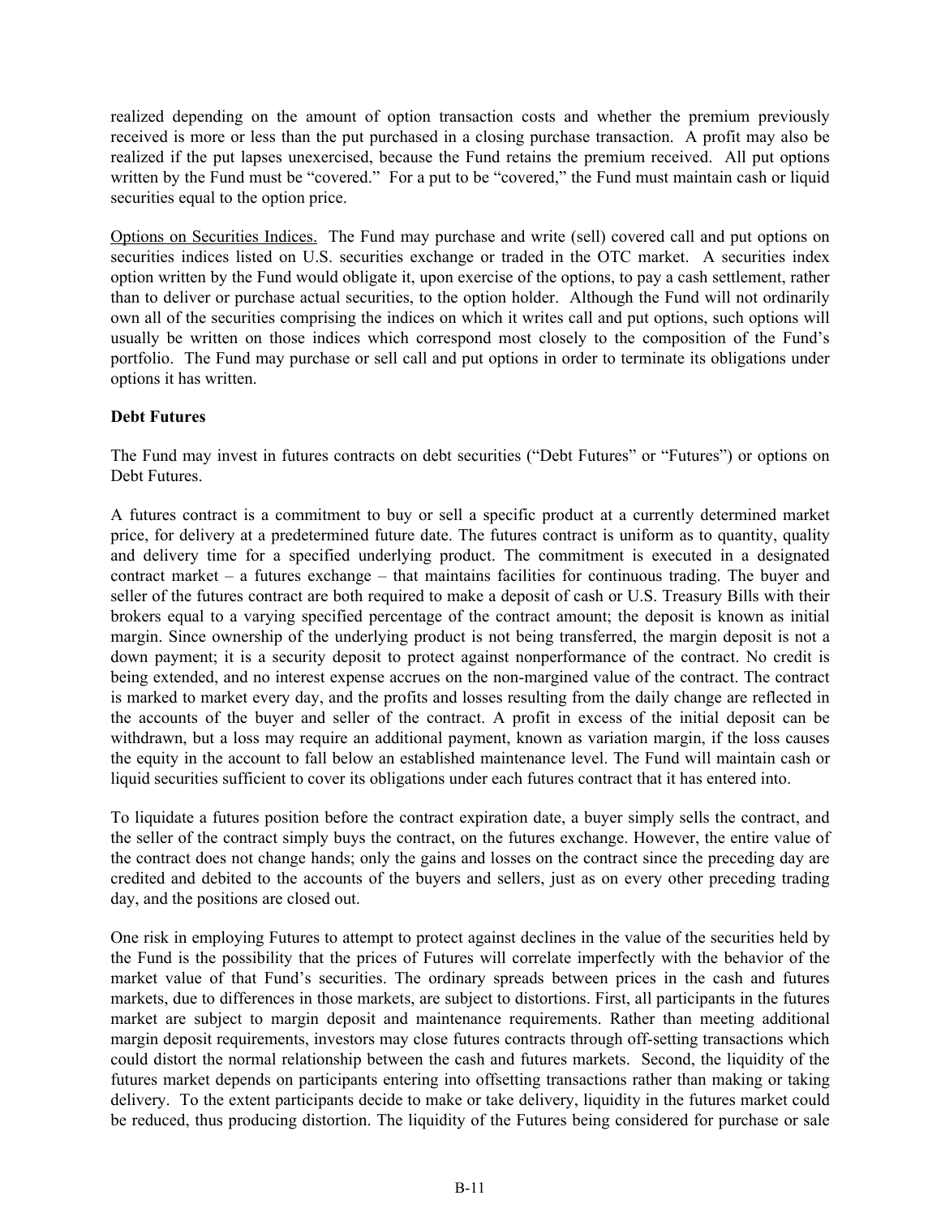realized depending on the amount of option transaction costs and whether the premium previously received is more or less than the put purchased in a closing purchase transaction. A profit may also be realized if the put lapses unexercised, because the Fund retains the premium received. All put options written by the Fund must be "covered." For a put to be "covered," the Fund must maintain cash or liquid securities equal to the option price.

<u>Options on Securities Indices.</u> The Fund may purchase and write (sell) covered call and put options on securities indices listed on U.S. securities exchange or traded in the OTC market. A securities index option written by the Fund would obligate it, upon exercise of the options, to pay a cash settlement, rather than to deliver or purchase actual securities, to the option holder. Although the Fund will not ordinarily own all of the securities comprising the indices on which it writes call and put options, such options will usually be written on those indices which correspond most closely to the composition of the Fund's portfolio. The Fund may purchase or sell call and put options in order to terminate its obligations under options it has written.

**Debt Futures**

The Fund may invest in futures contracts on debt securities ("Debt Futures" or "Futures") or options on Debt Futures.

A futures contract is a commitment to buy or sell a specific product at a currently determined market price, for delivery at a predetermined future date. The futures contract is uniform as to quantity, quality and delivery time for a specified underlying product. The commitment is executed in a designated contract market – a futures exchange – that maintains facilities for continuous trading. The buyer and seller of the futures contract are both required to make a deposit of cash or U.S. Treasury Bills with their brokers equal to a varying specified percentage of the contract amount; the deposit is known as initial margin. Since ownership of the underlying product is not being transferred, the margin deposit is not a down payment; it is a security deposit to protect against nonperformance of the contract. No credit is being extended, and no interest expense accrues on the non-margined value of the contract. The contract is marked to market every day, and the profits and losses resulting from the daily change are reflected in the accounts of the buyer and seller of the contract. A profit in excess of the initial deposit can be withdrawn, but a loss may require an additional payment, known as variation margin, if the loss causes the equity in the account to fall below an established maintenance level. The Fund will maintain cash or liquid securities sufficient to cover its obligations under each futures contract that it has entered into.

To liquidate a futures position before the contract expiration date, a buyer simply sells the contract, and the seller of the contract simply buys the contract, on the futures exchange. However, the entire value of the contract does not change hands; only the gains and losses on the contract since the preceding day are credited and debited to the accounts of the buyers and sellers, just as on every other preceding trading day, and the positions are closed out.

One risk in employing Futures to attempt to protect against declines in the value of the securities held by the Fund is the possibility that the prices of Futures will correlate imperfectly with the behavior of the market value of that Fund's securities. The ordinary spreads between prices in the cash and futures markets, due to differences in those markets, are subject to distortions. First, all participants in the futures market are subject to margin deposit and maintenance requirements. Rather than meeting additional margin deposit requirements, investors may close futures contracts through off-setting transactions which could distort the normal relationship between the cash and futures markets. Second, the liquidity of the futures market depends on participants entering into offsetting transactions rather than making or taking delivery. To the extent participants decide to make or take delivery, liquidity in the futures market could be reduced, thus producing distortion. The liquidity of the Futures being considered for purchase or sale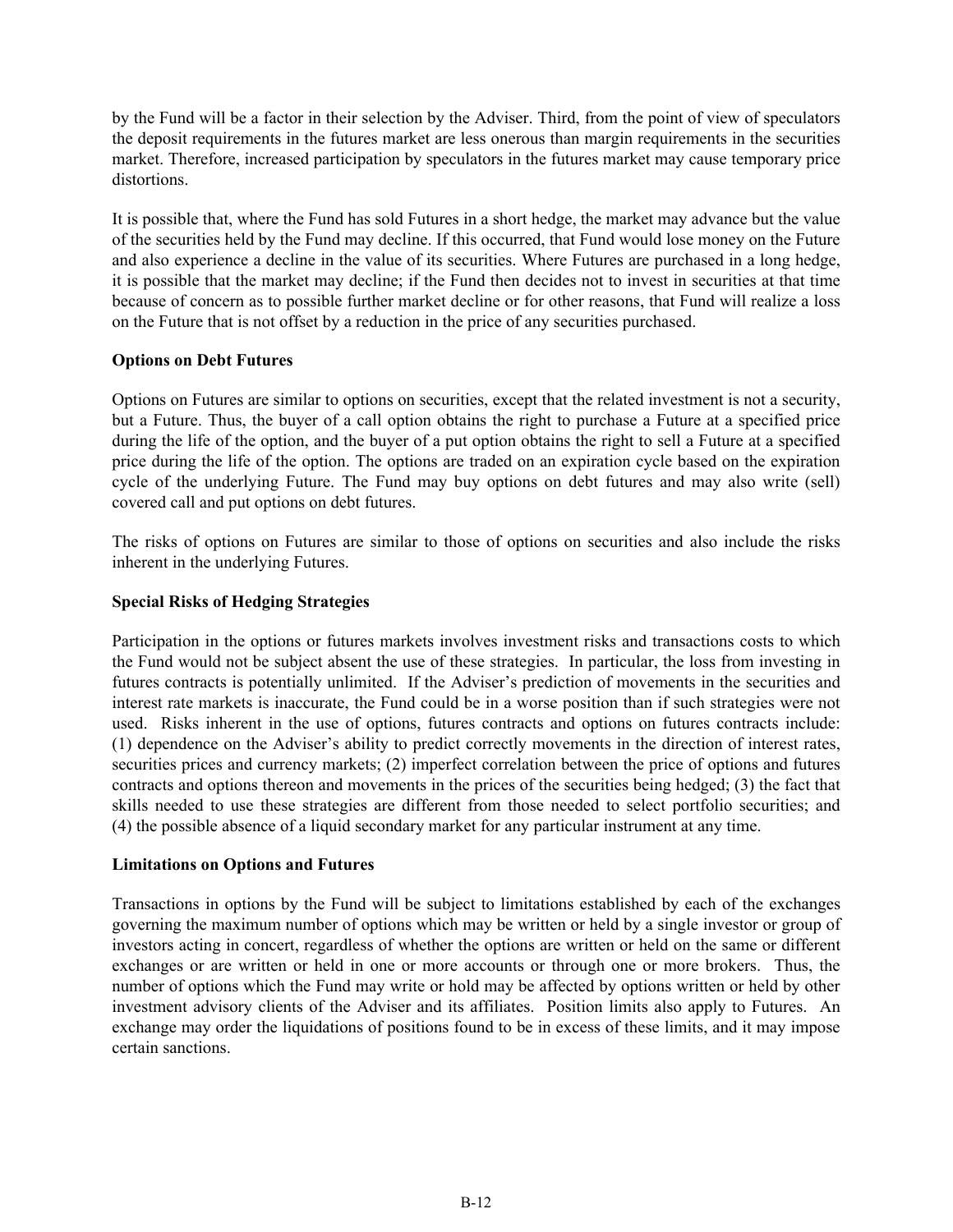by the Fund will be a factor in their selection by the Adviser. Third, from the point of view of speculators the deposit requirements in the futures market are less onerous than margin requirements in the securities market. Therefore, increased participation by speculators in the futures market may cause temporary price distortions.

It is possible that, where the Fund has sold Futures in a short hedge, the market may advance but the value of the securities held by the Fund may decline. If this occurred, that Fund would lose money on the Future and also experience a decline in the value of its securities. Where Futures are purchased in a long hedge, it is possible that the market may decline; if the Fund then decides not to invest in securities at that time because of concern as to possible further market decline or for other reasons, that Fund will realize a loss on the Future that is not offset by a reduction in the price of any securities purchased.

**Options on Debt Futures**

Options on Futures are similar to options on securities, except that the related investment is not a security, but a Future. Thus, the buyer of a call option obtains the right to purchase a Future at a specified price during the life of the option, and the buyer of a put option obtains the right to sell a Future at a specified price during the life of the option. The options are traded on an expiration cycle based on the expiration cycle of the underlying Future. The Fund may buy options on debt futures and may also write (sell) covered call and put options on debt futures.

The risks of options on Futures are similar to those of options on securities and also include the risks inherent in the underlying Futures.

**Special Risks of Hedging Strategies**

Participation in the options or futures markets involves investment risks and transactions costs to which the Fund would not be subject absent the use of these strategies. In particular, the loss from investing in futures contracts is potentially unlimited. If the Adviser's prediction of movements in the securities and interest rate markets is inaccurate, the Fund could be in a worse position than if such strategies were not used. Risks inherent in the use of options, futures contracts and options on futures contracts include: (1) dependence on the Adviser's ability to predict correctly movements in the direction of interest rates, securities prices and currency markets; (2) imperfect correlation between the price of options and futures contracts and options thereon and movements in the prices of the securities being hedged; (3) the fact that skills needed to use these strategies are different from those needed to select portfolio securities; and (4) the possible absence of a liquid secondary market for any particular instrument at any time.

**Limitations on Options and Futures**

Transactions in options by the Fund will be subject to limitations established by each of the exchanges governing the maximum number of options which may be written or held by a single investor or group of investors acting in concert, regardless of whether the options are written or held on the same or different exchanges or are written or held in one or more accounts or through one or more brokers. Thus, the number of options which the Fund may write or hold may be affected by options written or held by other investment advisory clients of the Adviser and its affiliates. Position limits also apply to Futures. An exchange may order the liquidations of positions found to be in excess of these limits, and it may impose certain sanctions.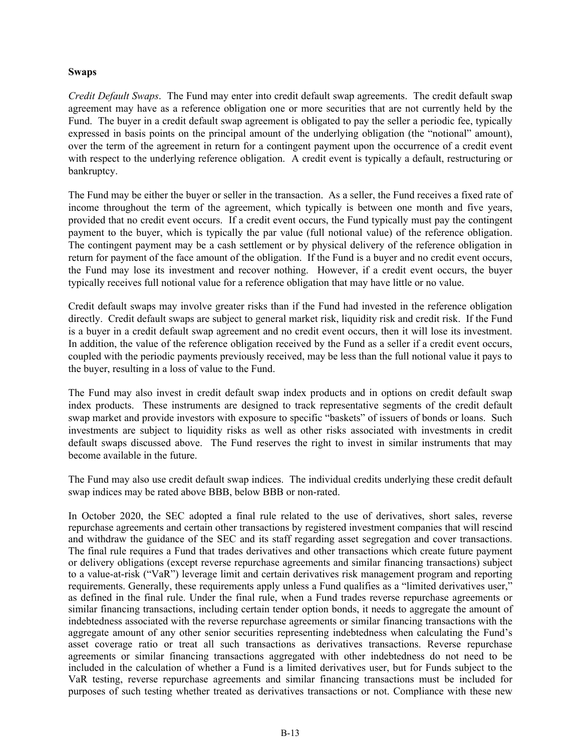**Swaps**

*Credit Default Swaps*. The Fund may enter into credit default swap agreements. The credit default swap agreement may have as a reference obligation one or more securities that are not currently held by the Fund. The buyer in a credit default swap agreement is obligated to pay the seller a periodic fee, typically expressed in basis points on the principal amount of the underlying obligation (the "notional" amount), over the term of the agreement in return for a contingent payment upon the occurrence of a credit event with respect to the underlying reference obligation. A credit event is typically a default, restructuring or bankruptcy.

The Fund may be either the buyer or seller in the transaction. As a seller, the Fund receives a fixed rate of income throughout the term of the agreement, which typically is between one month and five years, provided that no credit event occurs. If a credit event occurs, the Fund typically must pay the contingent payment to the buyer, which is typically the par value (full notional value) of the reference obligation. The contingent payment may be a cash settlement or by physical delivery of the reference obligation in return for payment of the face amount of the obligation. If the Fund is a buyer and no credit event occurs, the Fund may lose its investment and recover nothing. However, if a credit event occurs, the buyer typically receives full notional value for a reference obligation that may have little or no value.

Credit default swaps may involve greater risks than if the Fund had invested in the reference obligation directly. Credit default swaps are subject to general market risk, liquidity risk and credit risk. If the Fund is a buyer in a credit default swap agreement and no credit event occurs, then it will lose its investment. In addition, the value of the reference obligation received by the Fund as a seller if a credit event occurs, coupled with the periodic payments previously received, may be less than the full notional value it pays to the buyer, resulting in a loss of value to the Fund.

The Fund may also invest in credit default swap index products and in options on credit default swap index products. These instruments are designed to track representative segments of the credit default swap market and provide investors with exposure to specific "baskets" of issuers of bonds or loans. Such investments are subject to liquidity risks as well as other risks associated with investments in credit default swaps discussed above. The Fund reserves the right to invest in similar instruments that may become available in the future.

The Fund may also use credit default swap indices. The individual credits underlying these credit default swap indices may be rated above BBB, below BBB or non-rated.

In October 2020, the SEC adopted a final rule related to the use of derivatives, short sales, reverse repurchase agreements and certain other transactions by registered investment companies that will rescind and withdraw the guidance of the SEC and its staff regarding asset segregation and cover transactions. The final rule requires a Fund that trades derivatives and other transactions which create future payment or delivery obligations (except reverse repurchase agreements and similar financing transactions) subject to a value-at-risk ("VaR") leverage limit and certain derivatives risk management program and reporting requirements. Generally, these requirements apply unless a Fund qualifies as a "limited derivatives user," as defined in the final rule. Under the final rule, when a Fund trades reverse repurchase agreements or similar financing transactions, including certain tender option bonds, it needs to aggregate the amount of indebtedness associated with the reverse repurchase agreements or similar financing transactions with the aggregate amount of any other senior securities representing indebtedness when calculating the Fund's asset coverage ratio or treat all such transactions as derivatives transactions. Reverse repurchase agreements or similar financing transactions aggregated with other indebtedness do not need to be included in the calculation of whether a Fund is a limited derivatives user, but for Funds subject to the VaR testing, reverse repurchase agreements and similar financing transactions must be included for purposes of such testing whether treated as derivatives transactions or not. Compliance with these new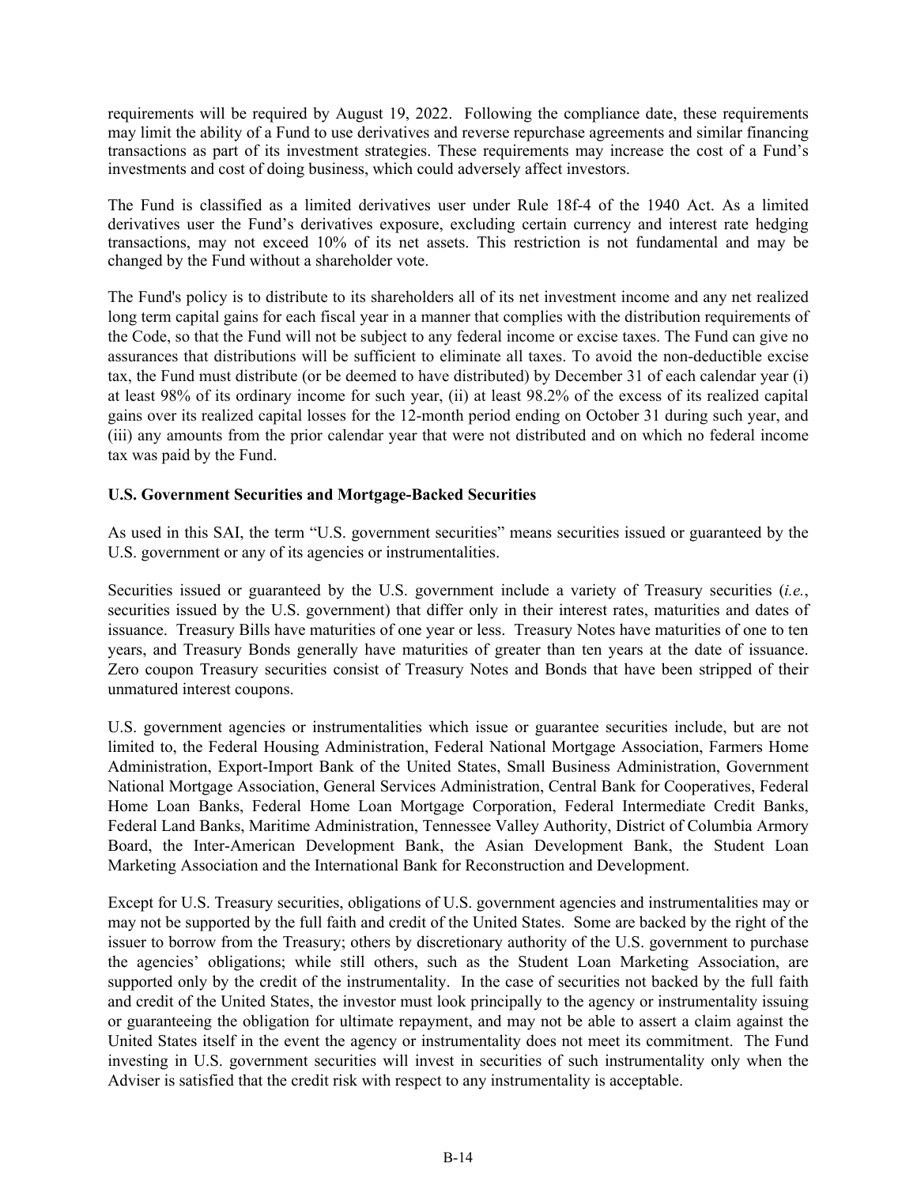requirements will be required by August 19, 2022. Following the compliance date, these requirements may limit the ability of a Fund to use derivatives and reverse repurchase agreements and similar financing transactions as part of its investment strategies. These requirements may increase the cost of a Fund's investments and cost of doing business, which could adversely affect investors.

The Fund is classified as a limited derivatives user under Rule 18f-4 of the 1940 Act. As a limited derivatives user the Fund's derivatives exposure, excluding certain currency and interest rate hedging transactions, may not exceed 10% of its net assets. This restriction is not fundamental and may be changed by the Fund without a shareholder vote.

The Fund's policy is to distribute to its shareholders all of its net investment income and any net realized long term capital gains for each fiscal year in a manner that complies with the distribution requirements of the Code, so that the Fund will not be subject to any federal income or excise taxes. The Fund can give no assurances that distributions will be sufficient to eliminate all taxes. To avoid the non-deductible excise tax, the Fund must distribute (or be deemed to have distributed) by December 31 of each calendar year (i) at least 98% of its ordinary income for such year, (ii) at least 98.2% of the excess of its realized capital gains over its realized capital losses for the 12-month period ending on October 31 during such year, and (iii) any amounts from the prior calendar year that were not distributed and on which no federal income tax was paid by the Fund.

**U.S. Government Securities and Mortgage-Backed Securities**

As used in this SAI, the term "U.S. government securities" means securities issued or guaranteed by the U.S. government or any of its agencies or instrumentalities.

Securities issued or guaranteed by the U.S. government include a variety of Treasury securities (*i.e.*, securities issued by the U.S. government) that differ only in their interest rates, maturities and dates of issuance. Treasury Bills have maturities of one year or less. Treasury Notes have maturities of one to ten years, and Treasury Bonds generally have maturities of greater than ten years at the date of issuance. Zero coupon Treasury securities consist of Treasury Notes and Bonds that have been stripped of their unmatured interest coupons.

U.S. government agencies or instrumentalities which issue or guarantee securities include, but are not limited to, the Federal Housing Administration, Federal National Mortgage Association, Farmers Home Administration, Export-Import Bank of the United States, Small Business Administration, Government National Mortgage Association, General Services Administration, Central Bank for Cooperatives, Federal Home Loan Banks, Federal Home Loan Mortgage Corporation, Federal Intermediate Credit Banks, Federal Land Banks, Maritime Administration, Tennessee Valley Authority, District of Columbia Armory Board, the Inter-American Development Bank, the Asian Development Bank, the Student Loan Marketing Association and the International Bank for Reconstruction and Development.

Except for U.S. Treasury securities, obligations of U.S. government agencies and instrumentalities may or may not be supported by the full faith and credit of the United States. Some are backed by the right of the issuer to borrow from the Treasury; others by discretionary authority of the U.S. government to purchase the agencies' obligations; while still others, such as the Student Loan Marketing Association, are supported only by the credit of the instrumentality. In the case of securities not backed by the full faith and credit of the United States, the investor must look principally to the agency or instrumentality issuing or guaranteeing the obligation for ultimate repayment, and may not be able to assert a claim against the United States itself in the event the agency or instrumentality does not meet its commitment. The Fund investing in U.S. government securities will invest in securities of such instrumentality only when the Adviser is satisfied that the credit risk with respect to any instrumentality is acceptable.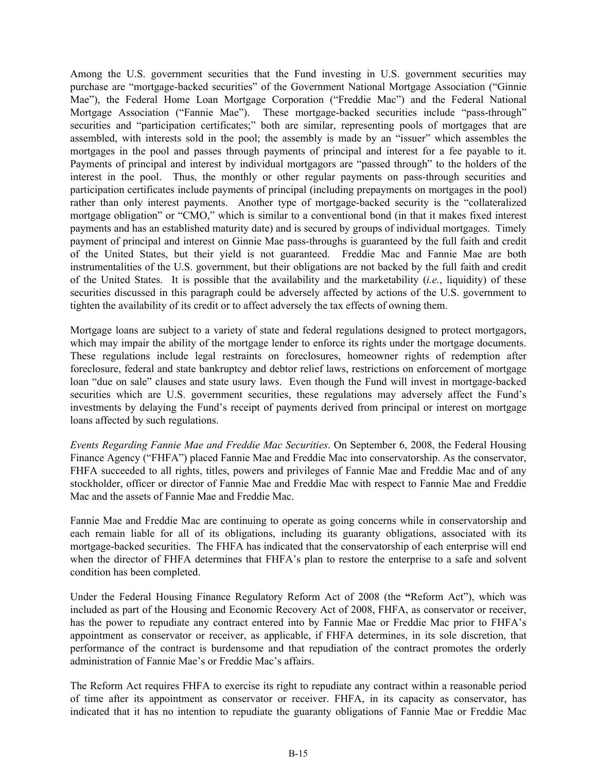Among the U.S. government securities that the Fund investing in U.S. government securities may purchase are "mortgage-backed securities" of the Government National Mortgage Association ("Ginnie Mae"), the Federal Home Loan Mortgage Corporation ("Freddie Mac") and the Federal National Mortgage Association ("Fannie Mae"). These mortgage-backed securities include "pass-through" securities and "participation certificates;" both are similar, representing pools of mortgages that are assembled, with interests sold in the pool; the assembly is made by an "issuer" which assembles the mortgages in the pool and passes through payments of principal and interest for a fee payable to it. Payments of principal and interest by individual mortgagors are "passed through" to the holders of the interest in the pool. Thus, the monthly or other regular payments on pass-through securities and participation certificates include payments of principal (including prepayments on mortgages in the pool) rather than only interest payments. Another type of mortgage-backed security is the "collateralized mortgage obligation" or "CMO," which is similar to a conventional bond (in that it makes fixed interest payments and has an established maturity date) and is secured by groups of individual mortgages. Timely payment of principal and interest on Ginnie Mae pass-throughs is guaranteed by the full faith and credit of the United States, but their yield is not guaranteed. Freddie Mac and Fannie Mae are both instrumentalities of the U.S. government, but their obligations are not backed by the full faith and credit of the United States. It is possible that the availability and the marketability (*i.e.*, liquidity) of these securities discussed in this paragraph could be adversely affected by actions of the U.S. government to tighten the availability of its credit or to affect adversely the tax effects of owning them.

Mortgage loans are subject to a variety of state and federal regulations designed to protect mortgagors, which may impair the ability of the mortgage lender to enforce its rights under the mortgage documents. These regulations include legal restraints on foreclosures, homeowner rights of redemption after foreclosure, federal and state bankruptcy and debtor relief laws, restrictions on enforcement of mortgage loan "due on sale" clauses and state usury laws. Even though the Fund will invest in mortgage-backed securities which are U.S. government securities, these regulations may adversely affect the Fund's investments by delaying the Fund's receipt of payments derived from principal or interest on mortgage loans affected by such regulations.

*Events Regarding Fannie Mae and Freddie Mac Securities*. On September 6, 2008, the Federal Housing Finance Agency ("FHFA") placed Fannie Mae and Freddie Mac into conservatorship. As the conservator, FHFA succeeded to all rights, titles, powers and privileges of Fannie Mae and Freddie Mac and of any stockholder, officer or director of Fannie Mae and Freddie Mac with respect to Fannie Mae and Freddie Mac and the assets of Fannie Mae and Freddie Mac.

Fannie Mae and Freddie Mac are continuing to operate as going concerns while in conservatorship and each remain liable for all of its obligations, including its guaranty obligations, associated with its mortgage-backed securities. The FHFA has indicated that the conservatorship of each enterprise will end when the director of FHFA determines that FHFA's plan to restore the enterprise to a safe and solvent condition has been completed.

Under the Federal Housing Finance Regulatory Reform Act of 2008 (the "Reform Act"), which was included as part of the Housing and Economic Recovery Act of 2008, FHFA, as conservator or receiver, has the power to repudiate any contract entered into by Fannie Mae or Freddie Mac prior to FHFA's appointment as conservator or receiver, as applicable, if FHFA determines, in its sole discretion, that performance of the contract is burdensome and that repudiation of the contract promotes the orderly administration of Fannie Mae's or Freddie Mac's affairs.

The Reform Act requires FHFA to exercise its right to repudiate any contract within a reasonable period of time after its appointment as conservator or receiver. FHFA, in its capacity as conservator, has indicated that it has no intention to repudiate the guaranty obligations of Fannie Mae or Freddie Mac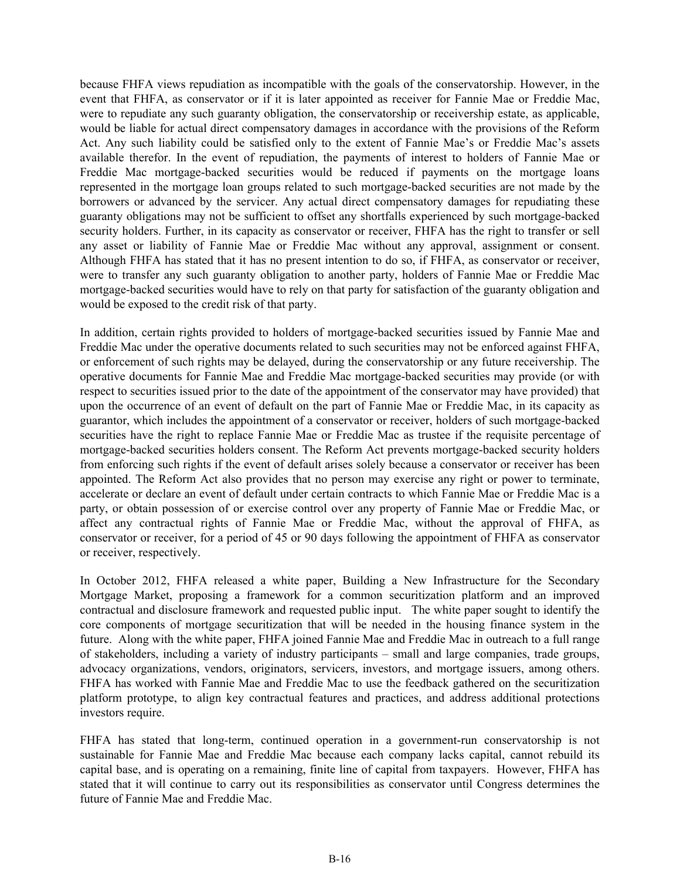because FHFA views repudiation as incompatible with the goals of the conservatorship. However, in the event that FHFA, as conservator or if it is later appointed as receiver for Fannie Mae or Freddie Mac, were to repudiate any such guaranty obligation, the conservatorship or receivership estate, as applicable, would be liable for actual direct compensatory damages in accordance with the provisions of the Reform Act. Any such liability could be satisfied only to the extent of Fannie Mae's or Freddie Mac's assets available therefor. In the event of repudiation, the payments of interest to holders of Fannie Mae or Freddie Mac mortgage-backed securities would be reduced if payments on the mortgage loans represented in the mortgage loan groups related to such mortgage-backed securities are not made by the borrowers or advanced by the servicer. Any actual direct compensatory damages for repudiating these guaranty obligations may not be sufficient to offset any shortfalls experienced by such mortgage-backed security holders. Further, in its capacity as conservator or receiver, FHFA has the right to transfer or sell any asset or liability of Fannie Mae or Freddie Mac without any approval, assignment or consent. Although FHFA has stated that it has no present intention to do so, if FHFA, as conservator or receiver, were to transfer any such guaranty obligation to another party, holders of Fannie Mae or Freddie Mac mortgage-backed securities would have to rely on that party for satisfaction of the guaranty obligation and would be exposed to the credit risk of that party.

In addition, certain rights provided to holders of mortgage-backed securities issued by Fannie Mae and Freddie Mac under the operative documents related to such securities may not be enforced against FHFA, or enforcement of such rights may be delayed, during the conservatorship or any future receivership. The operative documents for Fannie Mae and Freddie Mac mortgage-backed securities may provide (or with respect to securities issued prior to the date of the appointment of the conservator may have provided) that upon the occurrence of an event of default on the part of Fannie Mae or Freddie Mac, in its capacity as guarantor, which includes the appointment of a conservator or receiver, holders of such mortgage-backed securities have the right to replace Fannie Mae or Freddie Mac as trustee if the requisite percentage of mortgage-backed securities holders consent. The Reform Act prevents mortgage-backed security holders from enforcing such rights if the event of default arises solely because a conservator or receiver has been appointed. The Reform Act also provides that no person may exercise any right or power to terminate, accelerate or declare an event of default under certain contracts to which Fannie Mae or Freddie Mac is a party, or obtain possession of or exercise control over any property of Fannie Mae or Freddie Mac, or affect any contractual rights of Fannie Mae or Freddie Mac, without the approval of FHFA, as conservator or receiver, for a period of 45 or 90 days following the appointment of FHFA as conservator or receiver, respectively.

In October 2012, FHFA released a white paper, Building a New Infrastructure for the Secondary Mortgage Market, proposing a framework for a common securitization platform and an improved contractual and disclosure framework and requested public input. The white paper sought to identify the core components of mortgage securitization that will be needed in the housing finance system in the future. Along with the white paper, FHFA joined Fannie Mae and Freddie Mac in outreach to a full range of stakeholders, including a variety of industry participants – small and large companies, trade groups, advocacy organizations, vendors, originators, servicers, investors, and mortgage issuers, among others. FHFA has worked with Fannie Mae and Freddie Mac to use the feedback gathered on the securitization platform prototype, to align key contractual features and practices, and address additional protections investors require.

FHFA has stated that long-term, continued operation in a government-run conservatorship is not sustainable for Fannie Mae and Freddie Mac because each company lacks capital, cannot rebuild its capital base, and is operating on a remaining, finite line of capital from taxpayers. However, FHFA has stated that it will continue to carry out its responsibilities as conservator until Congress determines the future of Fannie Mae and Freddie Mac.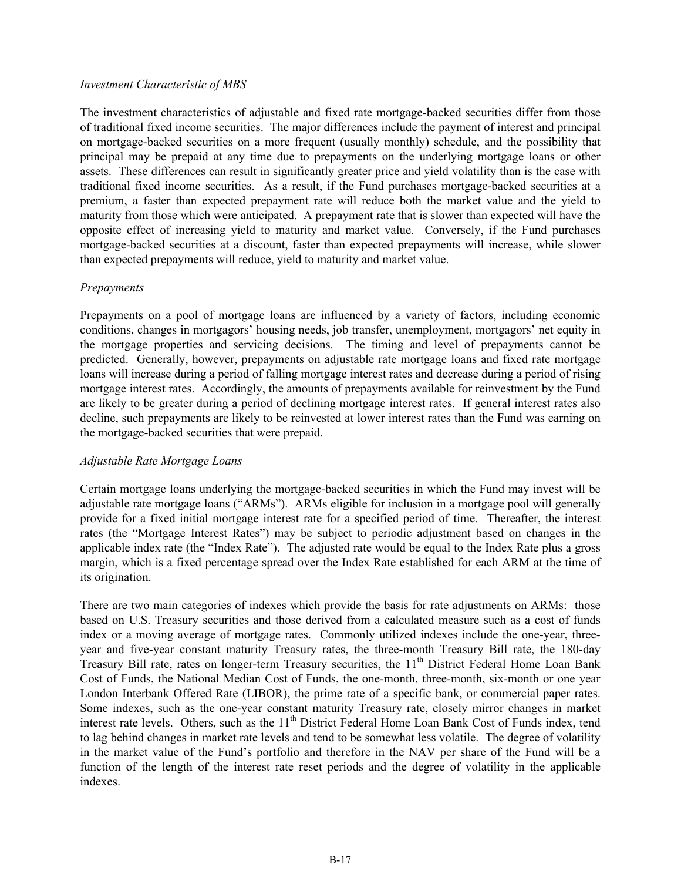*Investment Characteristic of MBS*

The investment characteristics of adjustable and fixed rate mortgage-backed securities differ from those of traditional fixed income securities. The major differences include the payment of interest and principal on mortgage-backed securities on a more frequent (usually monthly) schedule, and the possibility that principal may be prepaid at any time due to prepayments on the underlying mortgage loans or other assets. These differences can result in significantly greater price and yield volatility than is the case with traditional fixed income securities. As a result, if the Fund purchases mortgage-backed securities at a premium, a faster than expected prepayment rate will reduce both the market value and the yield to maturity from those which were anticipated. A prepayment rate that is slower than expected will have the opposite effect of increasing yield to maturity and market value. Conversely, if the Fund purchases mortgage-backed securities at a discount, faster than expected prepayments will increase, while slower than expected prepayments will reduce, yield to maturity and market value.

*Prepayments*

Prepayments on a pool of mortgage loans are influenced by a variety of factors, including economic conditions, changes in mortgagors' housing needs, job transfer, unemployment, mortgagors' net equity in the mortgage properties and servicing decisions. The timing and level of prepayments cannot be predicted. Generally, however, prepayments on adjustable rate mortgage loans and fixed rate mortgage loans will increase during a period of falling mortgage interest rates and decrease during a period of rising mortgage interest rates. Accordingly, the amounts of prepayments available for reinvestment by the Fund are likely to be greater during a period of declining mortgage interest rates. If general interest rates also decline, such prepayments are likely to be reinvested at lower interest rates than the Fund was earning on the mortgage-backed securities that were prepaid.

*Adjustable Rate Mortgage Loans*

Certain mortgage loans underlying the mortgage-backed securities in which the Fund may invest will be adjustable rate mortgage loans ("ARMs"). ARMs eligible for inclusion in a mortgage pool will generally provide for a fixed initial mortgage interest rate for a specified period of time. Thereafter, the interest rates (the "Mortgage Interest Rates") may be subject to periodic adjustment based on changes in the applicable index rate (the "Index Rate"). The adjusted rate would be equal to the Index Rate plus a gross margin, which is a fixed percentage spread over the Index Rate established for each ARM at the time of its origination.

There are two main categories of indexes which provide the basis for rate adjustments on ARMs: those based on U.S. Treasury securities and those derived from a calculated measure such as a cost of funds index or a moving average of mortgage rates. Commonly utilized indexes include the one-year, three-year and five-year constant maturity Treasury rates, the three-month Treasury Bill rate, the 180-day Treasury Bill rate, rates on longer-term Treasury securities, the 11th District Federal Home Loan Bank Cost of Funds, the National Median Cost of Funds, the one-month, three-month, six-month or one year London Interbank Offered Rate (LIBOR), the prime rate of a specific bank, or commercial paper rates. Some indexes, such as the one-year constant maturity Treasury rate, closely mirror changes in market interest rate levels. Others, such as the 11th District Federal Home Loan Bank Cost of Funds index, tend to lag behind changes in market rate levels and tend to be somewhat less volatile. The degree of volatility in the market value of the Fund's portfolio and therefore in the NAV per share of the Fund will be a function of the length of the interest rate reset periods and the degree of volatility in the applicable indexes.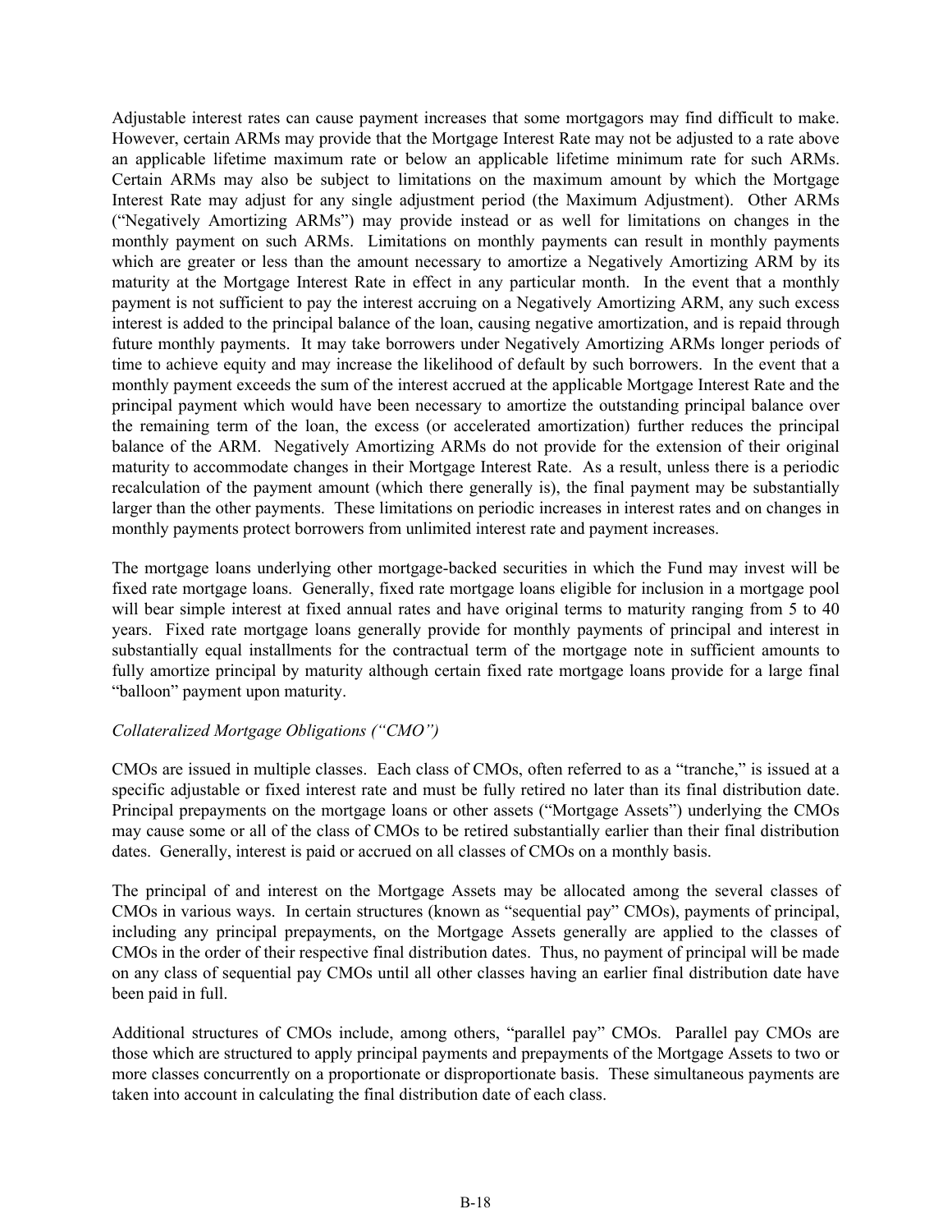Adjustable interest rates can cause payment increases that some mortgagors may find difficult to make. However, certain ARMs may provide that the Mortgage Interest Rate may not be adjusted to a rate above an applicable lifetime maximum rate or below an applicable lifetime minimum rate for such ARMs. Certain ARMs may also be subject to limitations on the maximum amount by which the Mortgage Interest Rate may adjust for any single adjustment period (the Maximum Adjustment). Other ARMs ("Negatively Amortizing ARMs") may provide instead or as well for limitations on changes in the monthly payment on such ARMs. Limitations on monthly payments can result in monthly payments which are greater or less than the amount necessary to amortize a Negatively Amortizing ARM by its maturity at the Mortgage Interest Rate in effect in any particular month. In the event that a monthly payment is not sufficient to pay the interest accruing on a Negatively Amortizing ARM, any such excess interest is added to the principal balance of the loan, causing negative amortization, and is repaid through future monthly payments. It may take borrowers under Negatively Amortizing ARMs longer periods of time to achieve equity and may increase the likelihood of default by such borrowers. In the event that a monthly payment exceeds the sum of the interest accrued at the applicable Mortgage Interest Rate and the principal payment which would have been necessary to amortize the outstanding principal balance over the remaining term of the loan, the excess (or accelerated amortization) further reduces the principal balance of the ARM. Negatively Amortizing ARMs do not provide for the extension of their original maturity to accommodate changes in their Mortgage Interest Rate. As a result, unless there is a periodic recalculation of the payment amount (which there generally is), the final payment may be substantially larger than the other payments. These limitations on periodic increases in interest rates and on changes in monthly payments protect borrowers from unlimited interest rate and payment increases.

The mortgage loans underlying other mortgage-backed securities in which the Fund may invest will be fixed rate mortgage loans. Generally, fixed rate mortgage loans eligible for inclusion in a mortgage pool will bear simple interest at fixed annual rates and have original terms to maturity ranging from 5 to 40 years. Fixed rate mortgage loans generally provide for monthly payments of principal and interest in substantially equal installments for the contractual term of the mortgage note in sufficient amounts to fully amortize principal by maturity although certain fixed rate mortgage loans provide for a large final "balloon" payment upon maturity.

*Collateralized Mortgage Obligations ("CMO")*

CMOs are issued in multiple classes. Each class of CMOs, often referred to as a "tranche," is issued at a specific adjustable or fixed interest rate and must be fully retired no later than its final distribution date. Principal prepayments on the mortgage loans or other assets ("Mortgage Assets") underlying the CMOs may cause some or all of the class of CMOs to be retired substantially earlier than their final distribution dates. Generally, interest is paid or accrued on all classes of CMOs on a monthly basis.

The principal of and interest on the Mortgage Assets may be allocated among the several classes of CMOs in various ways. In certain structures (known as "sequential pay" CMOs), payments of principal, including any principal prepayments, on the Mortgage Assets generally are applied to the classes of CMOs in the order of their respective final distribution dates. Thus, no payment of principal will be made on any class of sequential pay CMOs until all other classes having an earlier final distribution date have been paid in full.

Additional structures of CMOs include, among others, "parallel pay" CMOs. Parallel pay CMOs are those which are structured to apply principal payments and prepayments of the Mortgage Assets to two or more classes concurrently on a proportionate or disproportionate basis. These simultaneous payments are taken into account in calculating the final distribution date of each class.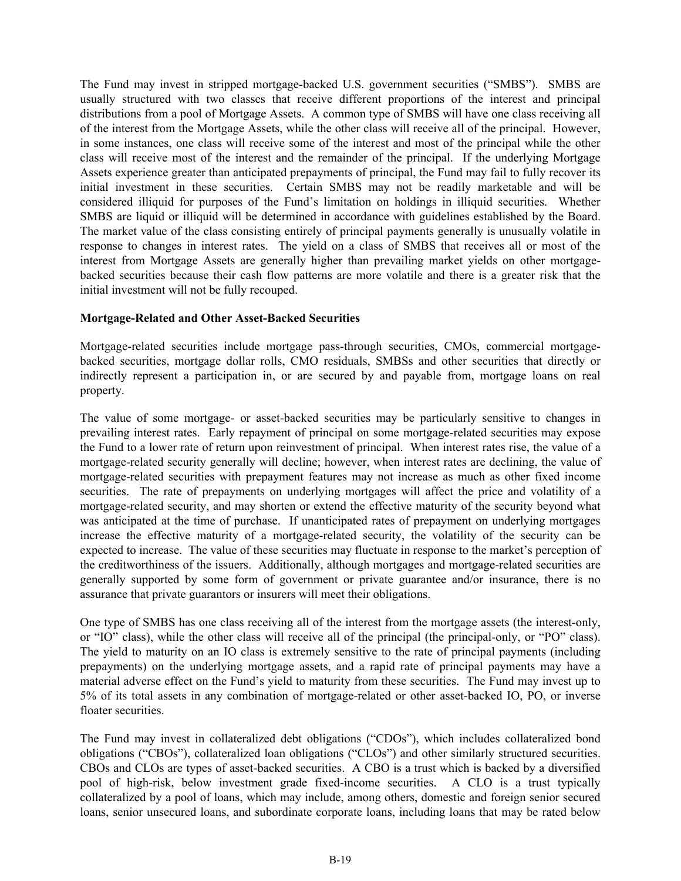The Fund may invest in stripped mortgage-backed U.S. government securities ("SMBS"). SMBS are usually structured with two classes that receive different proportions of the interest and principal distributions from a pool of Mortgage Assets. A common type of SMBS will have one class receiving all of the interest from the Mortgage Assets, while the other class will receive all of the principal. However, in some instances, one class will receive some of the interest and most of the principal while the other class will receive most of the interest and the remainder of the principal. If the underlying Mortgage Assets experience greater than anticipated prepayments of principal, the Fund may fail to fully recover its initial investment in these securities. Certain SMBS may not be readily marketable and will be considered illiquid for purposes of the Fund's limitation on holdings in illiquid securities. Whether SMBS are liquid or illiquid will be determined in accordance with guidelines established by the Board. The market value of the class consisting entirely of principal payments generally is unusually volatile in response to changes in interest rates. The yield on a class of SMBS that receives all or most of the interest from Mortgage Assets are generally higher than prevailing market yields on other mortgage-backed securities because their cash flow patterns are more volatile and there is a greater risk that the initial investment will not be fully recouped.

**Mortgage-Related and Other Asset-Backed Securities**

Mortgage-related securities include mortgage pass-through securities, CMOs, commercial mortgage-backed securities, mortgage dollar rolls, CMO residuals, SMBSs and other securities that directly or indirectly represent a participation in, or are secured by and payable from, mortgage loans on real property.

The value of some mortgage- or asset-backed securities may be particularly sensitive to changes in prevailing interest rates. Early repayment of principal on some mortgage-related securities may expose the Fund to a lower rate of return upon reinvestment of principal. When interest rates rise, the value of a mortgage-related security generally will decline; however, when interest rates are declining, the value of mortgage-related securities with prepayment features may not increase as much as other fixed income securities. The rate of prepayments on underlying mortgages will affect the price and volatility of a mortgage-related security, and may shorten or extend the effective maturity of the security beyond what was anticipated at the time of purchase. If unanticipated rates of prepayment on underlying mortgages increase the effective maturity of a mortgage-related security, the volatility of the security can be expected to increase. The value of these securities may fluctuate in response to the market's perception of the creditworthiness of the issuers. Additionally, although mortgages and mortgage-related securities are generally supported by some form of government or private guarantee and/or insurance, there is no assurance that private guarantors or insurers will meet their obligations.

One type of SMBS has one class receiving all of the interest from the mortgage assets (the interest-only, or "IO" class), while the other class will receive all of the principal (the principal-only, or "PO" class). The yield to maturity on an IO class is extremely sensitive to the rate of principal payments (including prepayments) on the underlying mortgage assets, and a rapid rate of principal payments may have a material adverse effect on the Fund's yield to maturity from these securities. The Fund may invest up to 5% of its total assets in any combination of mortgage-related or other asset-backed IO, PO, or inverse floater securities.

The Fund may invest in collateralized debt obligations ("CDOs"), which includes collateralized bond obligations ("CBOs"), collateralized loan obligations ("CLOs") and other similarly structured securities. CBOs and CLOs are types of asset-backed securities. A CBO is a trust which is backed by a diversified pool of high-risk, below investment grade fixed-income securities. A CLO is a trust typically collateralized by a pool of loans, which may include, among others, domestic and foreign senior secured loans, senior unsecured loans, and subordinate corporate loans, including loans that may be rated below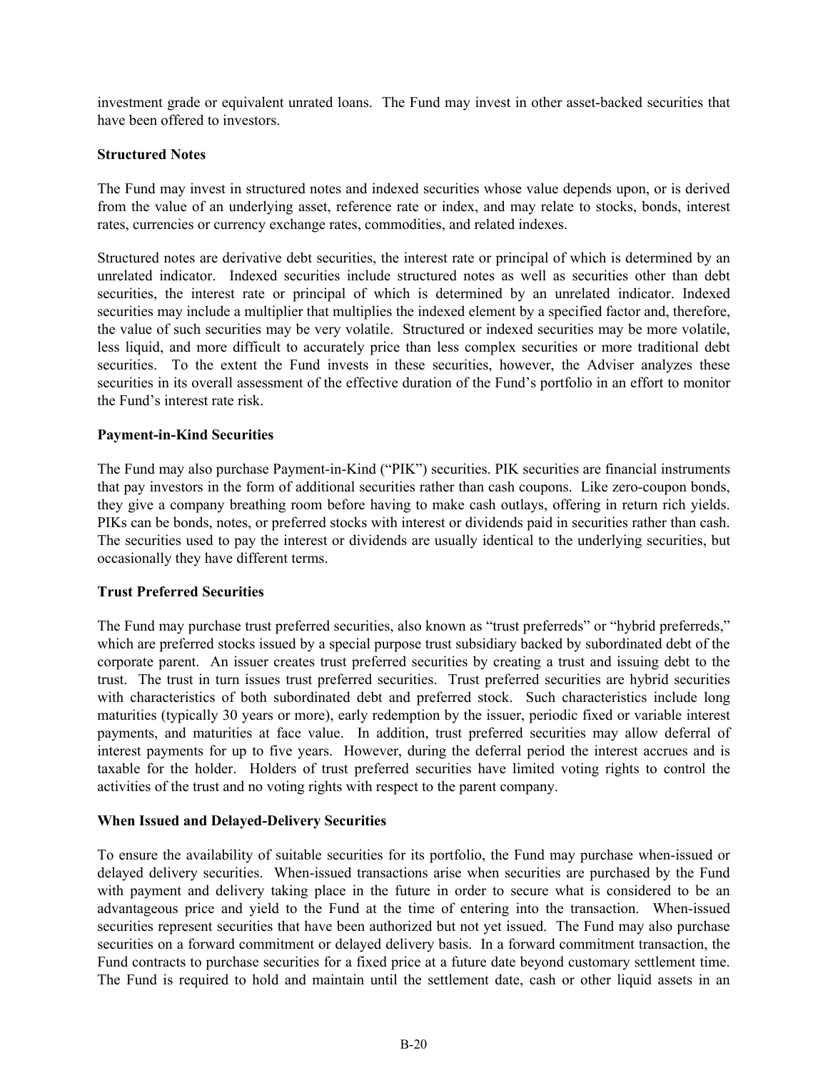investment grade or equivalent unrated loans. The Fund may invest in other asset-backed securities that have been offered to investors.

**Structured Notes**

The Fund may invest in structured notes and indexed securities whose value depends upon, or is derived from the value of an underlying asset, reference rate or index, and may relate to stocks, bonds, interest rates, currencies or currency exchange rates, commodities, and related indexes.

Structured notes are derivative debt securities, the interest rate or principal of which is determined by an unrelated indicator. Indexed securities include structured notes as well as securities other than debt securities, the interest rate or principal of which is determined by an unrelated indicator. Indexed securities may include a multiplier that multiplies the indexed element by a specified factor and, therefore, the value of such securities may be very volatile. Structured or indexed securities may be more volatile, less liquid, and more difficult to accurately price than less complex securities or more traditional debt securities. To the extent the Fund invests in these securities, however, the Adviser analyzes these securities in its overall assessment of the effective duration of the Fund's portfolio in an effort to monitor the Fund's interest rate risk.

**Payment-in-Kind Securities**

The Fund may also purchase Payment-in-Kind ("PIK") securities. PIK securities are financial instruments that pay investors in the form of additional securities rather than cash coupons. Like zero-coupon bonds, they give a company breathing room before having to make cash outlays, offering in return rich yields. PIKs can be bonds, notes, or preferred stocks with interest or dividends paid in securities rather than cash. The securities used to pay the interest or dividends are usually identical to the underlying securities, but occasionally they have different terms.

**Trust Preferred Securities**

The Fund may purchase trust preferred securities, also known as "trust preferreds" or "hybrid preferreds," which are preferred stocks issued by a special purpose trust subsidiary backed by subordinated debt of the corporate parent. An issuer creates trust preferred securities by creating a trust and issuing debt to the trust. The trust in turn issues trust preferred securities. Trust preferred securities are hybrid securities with characteristics of both subordinated debt and preferred stock. Such characteristics include long maturities (typically 30 years or more), early redemption by the issuer, periodic fixed or variable interest payments, and maturities at face value. In addition, trust preferred securities may allow deferral of interest payments for up to five years. However, during the deferral period the interest accrues and is taxable for the holder. Holders of trust preferred securities have limited voting rights to control the activities of the trust and no voting rights with respect to the parent company.

**When Issued and Delayed-Delivery Securities**

To ensure the availability of suitable securities for its portfolio, the Fund may purchase when-issued or delayed delivery securities. When-issued transactions arise when securities are purchased by the Fund with payment and delivery taking place in the future in order to secure what is considered to be an advantageous price and yield to the Fund at the time of entering into the transaction. When-issued securities represent securities that have been authorized but not yet issued. The Fund may also purchase securities on a forward commitment or delayed delivery basis. In a forward commitment transaction, the Fund contracts to purchase securities for a fixed price at a future date beyond customary settlement time. The Fund is required to hold and maintain until the settlement date, cash or other liquid assets in an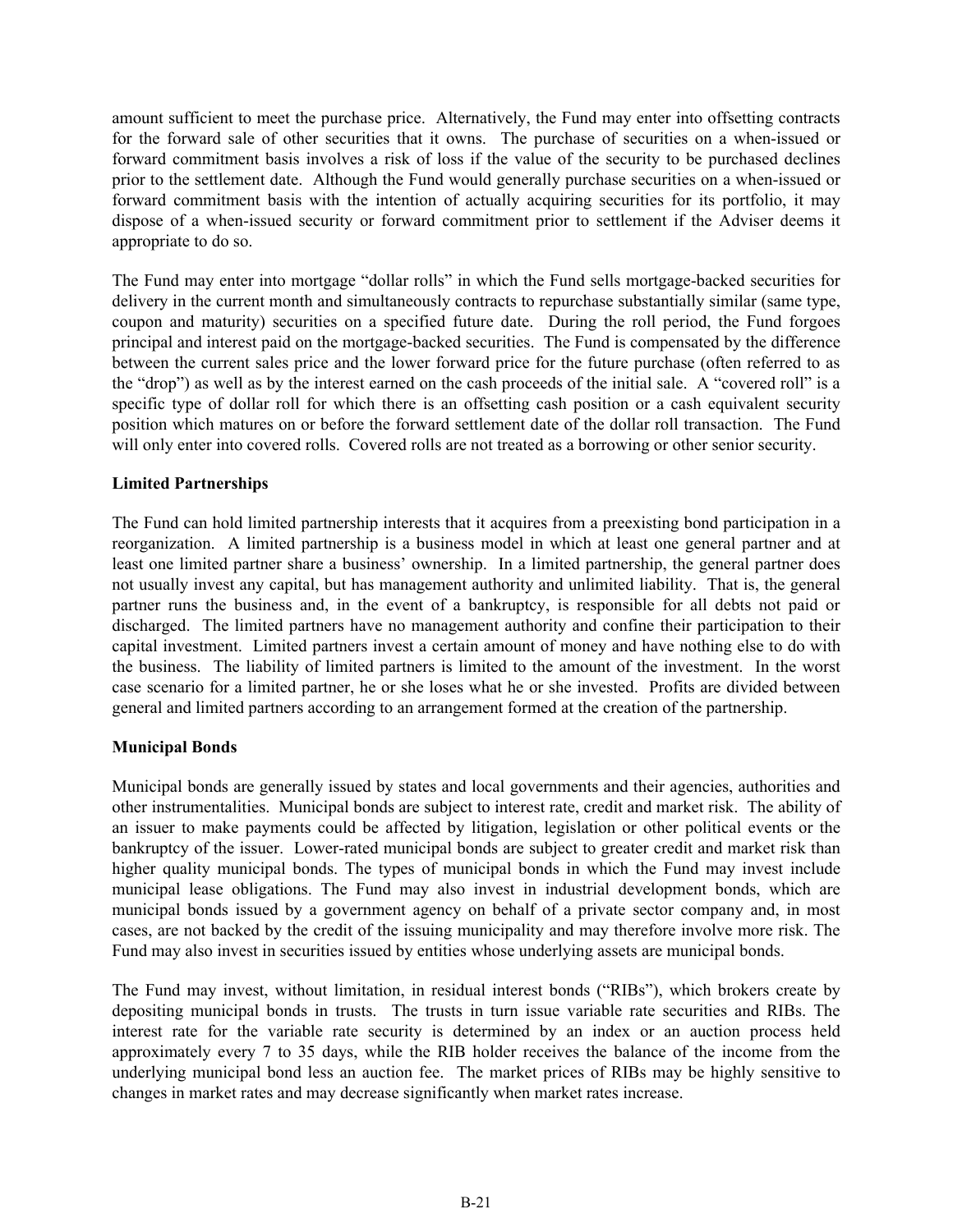amount sufficient to meet the purchase price. Alternatively, the Fund may enter into offsetting contracts for the forward sale of other securities that it owns. The purchase of securities on a when-issued or forward commitment basis involves a risk of loss if the value of the security to be purchased declines prior to the settlement date. Although the Fund would generally purchase securities on a when-issued or forward commitment basis with the intention of actually acquiring securities for its portfolio, it may dispose of a when-issued security or forward commitment prior to settlement if the Adviser deems it appropriate to do so.

The Fund may enter into mortgage "dollar rolls" in which the Fund sells mortgage-backed securities for delivery in the current month and simultaneously contracts to repurchase substantially similar (same type, coupon and maturity) securities on a specified future date. During the roll period, the Fund forgoes principal and interest paid on the mortgage-backed securities. The Fund is compensated by the difference between the current sales price and the lower forward price for the future purchase (often referred to as the "drop") as well as by the interest earned on the cash proceeds of the initial sale. A "covered roll" is a specific type of dollar roll for which there is an offsetting cash position or a cash equivalent security position which matures on or before the forward settlement date of the dollar roll transaction. The Fund will only enter into covered rolls. Covered rolls are not treated as a borrowing or other senior security.

**Limited Partnerships**

The Fund can hold limited partnership interests that it acquires from a preexisting bond participation in a reorganization. A limited partnership is a business model in which at least one general partner and at least one limited partner share a business' ownership. In a limited partnership, the general partner does not usually invest any capital, but has management authority and unlimited liability. That is, the general partner runs the business and, in the event of a bankruptcy, is responsible for all debts not paid or discharged. The limited partners have no management authority and confine their participation to their capital investment. Limited partners invest a certain amount of money and have nothing else to do with the business. The liability of limited partners is limited to the amount of the investment. In the worst case scenario for a limited partner, he or she loses what he or she invested. Profits are divided between general and limited partners according to an arrangement formed at the creation of the partnership.

**Municipal Bonds**

Municipal bonds are generally issued by states and local governments and their agencies, authorities and other instrumentalities. Municipal bonds are subject to interest rate, credit and market risk. The ability of an issuer to make payments could be affected by litigation, legislation or other political events or the bankruptcy of the issuer. Lower-rated municipal bonds are subject to greater credit and market risk than higher quality municipal bonds. The types of municipal bonds in which the Fund may invest include municipal lease obligations. The Fund may also invest in industrial development bonds, which are municipal bonds issued by a government agency on behalf of a private sector company and, in most cases, are not backed by the credit of the issuing municipality and may therefore involve more risk. The Fund may also invest in securities issued by entities whose underlying assets are municipal bonds.

The Fund may invest, without limitation, in residual interest bonds ("RIBs"), which brokers create by depositing municipal bonds in trusts. The trusts in turn issue variable rate securities and RIBs. The interest rate for the variable rate security is determined by an index or an auction process held approximately every 7 to 35 days, while the RIB holder receives the balance of the income from the underlying municipal bond less an auction fee. The market prices of RIBs may be highly sensitive to changes in market rates and may decrease significantly when market rates increase.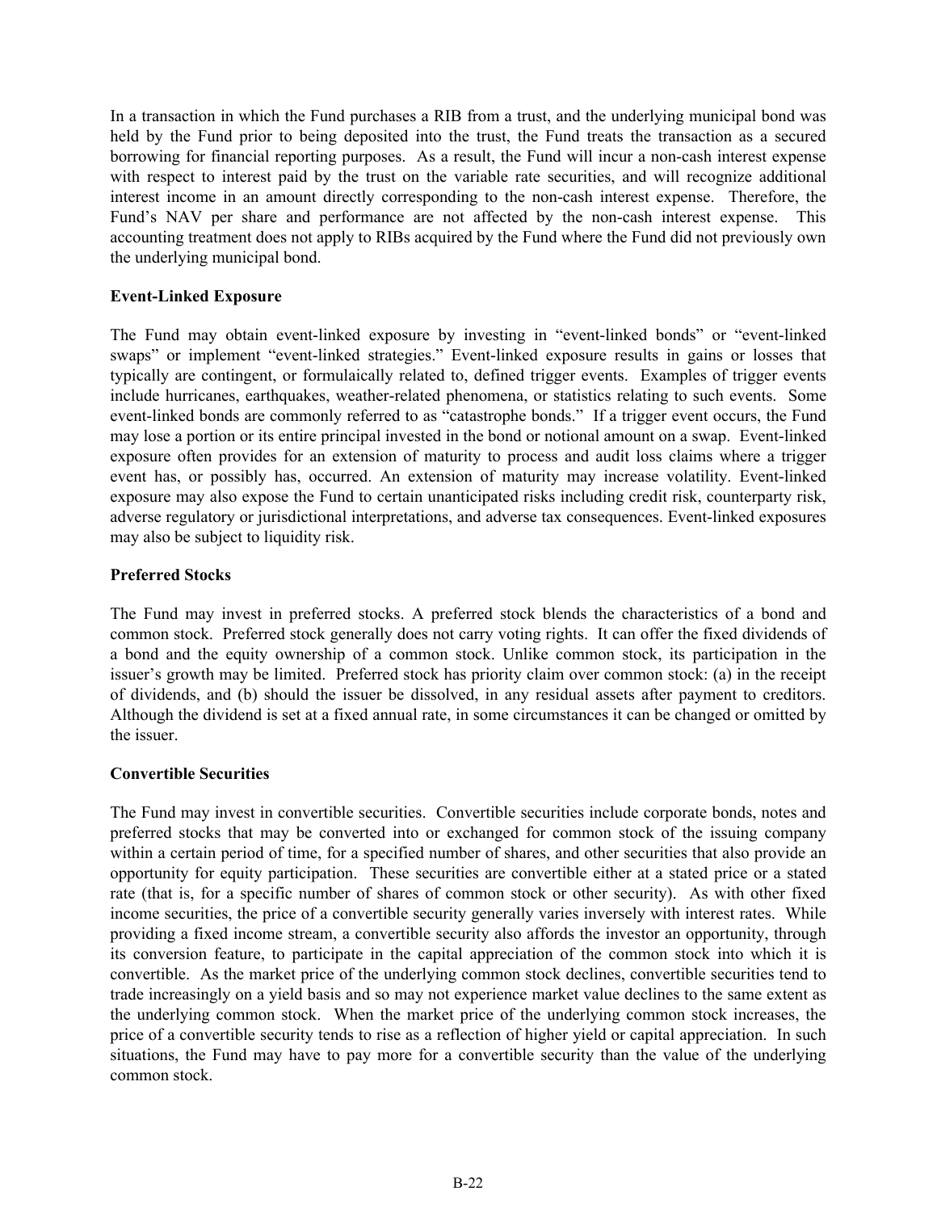In a transaction in which the Fund purchases a RIB from a trust, and the underlying municipal bond was held by the Fund prior to being deposited into the trust, the Fund treats the transaction as a secured borrowing for financial reporting purposes. As a result, the Fund will incur a non-cash interest expense with respect to interest paid by the trust on the variable rate securities, and will recognize additional interest income in an amount directly corresponding to the non-cash interest expense. Therefore, the Fund's NAV per share and performance are not affected by the non-cash interest expense. This accounting treatment does not apply to RIBs acquired by the Fund where the Fund did not previously own the underlying municipal bond.

**Event-Linked Exposure**

The Fund may obtain event-linked exposure by investing in "event-linked bonds" or "event-linked swaps" or implement "event-linked strategies." Event-linked exposure results in gains or losses that typically are contingent, or formulaically related to, defined trigger events. Examples of trigger events include hurricanes, earthquakes, weather-related phenomena, or statistics relating to such events. Some event-linked bonds are commonly referred to as "catastrophe bonds." If a trigger event occurs, the Fund may lose a portion or its entire principal invested in the bond or notional amount on a swap. Event-linked exposure often provides for an extension of maturity to process and audit loss claims where a trigger event has, or possibly has, occurred. An extension of maturity may increase volatility. Event-linked exposure may also expose the Fund to certain unanticipated risks including credit risk, counterparty risk, adverse regulatory or jurisdictional interpretations, and adverse tax consequences. Event-linked exposures may also be subject to liquidity risk.

**Preferred Stocks**

The Fund may invest in preferred stocks. A preferred stock blends the characteristics of a bond and common stock. Preferred stock generally does not carry voting rights. It can offer the fixed dividends of a bond and the equity ownership of a common stock. Unlike common stock, its participation in the issuer's growth may be limited. Preferred stock has priority claim over common stock: (a) in the receipt of dividends, and (b) should the issuer be dissolved, in any residual assets after payment to creditors. Although the dividend is set at a fixed annual rate, in some circumstances it can be changed or omitted by the issuer.

**Convertible Securities**

The Fund may invest in convertible securities. Convertible securities include corporate bonds, notes and preferred stocks that may be converted into or exchanged for common stock of the issuing company within a certain period of time, for a specified number of shares, and other securities that also provide an opportunity for equity participation. These securities are convertible either at a stated price or a stated rate (that is, for a specific number of shares of common stock or other security). As with other fixed income securities, the price of a convertible security generally varies inversely with interest rates. While providing a fixed income stream, a convertible security also affords the investor an opportunity, through its conversion feature, to participate in the capital appreciation of the common stock into which it is convertible. As the market price of the underlying common stock declines, convertible securities tend to trade increasingly on a yield basis and so may not experience market value declines to the same extent as the underlying common stock. When the market price of the underlying common stock increases, the price of a convertible security tends to rise as a reflection of higher yield or capital appreciation. In such situations, the Fund may have to pay more for a convertible security than the value of the underlying common stock.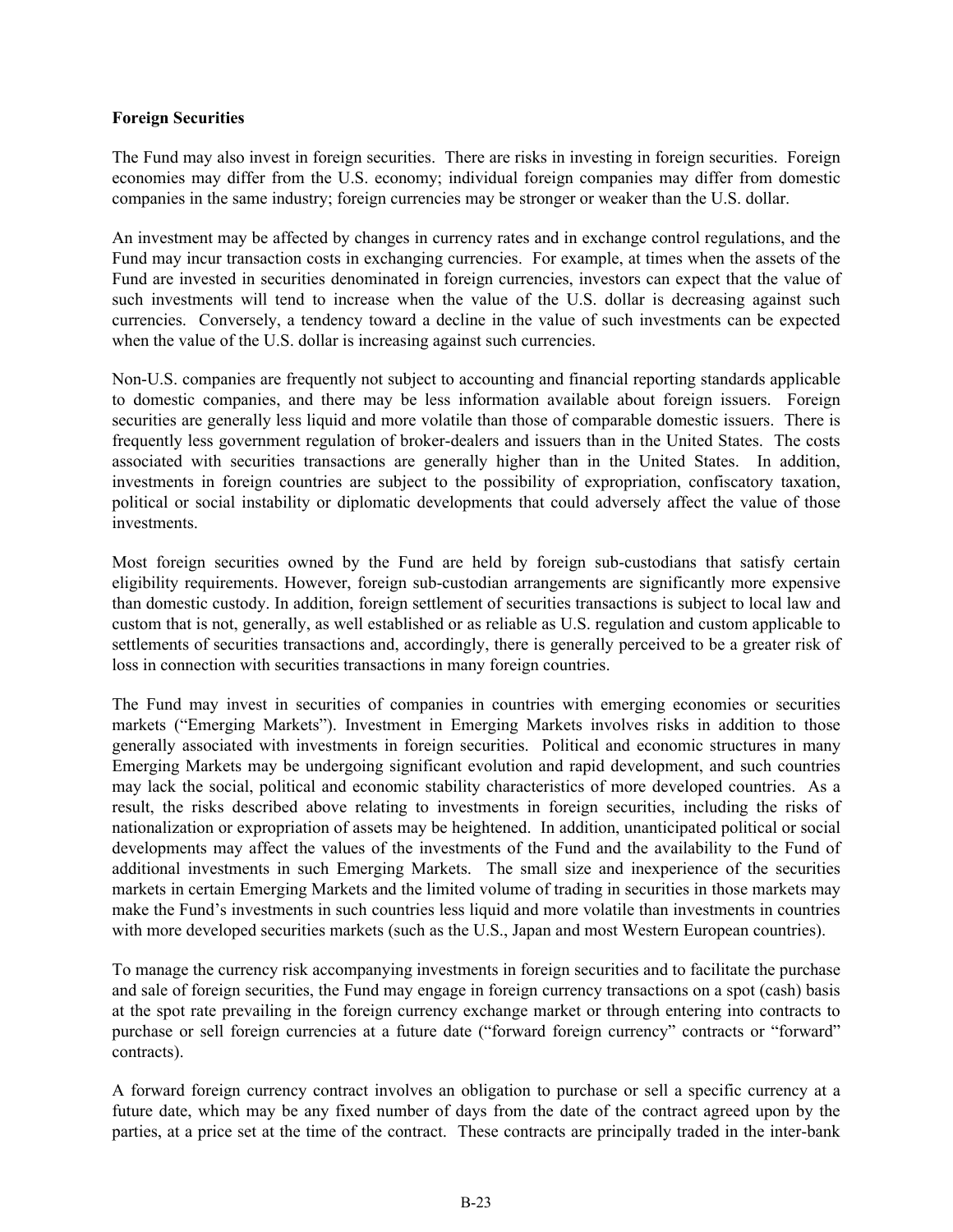**Foreign Securities**

The Fund may also invest in foreign securities. There are risks in investing in foreign securities. Foreign economies may differ from the U.S. economy; individual foreign companies may differ from domestic companies in the same industry; foreign currencies may be stronger or weaker than the U.S. dollar.

An investment may be affected by changes in currency rates and in exchange control regulations, and the Fund may incur transaction costs in exchanging currencies. For example, at times when the assets of the Fund are invested in securities denominated in foreign currencies, investors can expect that the value of such investments will tend to increase when the value of the U.S. dollar is decreasing against such currencies. Conversely, a tendency toward a decline in the value of such investments can be expected when the value of the U.S. dollar is increasing against such currencies.

Non-U.S. companies are frequently not subject to accounting and financial reporting standards applicable to domestic companies, and there may be less information available about foreign issuers. Foreign securities are generally less liquid and more volatile than those of comparable domestic issuers. There is frequently less government regulation of broker-dealers and issuers than in the United States. The costs associated with securities transactions are generally higher than in the United States. In addition, investments in foreign countries are subject to the possibility of expropriation, confiscatory taxation, political or social instability or diplomatic developments that could adversely affect the value of those investments.

Most foreign securities owned by the Fund are held by foreign sub-custodians that satisfy certain eligibility requirements. However, foreign sub-custodian arrangements are significantly more expensive than domestic custody. In addition, foreign settlement of securities transactions is subject to local law and custom that is not, generally, as well established or as reliable as U.S. regulation and custom applicable to settlements of securities transactions and, accordingly, there is generally perceived to be a greater risk of loss in connection with securities transactions in many foreign countries.

The Fund may invest in securities of companies in countries with emerging economies or securities markets ("Emerging Markets"). Investment in Emerging Markets involves risks in addition to those generally associated with investments in foreign securities. Political and economic structures in many Emerging Markets may be undergoing significant evolution and rapid development, and such countries may lack the social, political and economic stability characteristics of more developed countries. As a result, the risks described above relating to investments in foreign securities, including the risks of nationalization or expropriation of assets may be heightened. In addition, unanticipated political or social developments may affect the values of the investments of the Fund and the availability to the Fund of additional investments in such Emerging Markets. The small size and inexperience of the securities markets in certain Emerging Markets and the limited volume of trading in securities in those markets may make the Fund's investments in such countries less liquid and more volatile than investments in countries with more developed securities markets (such as the U.S., Japan and most Western European countries).

To manage the currency risk accompanying investments in foreign securities and to facilitate the purchase and sale of foreign securities, the Fund may engage in foreign currency transactions on a spot (cash) basis at the spot rate prevailing in the foreign currency exchange market or through entering into contracts to purchase or sell foreign currencies at a future date ("forward foreign currency" contracts or "forward" contracts).

A forward foreign currency contract involves an obligation to purchase or sell a specific currency at a future date, which may be any fixed number of days from the date of the contract agreed upon by the parties, at a price set at the time of the contract. These contracts are principally traded in the inter-bank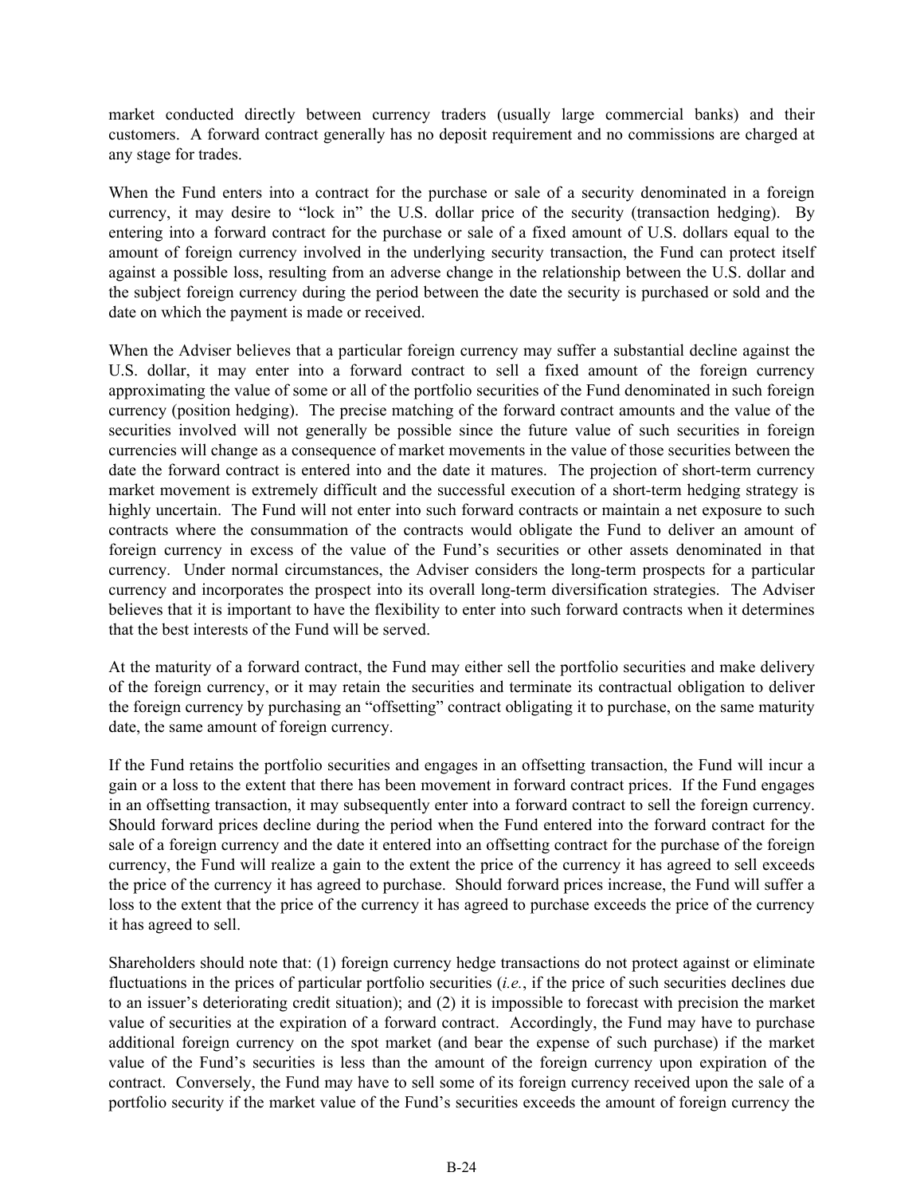market conducted directly between currency traders (usually large commercial banks) and their customers. A forward contract generally has no deposit requirement and no commissions are charged at any stage for trades.

When the Fund enters into a contract for the purchase or sale of a security denominated in a foreign currency, it may desire to "lock in" the U.S. dollar price of the security (transaction hedging). By entering into a forward contract for the purchase or sale of a fixed amount of U.S. dollars equal to the amount of foreign currency involved in the underlying security transaction, the Fund can protect itself against a possible loss, resulting from an adverse change in the relationship between the U.S. dollar and the subject foreign currency during the period between the date the security is purchased or sold and the date on which the payment is made or received.

When the Adviser believes that a particular foreign currency may suffer a substantial decline against the U.S. dollar, it may enter into a forward contract to sell a fixed amount of the foreign currency approximating the value of some or all of the portfolio securities of the Fund denominated in such foreign currency (position hedging). The precise matching of the forward contract amounts and the value of the securities involved will not generally be possible since the future value of such securities in foreign currencies will change as a consequence of market movements in the value of those securities between the date the forward contract is entered into and the date it matures. The projection of short-term currency market movement is extremely difficult and the successful execution of a short-term hedging strategy is highly uncertain. The Fund will not enter into such forward contracts or maintain a net exposure to such contracts where the consummation of the contracts would obligate the Fund to deliver an amount of foreign currency in excess of the value of the Fund's securities or other assets denominated in that currency. Under normal circumstances, the Adviser considers the long-term prospects for a particular currency and incorporates the prospect into its overall long-term diversification strategies. The Adviser believes that it is important to have the flexibility to enter into such forward contracts when it determines that the best interests of the Fund will be served.

At the maturity of a forward contract, the Fund may either sell the portfolio securities and make delivery of the foreign currency, or it may retain the securities and terminate its contractual obligation to deliver the foreign currency by purchasing an "offsetting" contract obligating it to purchase, on the same maturity date, the same amount of foreign currency.

If the Fund retains the portfolio securities and engages in an offsetting transaction, the Fund will incur a gain or a loss to the extent that there has been movement in forward contract prices. If the Fund engages in an offsetting transaction, it may subsequently enter into a forward contract to sell the foreign currency. Should forward prices decline during the period when the Fund entered into the forward contract for the sale of a foreign currency and the date it entered into an offsetting contract for the purchase of the foreign currency, the Fund will realize a gain to the extent the price of the currency it has agreed to sell exceeds the price of the currency it has agreed to purchase. Should forward prices increase, the Fund will suffer a loss to the extent that the price of the currency it has agreed to purchase exceeds the price of the currency it has agreed to sell.

Shareholders should note that: (1) foreign currency hedge transactions do not protect against or eliminate fluctuations in the prices of particular portfolio securities (*i.e.*, if the price of such securities declines due to an issuer's deteriorating credit situation); and (2) it is impossible to forecast with precision the market value of securities at the expiration of a forward contract. Accordingly, the Fund may have to purchase additional foreign currency on the spot market (and bear the expense of such purchase) if the market value of the Fund's securities is less than the amount of the foreign currency upon expiration of the contract. Conversely, the Fund may have to sell some of its foreign currency received upon the sale of a portfolio security if the market value of the Fund's securities exceeds the amount of foreign currency the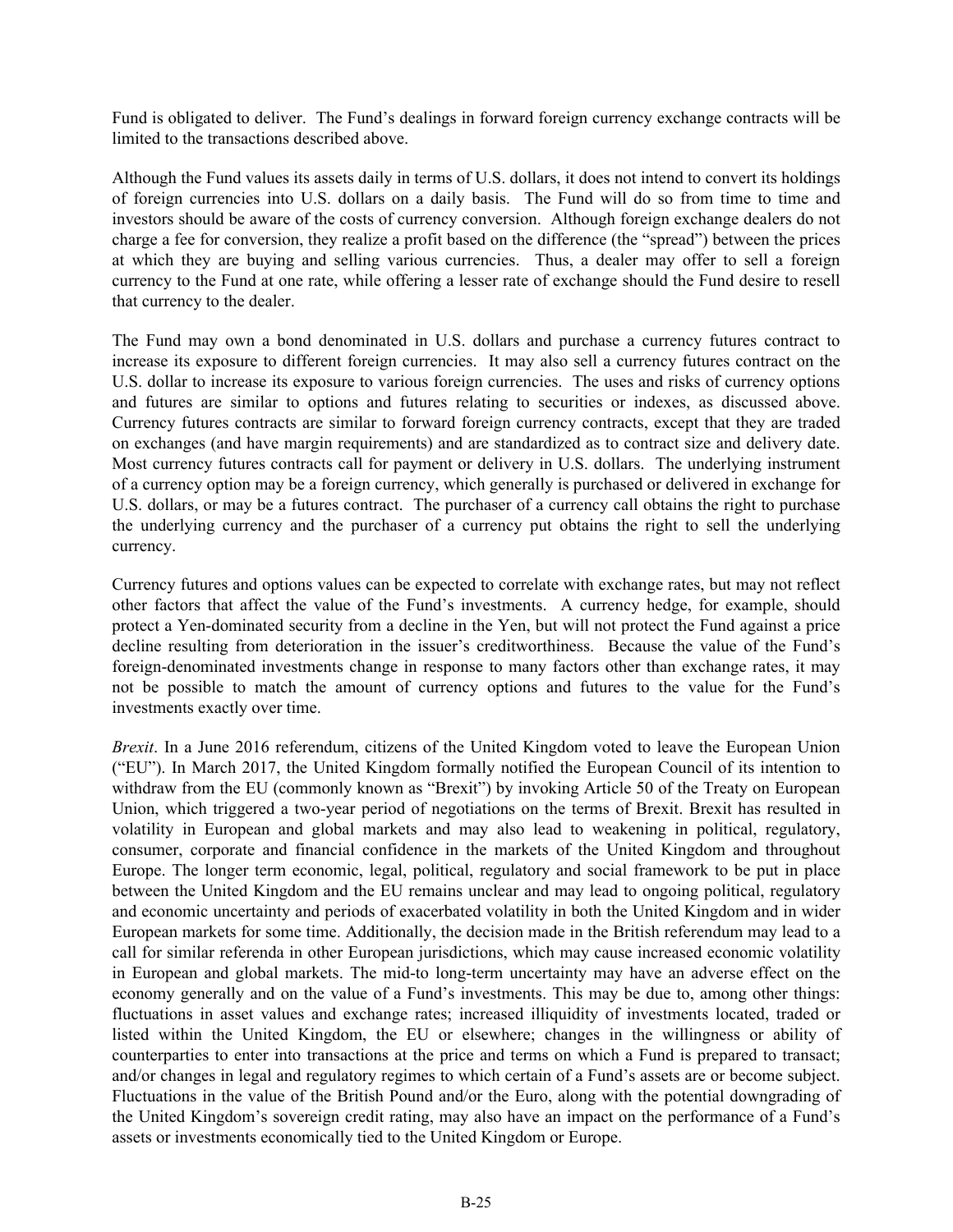Fund is obligated to deliver. The Fund's dealings in forward foreign currency exchange contracts will be limited to the transactions described above.

Although the Fund values its assets daily in terms of U.S. dollars, it does not intend to convert its holdings of foreign currencies into U.S. dollars on a daily basis. The Fund will do so from time to time and investors should be aware of the costs of currency conversion. Although foreign exchange dealers do not charge a fee for conversion, they realize a profit based on the difference (the "spread") between the prices at which they are buying and selling various currencies. Thus, a dealer may offer to sell a foreign currency to the Fund at one rate, while offering a lesser rate of exchange should the Fund desire to resell that currency to the dealer.

The Fund may own a bond denominated in U.S. dollars and purchase a currency futures contract to increase its exposure to different foreign currencies. It may also sell a currency futures contract on the U.S. dollar to increase its exposure to various foreign currencies. The uses and risks of currency options and futures are similar to options and futures relating to securities or indexes, as discussed above. Currency futures contracts are similar to forward foreign currency contracts, except that they are traded on exchanges (and have margin requirements) and are standardized as to contract size and delivery date. Most currency futures contracts call for payment or delivery in U.S. dollars. The underlying instrument of a currency option may be a foreign currency, which generally is purchased or delivered in exchange for U.S. dollars, or may be a futures contract. The purchaser of a currency call obtains the right to purchase the underlying currency and the purchaser of a currency put obtains the right to sell the underlying currency.

Currency futures and options values can be expected to correlate with exchange rates, but may not reflect other factors that affect the value of the Fund's investments. A currency hedge, for example, should protect a Yen-dominated security from a decline in the Yen, but will not protect the Fund against a price decline resulting from deterioration in the issuer's creditworthiness. Because the value of the Fund's foreign-denominated investments change in response to many factors other than exchange rates, it may not be possible to match the amount of currency options and futures to the value for the Fund's investments exactly over time.

*Brexit*. In a June 2016 referendum, citizens of the United Kingdom voted to leave the European Union ("EU"). In March 2017, the United Kingdom formally notified the European Council of its intention to withdraw from the EU (commonly known as "Brexit") by invoking Article 50 of the Treaty on European Union, which triggered a two-year period of negotiations on the terms of Brexit. Brexit has resulted in volatility in European and global markets and may also lead to weakening in political, regulatory, consumer, corporate and financial confidence in the markets of the United Kingdom and throughout Europe. The longer term economic, legal, political, regulatory and social framework to be put in place between the United Kingdom and the EU remains unclear and may lead to ongoing political, regulatory and economic uncertainty and periods of exacerbated volatility in both the United Kingdom and in wider European markets for some time. Additionally, the decision made in the British referendum may lead to a call for similar referenda in other European jurisdictions, which may cause increased economic volatility in European and global markets. The mid-to long-term uncertainty may have an adverse effect on the economy generally and on the value of a Fund's investments. This may be due to, among other things: fluctuations in asset values and exchange rates; increased illiquidity of investments located, traded or listed within the United Kingdom, the EU or elsewhere; changes in the willingness or ability of counterparties to enter into transactions at the price and terms on which a Fund is prepared to transact; and/or changes in legal and regulatory regimes to which certain of a Fund's assets are or become subject. Fluctuations in the value of the British Pound and/or the Euro, along with the potential downgrading of the United Kingdom's sovereign credit rating, may also have an impact on the performance of a Fund's assets or investments economically tied to the United Kingdom or Europe.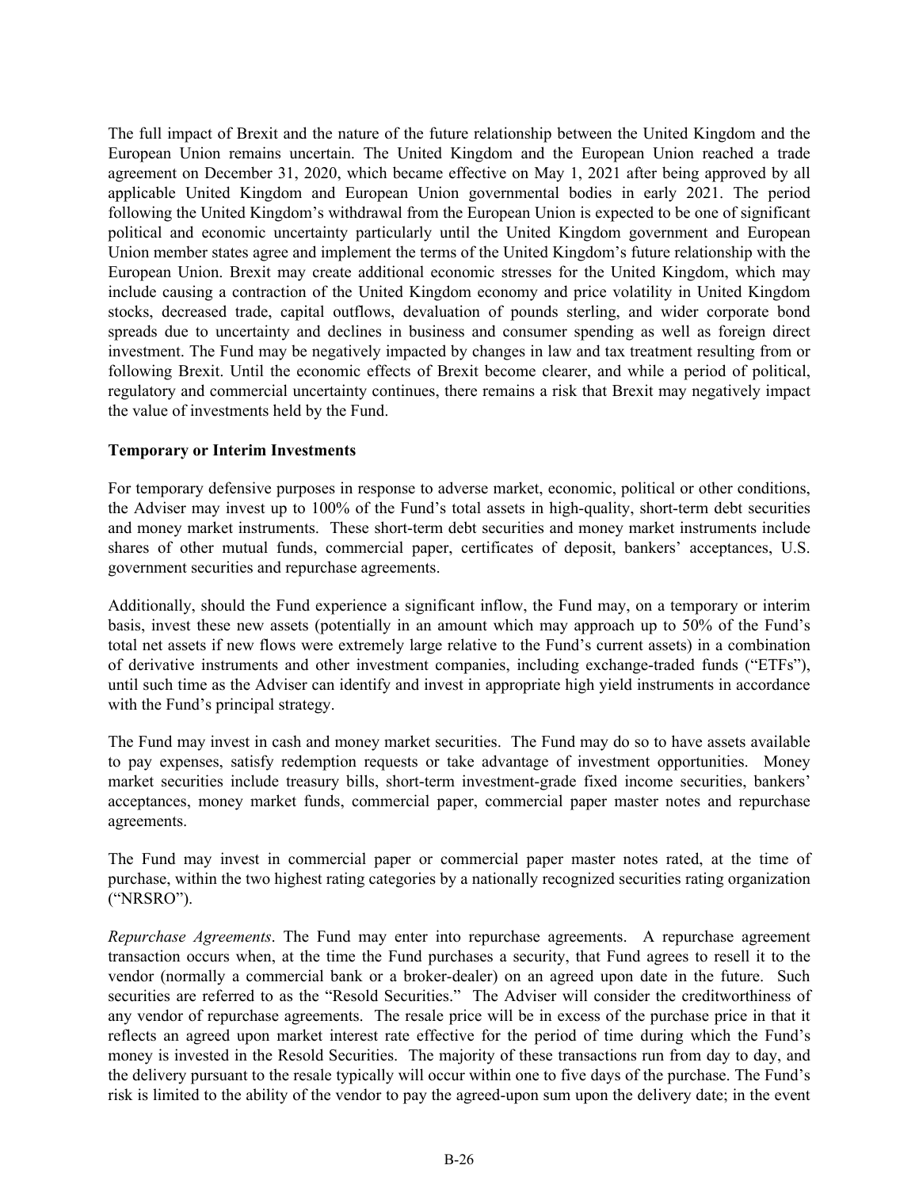The full impact of Brexit and the nature of the future relationship between the United Kingdom and the European Union remains uncertain. The United Kingdom and the European Union reached a trade agreement on December 31, 2020, which became effective on May 1, 2021 after being approved by all applicable United Kingdom and European Union governmental bodies in early 2021. The period following the United Kingdom's withdrawal from the European Union is expected to be one of significant political and economic uncertainty particularly until the United Kingdom government and European Union member states agree and implement the terms of the United Kingdom's future relationship with the European Union. Brexit may create additional economic stresses for the United Kingdom, which may include causing a contraction of the United Kingdom economy and price volatility in United Kingdom stocks, decreased trade, capital outflows, devaluation of pounds sterling, and wider corporate bond spreads due to uncertainty and declines in business and consumer spending as well as foreign direct investment. The Fund may be negatively impacted by changes in law and tax treatment resulting from or following Brexit. Until the economic effects of Brexit become clearer, and while a period of political, regulatory and commercial uncertainty continues, there remains a risk that Brexit may negatively impact the value of investments held by the Fund.

**Temporary or Interim Investments**

For temporary defensive purposes in response to adverse market, economic, political or other conditions, the Adviser may invest up to 100% of the Fund's total assets in high-quality, short-term debt securities and money market instruments. These short-term debt securities and money market instruments include shares of other mutual funds, commercial paper, certificates of deposit, bankers' acceptances, U.S. government securities and repurchase agreements.

Additionally, should the Fund experience a significant inflow, the Fund may, on a temporary or interim basis, invest these new assets (potentially in an amount which may approach up to 50% of the Fund's total net assets if new flows were extremely large relative to the Fund's current assets) in a combination of derivative instruments and other investment companies, including exchange-traded funds ("ETFs"), until such time as the Adviser can identify and invest in appropriate high yield instruments in accordance with the Fund's principal strategy.

The Fund may invest in cash and money market securities. The Fund may do so to have assets available to pay expenses, satisfy redemption requests or take advantage of investment opportunities. Money market securities include treasury bills, short-term investment-grade fixed income securities, bankers' acceptances, money market funds, commercial paper, commercial paper master notes and repurchase agreements.

The Fund may invest in commercial paper or commercial paper master notes rated, at the time of purchase, within the two highest rating categories by a nationally recognized securities rating organization ("NRSRO").

*Repurchase Agreements*. The Fund may enter into repurchase agreements. A repurchase agreement transaction occurs when, at the time the Fund purchases a security, that Fund agrees to resell it to the vendor (normally a commercial bank or a broker-dealer) on an agreed upon date in the future. Such securities are referred to as the "Resold Securities." The Adviser will consider the creditworthiness of any vendor of repurchase agreements. The resale price will be in excess of the purchase price in that it reflects an agreed upon market interest rate effective for the period of time during which the Fund's money is invested in the Resold Securities. The majority of these transactions run from day to day, and the delivery pursuant to the resale typically will occur within one to five days of the purchase. The Fund's risk is limited to the ability of the vendor to pay the agreed-upon sum upon the delivery date; in the event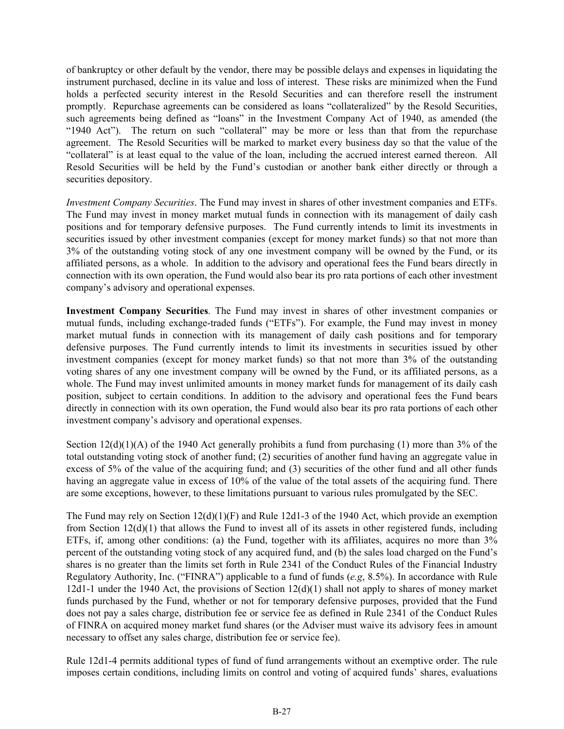of bankruptcy or other default by the vendor, there may be possible delays and expenses in liquidating the instrument purchased, decline in its value and loss of interest. These risks are minimized when the Fund holds a perfected security interest in the Resold Securities and can therefore resell the instrument promptly. Repurchase agreements can be considered as loans "collateralized" by the Resold Securities, such agreements being defined as "loans" in the Investment Company Act of 1940, as amended (the "1940 Act"). The return on such "collateral" may be more or less than that from the repurchase agreement. The Resold Securities will be marked to market every business day so that the value of the "collateral" is at least equal to the value of the loan, including the accrued interest earned thereon. All Resold Securities will be held by the Fund's custodian or another bank either directly or through a securities depository.

*Investment Company Securities*. The Fund may invest in shares of other investment companies and ETFs. The Fund may invest in money market mutual funds in connection with its management of daily cash positions and for temporary defensive purposes. The Fund currently intends to limit its investments in securities issued by other investment companies (except for money market funds) so that not more than 3% of the outstanding voting stock of any one investment company will be owned by the Fund, or its affiliated persons, as a whole. In addition to the advisory and operational fees the Fund bears directly in connection with its own operation, the Fund would also bear its pro rata portions of each other investment company's advisory and operational expenses.

**Investment Company Securities**. The Fund may invest in shares of other investment companies or mutual funds, including exchange-traded funds ("ETFs"). For example, the Fund may invest in money market mutual funds in connection with its management of daily cash positions and for temporary defensive purposes. The Fund currently intends to limit its investments in securities issued by other investment companies (except for money market funds) so that not more than 3% of the outstanding voting shares of any one investment company will be owned by the Fund, or its affiliated persons, as a whole. The Fund may invest unlimited amounts in money market funds for management of its daily cash position, subject to certain conditions. In addition to the advisory and operational fees the Fund bears directly in connection with its own operation, the Fund would also bear its pro rata portions of each other investment company's advisory and operational expenses.

Section 12(d)(1)(A) of the 1940 Act generally prohibits a fund from purchasing (1) more than 3% of the total outstanding voting stock of another fund; (2) securities of another fund having an aggregate value in excess of 5% of the value of the acquiring fund; and (3) securities of the other fund and all other funds having an aggregate value in excess of 10% of the value of the total assets of the acquiring fund. There are some exceptions, however, to these limitations pursuant to various rules promulgated by the SEC.

The Fund may rely on Section 12(d)(1)(F) and Rule 12d1-3 of the 1940 Act, which provide an exemption from Section 12(d)(1) that allows the Fund to invest all of its assets in other registered funds, including ETFs, if, among other conditions: (a) the Fund, together with its affiliates, acquires no more than 3% percent of the outstanding voting stock of any acquired fund, and (b) the sales load charged on the Fund's shares is no greater than the limits set forth in Rule 2341 of the Conduct Rules of the Financial Industry Regulatory Authority, Inc. ("FINRA") applicable to a fund of funds (*e.g*, 8.5%). In accordance with Rule 12d1-1 under the 1940 Act, the provisions of Section 12(d)(1) shall not apply to shares of money market funds purchased by the Fund, whether or not for temporary defensive purposes, provided that the Fund does not pay a sales charge, distribution fee or service fee as defined in Rule 2341 of the Conduct Rules of FINRA on acquired money market fund shares (or the Adviser must waive its advisory fees in amount necessary to offset any sales charge, distribution fee or service fee).

Rule 12d1-4 permits additional types of fund of fund arrangements without an exemptive order. The rule imposes certain conditions, including limits on control and voting of acquired funds' shares, evaluations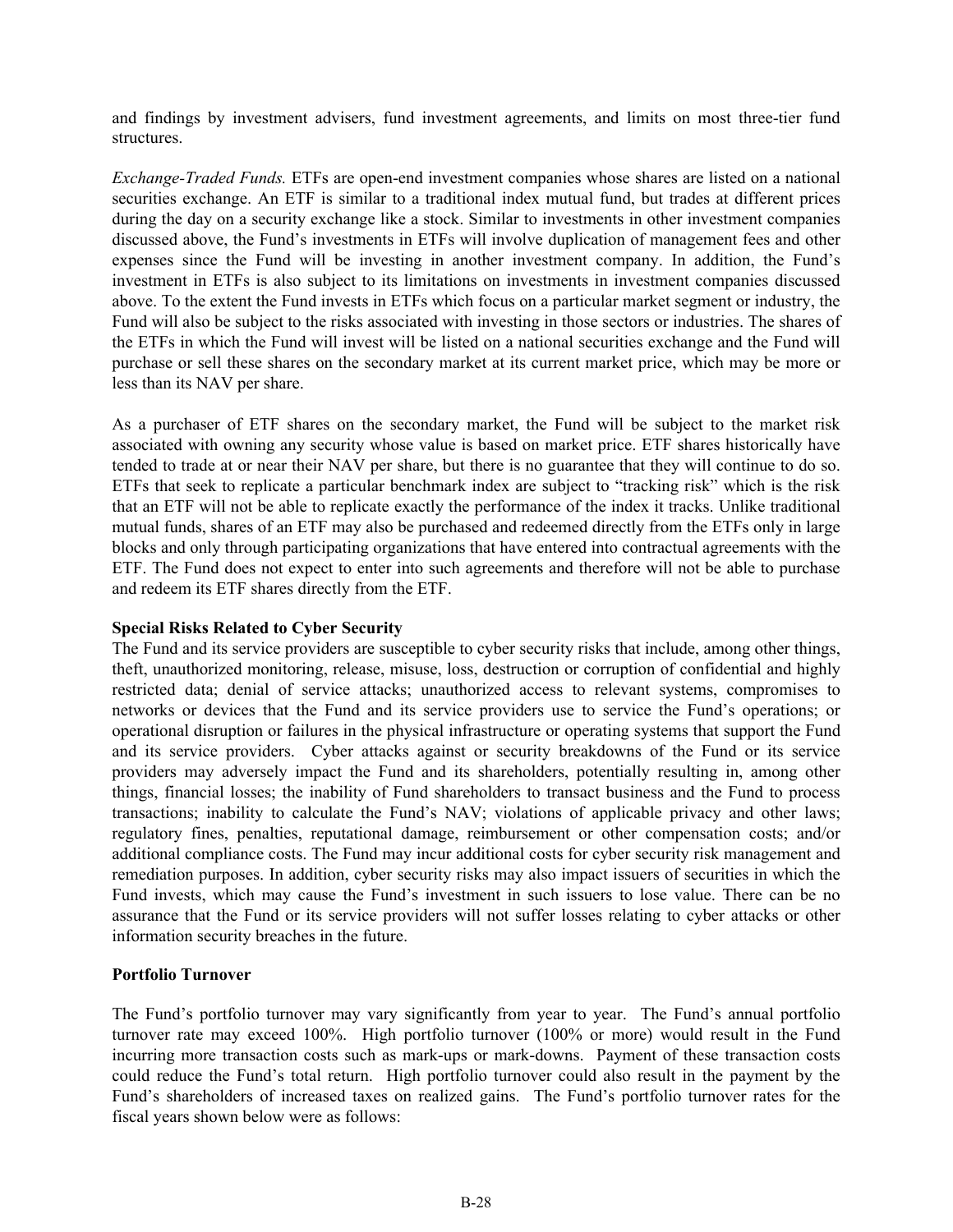and findings by investment advisers, fund investment agreements, and limits on most three-tier fund structures.

*Exchange-Traded Funds.* ETFs are open-end investment companies whose shares are listed on a national securities exchange. An ETF is similar to a traditional index mutual fund, but trades at different prices during the day on a security exchange like a stock. Similar to investments in other investment companies discussed above, the Fund's investments in ETFs will involve duplication of management fees and other expenses since the Fund will be investing in another investment company. In addition, the Fund's investment in ETFs is also subject to its limitations on investments in investment companies discussed above. To the extent the Fund invests in ETFs which focus on a particular market segment or industry, the Fund will also be subject to the risks associated with investing in those sectors or industries. The shares of the ETFs in which the Fund will invest will be listed on a national securities exchange and the Fund will purchase or sell these shares on the secondary market at its current market price, which may be more or less than its NAV per share.

As a purchaser of ETF shares on the secondary market, the Fund will be subject to the market risk associated with owning any security whose value is based on market price. ETF shares historically have tended to trade at or near their NAV per share, but there is no guarantee that they will continue to do so. ETFs that seek to replicate a particular benchmark index are subject to "tracking risk" which is the risk that an ETF will not be able to replicate exactly the performance of the index it tracks. Unlike traditional mutual funds, shares of an ETF may also be purchased and redeemed directly from the ETFs only in large blocks and only through participating organizations that have entered into contractual agreements with the ETF. The Fund does not expect to enter into such agreements and therefore will not be able to purchase and redeem its ETF shares directly from the ETF.

**Special Risks Related to Cyber Security**

The Fund and its service providers are susceptible to cyber security risks that include, among other things, theft, unauthorized monitoring, release, misuse, loss, destruction or corruption of confidential and highly restricted data; denial of service attacks; unauthorized access to relevant systems, compromises to networks or devices that the Fund and its service providers use to service the Fund's operations; or operational disruption or failures in the physical infrastructure or operating systems that support the Fund and its service providers. Cyber attacks against or security breakdowns of the Fund or its service providers may adversely impact the Fund and its shareholders, potentially resulting in, among other things, financial losses; the inability of Fund shareholders to transact business and the Fund to process transactions; inability to calculate the Fund's NAV; violations of applicable privacy and other laws; regulatory fines, penalties, reputational damage, reimbursement or other compensation costs; and/or additional compliance costs. The Fund may incur additional costs for cyber security risk management and remediation purposes. In addition, cyber security risks may also impact issuers of securities in which the Fund invests, which may cause the Fund's investment in such issuers to lose value. There can be no assurance that the Fund or its service providers will not suffer losses relating to cyber attacks or other information security breaches in the future.

**Portfolio Turnover**

The Fund's portfolio turnover may vary significantly from year to year. The Fund's annual portfolio turnover rate may exceed 100%. High portfolio turnover (100% or more) would result in the Fund incurring more transaction costs such as mark-ups or mark-downs. Payment of these transaction costs could reduce the Fund's total return. High portfolio turnover could also result in the payment by the Fund's shareholders of increased taxes on realized gains. The Fund's portfolio turnover rates for the fiscal years shown below were as follows: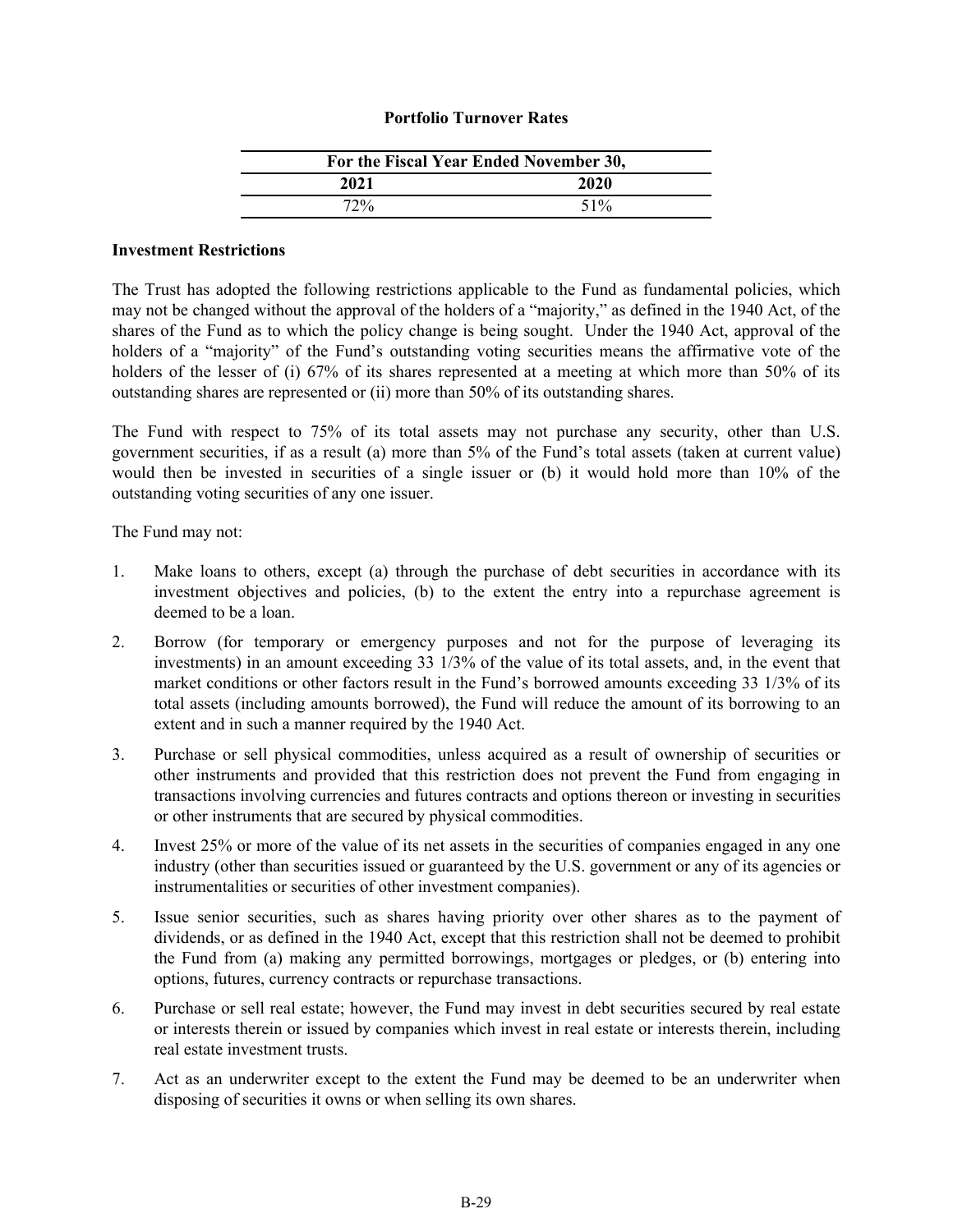**Portfolio Turnover Rates**

| For the Fiscal Year Ended November 30, | |
|---|---|
| **2021** | **2020** |
| 72% | 51% |

**Investment Restrictions**

The Trust has adopted the following restrictions applicable to the Fund as fundamental policies, which may not be changed without the approval of the holders of a "majority," as defined in the 1940 Act, of the shares of the Fund as to which the policy change is being sought. Under the 1940 Act, approval of the holders of a "majority" of the Fund's outstanding voting securities means the affirmative vote of the holders of the lesser of (i) 67% of its shares represented at a meeting at which more than 50% of its outstanding shares are represented or (ii) more than 50% of its outstanding shares.

The Fund with respect to 75% of its total assets may not purchase any security, other than U.S. government securities, if as a result (a) more than 5% of the Fund's total assets (taken at current value) would then be invested in securities of a single issuer or (b) it would hold more than 10% of the outstanding voting securities of any one issuer.

The Fund may not:

1. Make loans to others, except (a) through the purchase of debt securities in accordance with its investment objectives and policies, (b) to the extent the entry into a repurchase agreement is deemed to be a loan.
2. Borrow (for temporary or emergency purposes and not for the purpose of leveraging its investments) in an amount exceeding 33 1/3% of the value of its total assets, and, in the event that market conditions or other factors result in the Fund's borrowed amounts exceeding 33 1/3% of its total assets (including amounts borrowed), the Fund will reduce the amount of its borrowing to an extent and in such a manner required by the 1940 Act.
3. Purchase or sell physical commodities, unless acquired as a result of ownership of securities or other instruments and provided that this restriction does not prevent the Fund from engaging in transactions involving currencies and futures contracts and options thereon or investing in securities or other instruments that are secured by physical commodities.
4. Invest 25% or more of the value of its net assets in the securities of companies engaged in any one industry (other than securities issued or guaranteed by the U.S. government or any of its agencies or instrumentalities or securities of other investment companies).
5. Issue senior securities, such as shares having priority over other shares as to the payment of dividends, or as defined in the 1940 Act, except that this restriction shall not be deemed to prohibit the Fund from (a) making any permitted borrowings, mortgages or pledges, or (b) entering into options, futures, currency contracts or repurchase transactions.
6. Purchase or sell real estate; however, the Fund may invest in debt securities secured by real estate or interests therein or issued by companies which invest in real estate or interests therein, including real estate investment trusts.
7. Act as an underwriter except to the extent the Fund may be deemed to be an underwriter when disposing of securities it owns or when selling its own shares.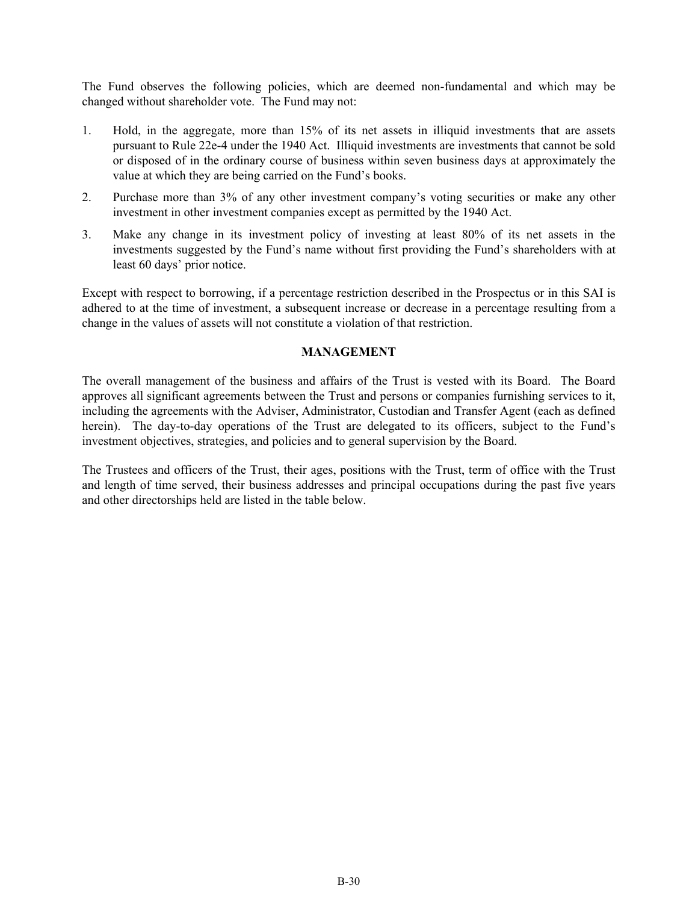The Fund observes the following policies, which are deemed non-fundamental and which may be changed without shareholder vote. The Fund may not:

1. Hold, in the aggregate, more than 15% of its net assets in illiquid investments that are assets pursuant to Rule 22e-4 under the 1940 Act. Illiquid investments are investments that cannot be sold or disposed of in the ordinary course of business within seven business days at approximately the value at which they are being carried on the Fund's books.
2. Purchase more than 3% of any other investment company's voting securities or make any other investment in other investment companies except as permitted by the 1940 Act.
3. Make any change in its investment policy of investing at least 80% of its net assets in the investments suggested by the Fund's name without first providing the Fund's shareholders with at least 60 days' prior notice.

Except with respect to borrowing, if a percentage restriction described in the Prospectus or in this SAI is adhered to at the time of investment, a subsequent increase or decrease in a percentage resulting from a change in the values of assets will not constitute a violation of that restriction.

## MANAGEMENT

The overall management of the business and affairs of the Trust is vested with its Board. The Board approves all significant agreements between the Trust and persons or companies furnishing services to it, including the agreements with the Adviser, Administrator, Custodian and Transfer Agent (each as defined herein). The day-to-day operations of the Trust are delegated to its officers, subject to the Fund's investment objectives, strategies, and policies and to general supervision by the Board.

The Trustees and officers of the Trust, their ages, positions with the Trust, term of office with the Trust and length of time served, their business addresses and principal occupations during the past five years and other directorships held are listed in the table below.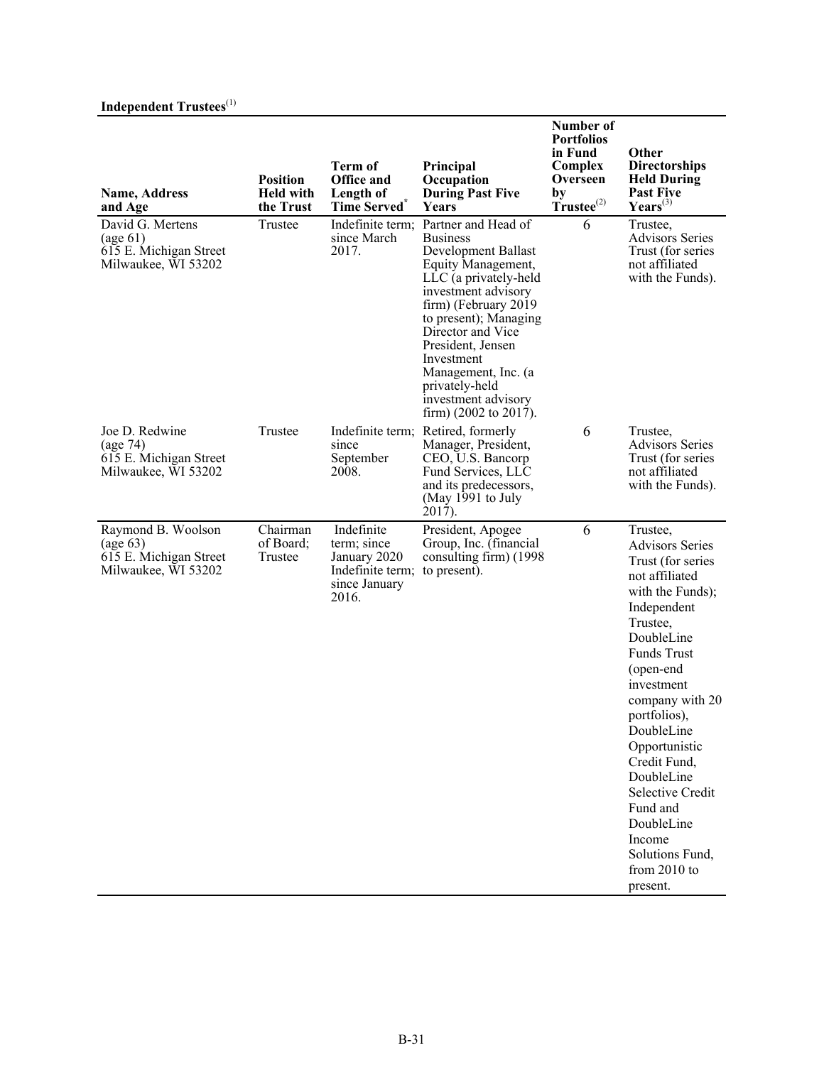**Independent Trustees**[1]

| Name, Address and Age | Position Held with the Trust | Term of Office and Length of Time Served* | Principal Occupation During Past Five Years | Number of Portfolios in Fund Complex Overseen by Trustee[2] | Other Directorships Held During Past Five Years[3] |
|---|---|---|---|---|---|
| David G. Mertens (age 61) 615 E. Michigan Street Milwaukee, WI 53202 | Trustee | Indefinite term; since March 2017. | Partner and Head of Business Development Ballast Equity Management, LLC (a privately-held investment advisory firm) (February 2019 to present); Managing Director and Vice President, Jensen Investment Management, Inc. (a privately-held investment advisory firm) (2002 to 2017). | 6 | Trustee, Advisors Series Trust (for series not affiliated with the Funds). |
| Joe D. Redwine (age 74) 615 E. Michigan Street Milwaukee, WI 53202 | Trustee | Indefinite term; since September 2008. | Retired, formerly Manager, President, CEO, U.S. Bancorp Fund Services, LLC and its predecessors, (May 1991 to July 2017). | 6 | Trustee, Advisors Series Trust (for series not affiliated with the Funds). |
| Raymond B. Woolson (age 63) 615 E. Michigan Street Milwaukee, WI 53202 | Chairman of Board; Trustee | Indefinite term; since January 2020 Indefinite term; since January 2016. | President, Apogee Group, Inc. (financial consulting firm) (1998 to present). | 6 | Trustee, Advisors Series Trust (for series not affiliated with the Funds); Independent Trustee, DoubleLine Funds Trust (open-end investment company with 20 portfolios), DoubleLine Opportunistic Credit Fund, DoubleLine Selective Credit Fund and DoubleLine Income Solutions Fund, from 2010 to present. |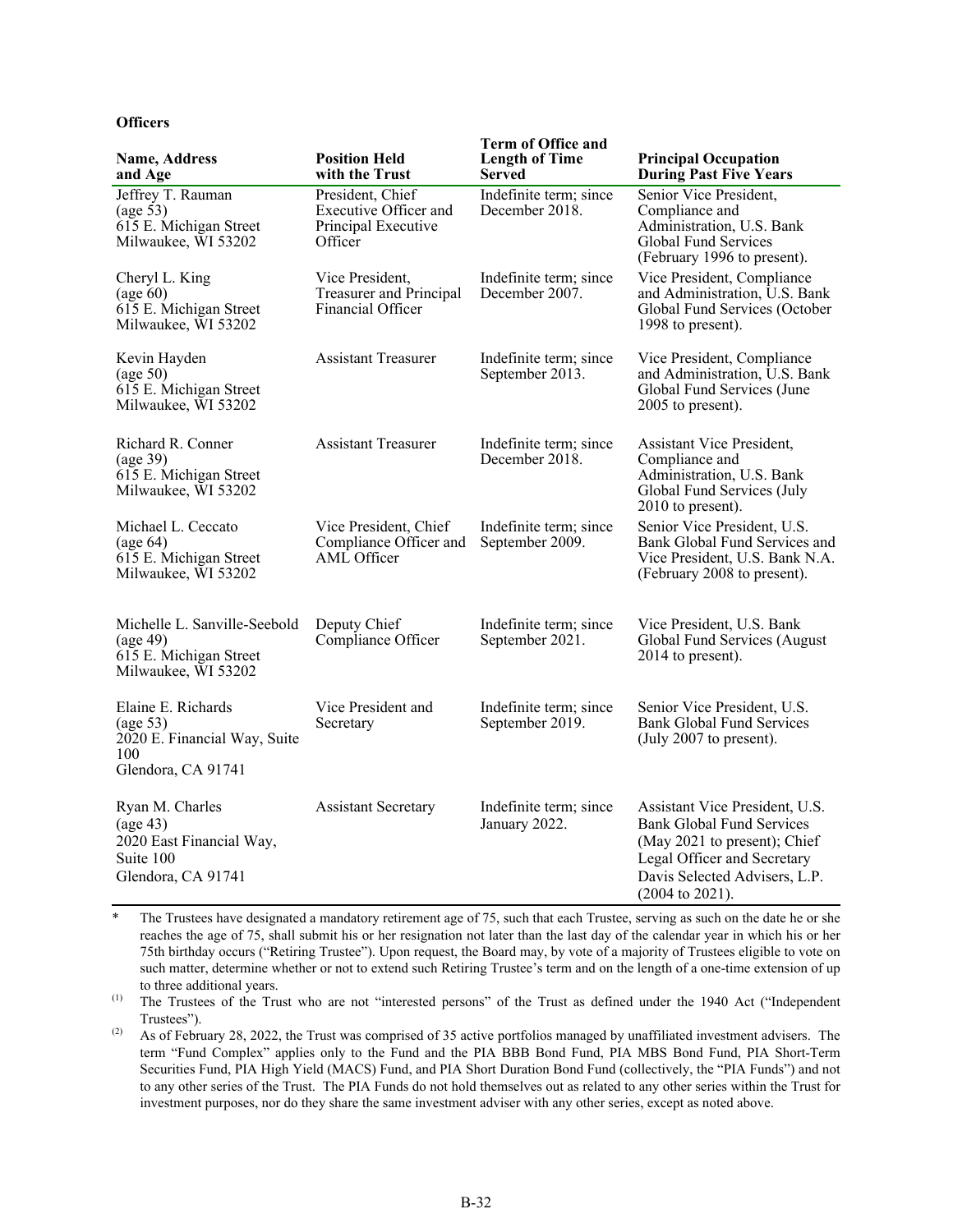**Officers**

| Name, Address and Age | Position Held with the Trust | Term of Office and Length of Time Served | Principal Occupation During Past Five Years |
|---|---|---|---|
| Jeffrey T. Rauman (age 53) 615 E. Michigan Street Milwaukee, WI 53202 | President, Chief Executive Officer and Principal Executive Officer | Indefinite term; since December 2018. | Senior Vice President, Compliance and Administration, U.S. Bank Global Fund Services (February 1996 to present). |
| Cheryl L. King (age 60) 615 E. Michigan Street Milwaukee, WI 53202 | Vice President, Treasurer and Principal Financial Officer | Indefinite term; since December 2007. | Vice President, Compliance and Administration, U.S. Bank Global Fund Services (October 1998 to present). |
| Kevin Hayden (age 50) 615 E. Michigan Street Milwaukee, WI 53202 | Assistant Treasurer | Indefinite term; since September 2013. | Vice President, Compliance and Administration, U.S. Bank Global Fund Services (June 2005 to present). |
| Richard R. Conner (age 39) 615 E. Michigan Street Milwaukee, WI 53202 | Assistant Treasurer | Indefinite term; since December 2018. | Assistant Vice President, Compliance and Administration, U.S. Bank Global Fund Services (July 2010 to present). |
| Michael L. Ceccato (age 64) 615 E. Michigan Street Milwaukee, WI 53202 | Vice President, Chief Compliance Officer and AML Officer | Indefinite term; since September 2009. | Senior Vice President, U.S. Bank Global Fund Services and Vice President, U.S. Bank N.A. (February 2008 to present). |
| Michelle L. Sanville-Seebold (age 49) 615 E. Michigan Street Milwaukee, WI 53202 | Deputy Chief Compliance Officer | Indefinite term; since September 2021. | Vice President, U.S. Bank Global Fund Services (August 2014 to present). |
| Elaine E. Richards (age 53) 2020 E. Financial Way, Suite 100 Glendora, CA 91741 | Vice President and Secretary | Indefinite term; since September 2019. | Senior Vice President, U.S. Bank Global Fund Services (July 2007 to present). |
| Ryan M. Charles (age 43) 2020 East Financial Way, Suite 100 Glendora, CA 91741 | Assistant Secretary | Indefinite term; since January 2022. | Assistant Vice President, U.S. Bank Global Fund Services (May 2021 to present); Chief Legal Officer and Secretary Davis Selected Advisers, L.P. (2004 to 2021). |

\* The Trustees have designated a mandatory retirement age of 75, such that each Trustee, serving as such on the date he or she reaches the age of 75, shall submit his or her resignation not later than the last day of the calendar year in which his or her 75th birthday occurs ("Retiring Trustee"). Upon request, the Board may, by vote of a majority of Trustees eligible to vote on such matter, determine whether or not to extend such Retiring Trustee's term and on the length of a one-time extension of up to three additional years.

(1) The Trustees of the Trust who are not "interested persons" of the Trust as defined under the 1940 Act ("Independent Trustees").

(2) As of February 28, 2022, the Trust was comprised of 35 active portfolios managed by unaffiliated investment advisers. The term "Fund Complex" applies only to the Fund and the PIA BBB Bond Fund, PIA MBS Bond Fund, PIA Short-Term Securities Fund, PIA High Yield (MACS) Fund, and PIA Short Duration Bond Fund (collectively, the "PIA Funds") and not to any other series of the Trust. The PIA Funds do not hold themselves out as related to any other series within the Trust for investment purposes, nor do they share the same investment adviser with any other series, except as noted above.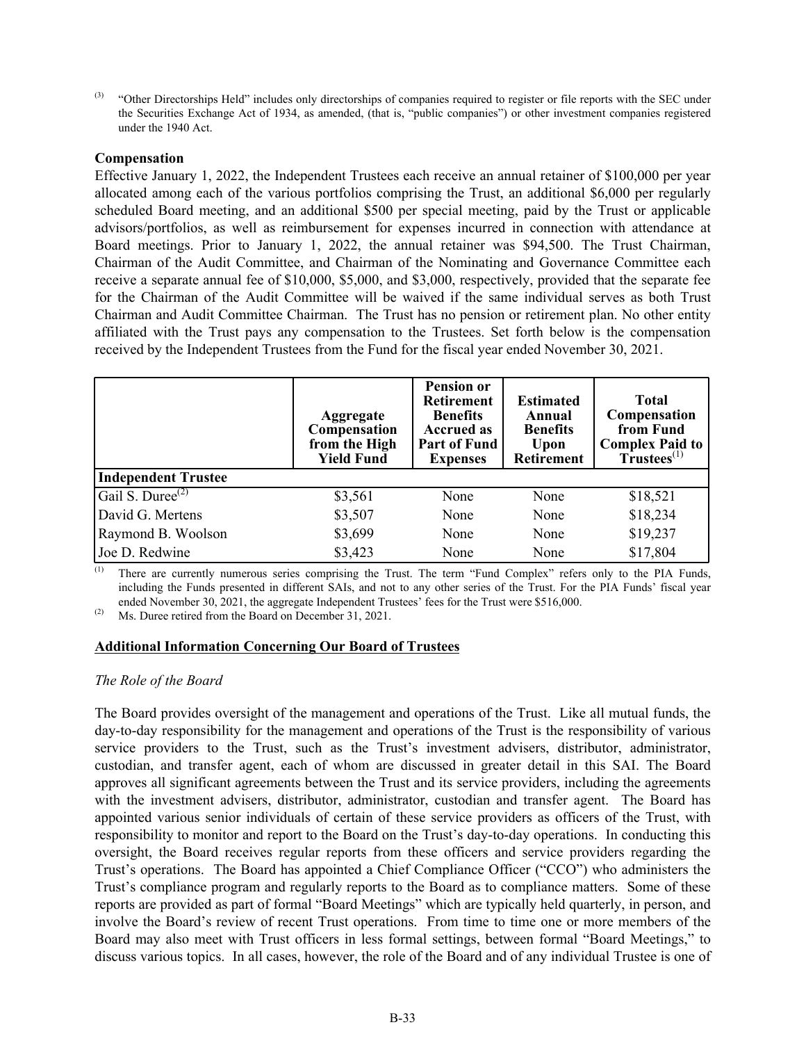(3) "Other Directorships Held" includes only directorships of companies required to register or file reports with the SEC under the Securities Exchange Act of 1934, as amended, (that is, "public companies") or other investment companies registered under the 1940 Act.

**Compensation**

Effective January 1, 2022, the Independent Trustees each receive an annual retainer of $100,000 per year allocated among each of the various portfolios comprising the Trust, an additional $6,000 per regularly scheduled Board meeting, and an additional $500 per special meeting, paid by the Trust or applicable advisors/portfolios, as well as reimbursement for expenses incurred in connection with attendance at Board meetings. Prior to January 1, 2022, the annual retainer was $94,500. The Trust Chairman, Chairman of the Audit Committee, and Chairman of the Nominating and Governance Committee each receive a separate annual fee of $10,000, $5,000, and $3,000, respectively, provided that the separate fee for the Chairman of the Audit Committee will be waived if the same individual serves as both Trust Chairman and Audit Committee Chairman. The Trust has no pension or retirement plan. No other entity affiliated with the Trust pays any compensation to the Trustees. Set forth below is the compensation received by the Independent Trustees from the Fund for the fiscal year ended November 30, 2021.

| | Aggregate Compensation from the High Yield Fund | Pension or Retirement Benefits Accrued as Part of Fund Expenses | Estimated Annual Benefits Upon Retirement | Total Compensation from Fund Complex Paid to Trustees[1] |
|---|---|---|---|---|
| **Independent Trustee** | | | | |
| Gail S. Duree[2] | $3,561 | None | None | $18,521 |
| David G. Mertens | $3,507 | None | None | $18,234 |
| Raymond B. Woolson | $3,699 | None | None | $19,237 |
| Joe D. Redwine | $3,423 | None | None | $17,804 |

(1) There are currently numerous series comprising the Trust. The term "Fund Complex" refers only to the PIA Funds, including the Funds presented in different SAIs, and not to any other series of the Trust. For the PIA Funds' fiscal year ended November 30, 2021, the aggregate Independent Trustees' fees for the Trust were $516,000.

(2) Ms. Duree retired from the Board on December 31, 2021.

**Additional Information Concerning Our Board of Trustees**

*The Role of the Board*

The Board provides oversight of the management and operations of the Trust. Like all mutual funds, the day-to-day responsibility for the management and operations of the Trust is the responsibility of various service providers to the Trust, such as the Trust's investment advisers, distributor, administrator, custodian, and transfer agent, each of whom are discussed in greater detail in this SAI. The Board approves all significant agreements between the Trust and its service providers, including the agreements with the investment advisers, distributor, administrator, custodian and transfer agent. The Board has appointed various senior individuals of certain of these service providers as officers of the Trust, with responsibility to monitor and report to the Board on the Trust's day-to-day operations. In conducting this oversight, the Board receives regular reports from these officers and service providers regarding the Trust's operations. The Board has appointed a Chief Compliance Officer ("CCO") who administers the Trust's compliance program and regularly reports to the Board as to compliance matters. Some of these reports are provided as part of formal "Board Meetings" which are typically held quarterly, in person, and involve the Board's review of recent Trust operations. From time to time one or more members of the Board may also meet with Trust officers in less formal settings, between formal "Board Meetings," to discuss various topics. In all cases, however, the role of the Board and of any individual Trustee is one of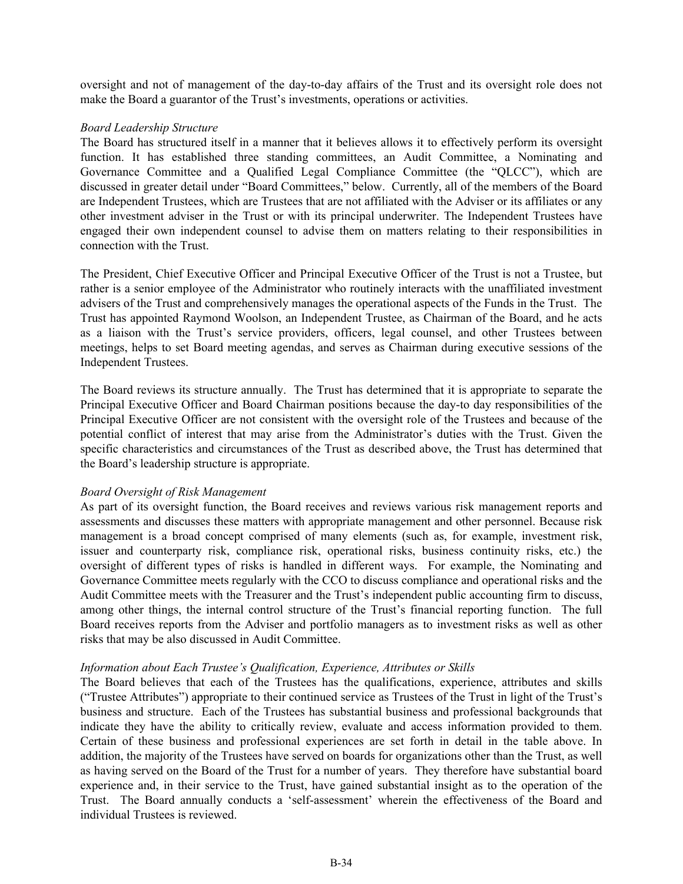oversight and not of management of the day-to-day affairs of the Trust and its oversight role does not make the Board a guarantor of the Trust's investments, operations or activities.

*Board Leadership Structure*

The Board has structured itself in a manner that it believes allows it to effectively perform its oversight function. It has established three standing committees, an Audit Committee, a Nominating and Governance Committee and a Qualified Legal Compliance Committee (the "QLCC"), which are discussed in greater detail under "Board Committees," below. Currently, all of the members of the Board are Independent Trustees, which are Trustees that are not affiliated with the Adviser or its affiliates or any other investment adviser in the Trust or with its principal underwriter. The Independent Trustees have engaged their own independent counsel to advise them on matters relating to their responsibilities in connection with the Trust.

The President, Chief Executive Officer and Principal Executive Officer of the Trust is not a Trustee, but rather is a senior employee of the Administrator who routinely interacts with the unaffiliated investment advisers of the Trust and comprehensively manages the operational aspects of the Funds in the Trust. The Trust has appointed Raymond Woolson, an Independent Trustee, as Chairman of the Board, and he acts as a liaison with the Trust's service providers, officers, legal counsel, and other Trustees between meetings, helps to set Board meeting agendas, and serves as Chairman during executive sessions of the Independent Trustees.

The Board reviews its structure annually. The Trust has determined that it is appropriate to separate the Principal Executive Officer and Board Chairman positions because the day-to day responsibilities of the Principal Executive Officer are not consistent with the oversight role of the Trustees and because of the potential conflict of interest that may arise from the Administrator's duties with the Trust. Given the specific characteristics and circumstances of the Trust as described above, the Trust has determined that the Board's leadership structure is appropriate.

*Board Oversight of Risk Management*

As part of its oversight function, the Board receives and reviews various risk management reports and assessments and discusses these matters with appropriate management and other personnel. Because risk management is a broad concept comprised of many elements (such as, for example, investment risk, issuer and counterparty risk, compliance risk, operational risks, business continuity risks, etc.) the oversight of different types of risks is handled in different ways. For example, the Nominating and Governance Committee meets regularly with the CCO to discuss compliance and operational risks and the Audit Committee meets with the Treasurer and the Trust's independent public accounting firm to discuss, among other things, the internal control structure of the Trust's financial reporting function. The full Board receives reports from the Adviser and portfolio managers as to investment risks as well as other risks that may be also discussed in Audit Committee.

*Information about Each Trustee's Qualification, Experience, Attributes or Skills*

The Board believes that each of the Trustees has the qualifications, experience, attributes and skills ("Trustee Attributes") appropriate to their continued service as Trustees of the Trust in light of the Trust's business and structure. Each of the Trustees has substantial business and professional backgrounds that indicate they have the ability to critically review, evaluate and access information provided to them. Certain of these business and professional experiences are set forth in detail in the table above. In addition, the majority of the Trustees have served on boards for organizations other than the Trust, as well as having served on the Board of the Trust for a number of years. They therefore have substantial board experience and, in their service to the Trust, have gained substantial insight as to the operation of the Trust. The Board annually conducts a 'self-assessment' wherein the effectiveness of the Board and individual Trustees is reviewed.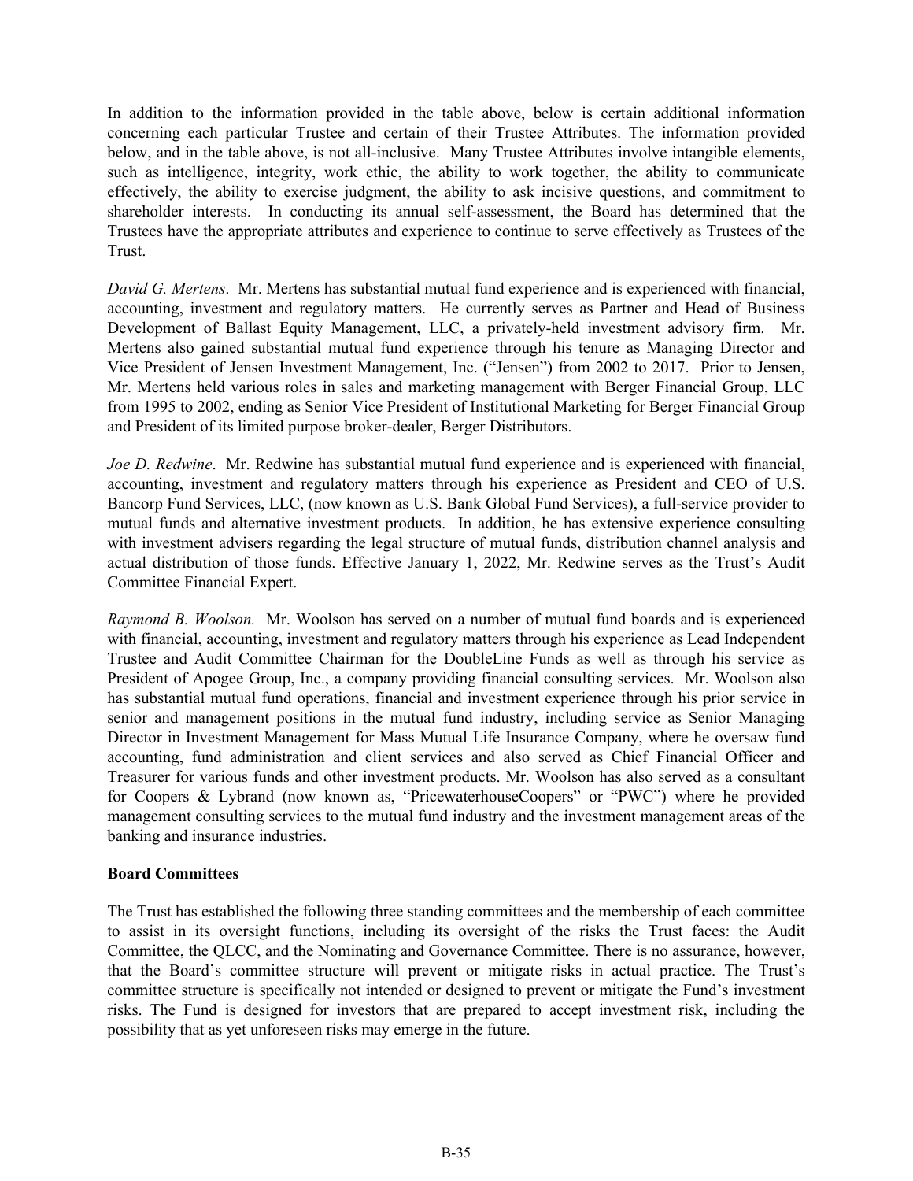In addition to the information provided in the table above, below is certain additional information concerning each particular Trustee and certain of their Trustee Attributes. The information provided below, and in the table above, is not all-inclusive. Many Trustee Attributes involve intangible elements, such as intelligence, integrity, work ethic, the ability to work together, the ability to communicate effectively, the ability to exercise judgment, the ability to ask incisive questions, and commitment to shareholder interests. In conducting its annual self-assessment, the Board has determined that the Trustees have the appropriate attributes and experience to continue to serve effectively as Trustees of the Trust.

*David G. Mertens*. Mr. Mertens has substantial mutual fund experience and is experienced with financial, accounting, investment and regulatory matters. He currently serves as Partner and Head of Business Development of Ballast Equity Management, LLC, a privately-held investment advisory firm. Mr. Mertens also gained substantial mutual fund experience through his tenure as Managing Director and Vice President of Jensen Investment Management, Inc. ("Jensen") from 2002 to 2017. Prior to Jensen, Mr. Mertens held various roles in sales and marketing management with Berger Financial Group, LLC from 1995 to 2002, ending as Senior Vice President of Institutional Marketing for Berger Financial Group and President of its limited purpose broker-dealer, Berger Distributors.

*Joe D. Redwine*. Mr. Redwine has substantial mutual fund experience and is experienced with financial, accounting, investment and regulatory matters through his experience as President and CEO of U.S. Bancorp Fund Services, LLC, (now known as U.S. Bank Global Fund Services), a full-service provider to mutual funds and alternative investment products. In addition, he has extensive experience consulting with investment advisers regarding the legal structure of mutual funds, distribution channel analysis and actual distribution of those funds. Effective January 1, 2022, Mr. Redwine serves as the Trust's Audit Committee Financial Expert.

*Raymond B. Woolson.* Mr. Woolson has served on a number of mutual fund boards and is experienced with financial, accounting, investment and regulatory matters through his experience as Lead Independent Trustee and Audit Committee Chairman for the DoubleLine Funds as well as through his service as President of Apogee Group, Inc., a company providing financial consulting services. Mr. Woolson also has substantial mutual fund operations, financial and investment experience through his prior service in senior and management positions in the mutual fund industry, including service as Senior Managing Director in Investment Management for Mass Mutual Life Insurance Company, where he oversaw fund accounting, fund administration and client services and also served as Chief Financial Officer and Treasurer for various funds and other investment products. Mr. Woolson has also served as a consultant for Coopers & Lybrand (now known as, "PricewaterhouseCoopers" or "PWC") where he provided management consulting services to the mutual fund industry and the investment management areas of the banking and insurance industries.

**Board Committees**

The Trust has established the following three standing committees and the membership of each committee to assist in its oversight functions, including its oversight of the risks the Trust faces: the Audit Committee, the QLCC, and the Nominating and Governance Committee. There is no assurance, however, that the Board's committee structure will prevent or mitigate risks in actual practice. The Trust's committee structure is specifically not intended or designed to prevent or mitigate the Fund's investment risks. The Fund is designed for investors that are prepared to accept investment risk, including the possibility that as yet unforeseen risks may emerge in the future.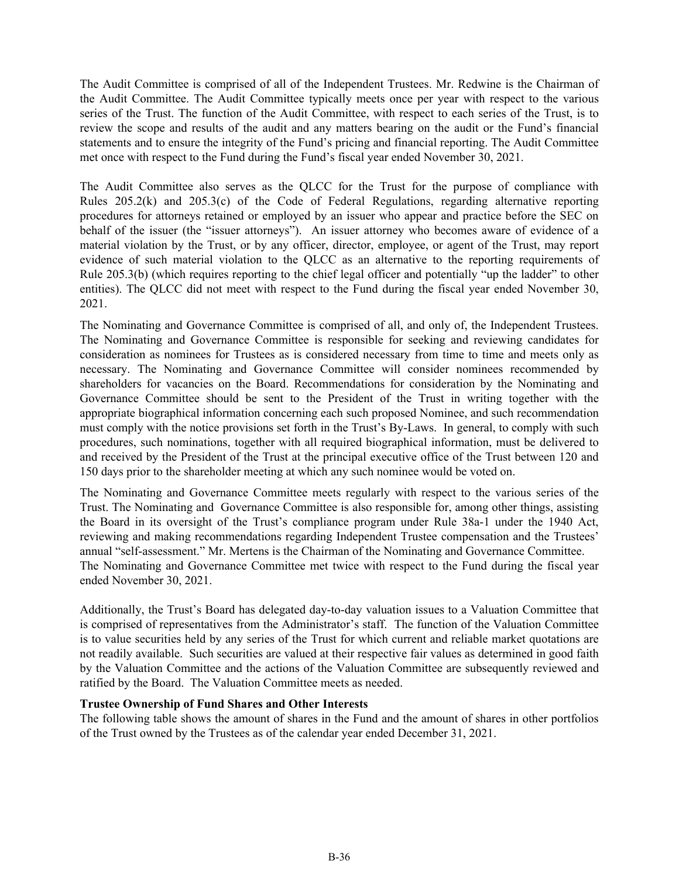The Audit Committee is comprised of all of the Independent Trustees. Mr. Redwine is the Chairman of the Audit Committee. The Audit Committee typically meets once per year with respect to the various series of the Trust. The function of the Audit Committee, with respect to each series of the Trust, is to review the scope and results of the audit and any matters bearing on the audit or the Fund's financial statements and to ensure the integrity of the Fund's pricing and financial reporting. The Audit Committee met once with respect to the Fund during the Fund's fiscal year ended November 30, 2021.

The Audit Committee also serves as the QLCC for the Trust for the purpose of compliance with Rules 205.2(k) and 205.3(c) of the Code of Federal Regulations, regarding alternative reporting procedures for attorneys retained or employed by an issuer who appear and practice before the SEC on behalf of the issuer (the "issuer attorneys"). An issuer attorney who becomes aware of evidence of a material violation by the Trust, or by any officer, director, employee, or agent of the Trust, may report evidence of such material violation to the QLCC as an alternative to the reporting requirements of Rule 205.3(b) (which requires reporting to the chief legal officer and potentially "up the ladder" to other entities). The QLCC did not meet with respect to the Fund during the fiscal year ended November 30, 2021.

The Nominating and Governance Committee is comprised of all, and only of, the Independent Trustees. The Nominating and Governance Committee is responsible for seeking and reviewing candidates for consideration as nominees for Trustees as is considered necessary from time to time and meets only as necessary. The Nominating and Governance Committee will consider nominees recommended by shareholders for vacancies on the Board. Recommendations for consideration by the Nominating and Governance Committee should be sent to the President of the Trust in writing together with the appropriate biographical information concerning each such proposed Nominee, and such recommendation must comply with the notice provisions set forth in the Trust's By-Laws. In general, to comply with such procedures, such nominations, together with all required biographical information, must be delivered to and received by the President of the Trust at the principal executive office of the Trust between 120 and 150 days prior to the shareholder meeting at which any such nominee would be voted on.

The Nominating and Governance Committee meets regularly with respect to the various series of the Trust. The Nominating and Governance Committee is also responsible for, among other things, assisting the Board in its oversight of the Trust's compliance program under Rule 38a-1 under the 1940 Act, reviewing and making recommendations regarding Independent Trustee compensation and the Trustees' annual "self-assessment." Mr. Mertens is the Chairman of the Nominating and Governance Committee. The Nominating and Governance Committee met twice with respect to the Fund during the fiscal year ended November 30, 2021.

Additionally, the Trust's Board has delegated day-to-day valuation issues to a Valuation Committee that is comprised of representatives from the Administrator's staff. The function of the Valuation Committee is to value securities held by any series of the Trust for which current and reliable market quotations are not readily available. Such securities are valued at their respective fair values as determined in good faith by the Valuation Committee and the actions of the Valuation Committee are subsequently reviewed and ratified by the Board. The Valuation Committee meets as needed.

**Trustee Ownership of Fund Shares and Other Interests**

The following table shows the amount of shares in the Fund and the amount of shares in other portfolios of the Trust owned by the Trustees as of the calendar year ended December 31, 2021.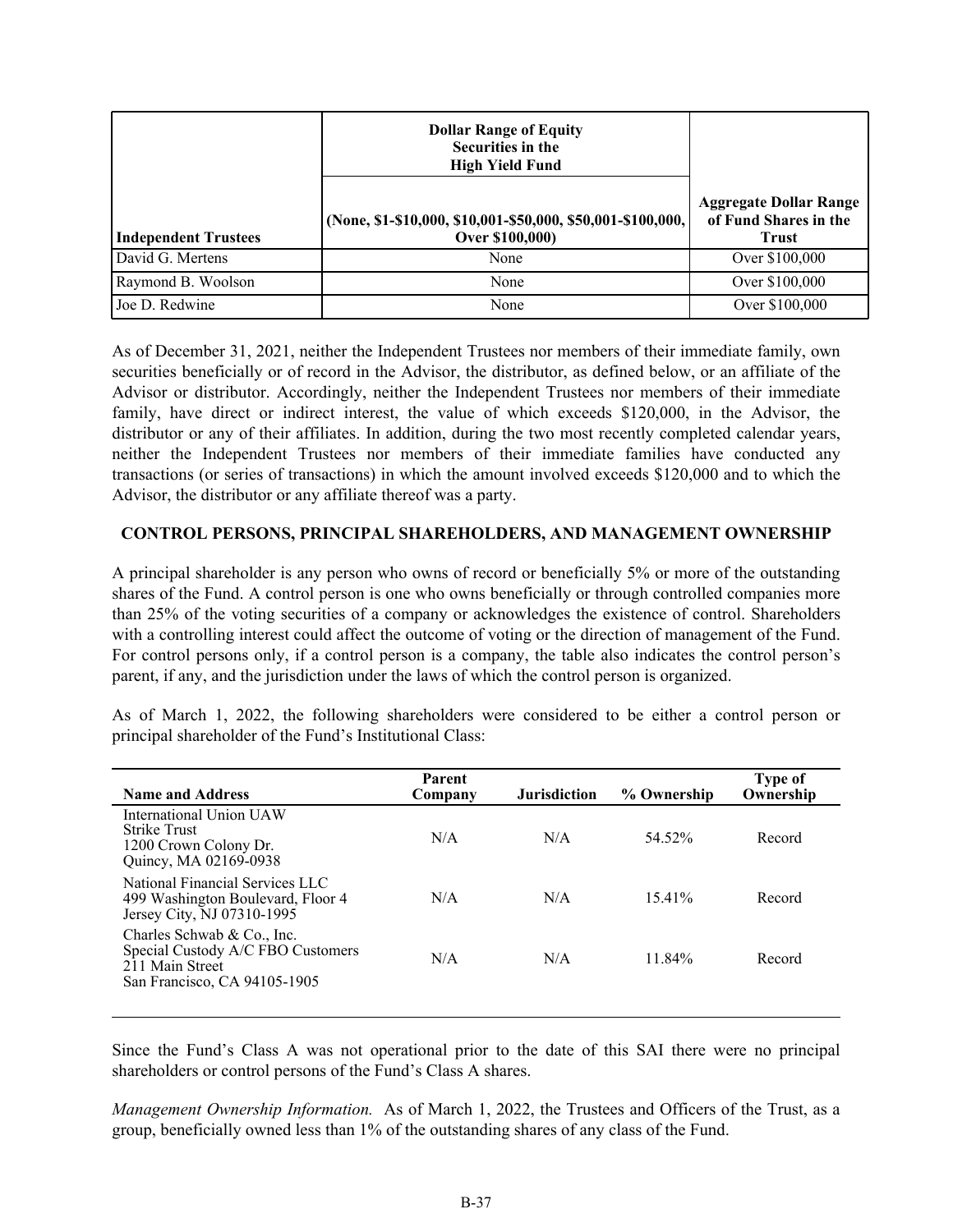| Independent Trustees | Dollar Range of Equity Securities in the High Yield Fund (None, $1-$10,000, $10,001-$50,000, $50,001-$100,000, Over $100,000) | Aggregate Dollar Range of Fund Shares in the Trust |
| --- | --- | --- |
| David G. Mertens | None | Over $100,000 |
| Raymond B. Woolson | None | Over $100,000 |
| Joe D. Redwine | None | Over $100,000 |

As of December 31, 2021, neither the Independent Trustees nor members of their immediate family, own securities beneficially or of record in the Advisor, the distributor, as defined below, or an affiliate of the Advisor or distributor. Accordingly, neither the Independent Trustees nor members of their immediate family, have direct or indirect interest, the value of which exceeds $120,000, in the Advisor, the distributor or any of their affiliates. In addition, during the two most recently completed calendar years, neither the Independent Trustees nor members of their immediate families have conducted any transactions (or series of transactions) in which the amount involved exceeds $120,000 and to which the Advisor, the distributor or any affiliate thereof was a party.

## CONTROL PERSONS, PRINCIPAL SHAREHOLDERS, AND MANAGEMENT OWNERSHIP

A principal shareholder is any person who owns of record or beneficially 5% or more of the outstanding shares of the Fund. A control person is one who owns beneficially or through controlled companies more than 25% of the voting securities of a company or acknowledges the existence of control. Shareholders with a controlling interest could affect the outcome of voting or the direction of management of the Fund. For control persons only, if a control person is a company, the table also indicates the control person's parent, if any, and the jurisdiction under the laws of which the control person is organized.

As of March 1, 2022, the following shareholders were considered to be either a control person or principal shareholder of the Fund's Institutional Class:

| Name and Address | Parent Company | Jurisdiction | % Ownership | Type of Ownership |
| --- | --- | --- | --- | --- |
| International Union UAW Strike Trust 1200 Crown Colony Dr. Quincy, MA 02169-0938 | N/A | N/A | 54.52% | Record |
| National Financial Services LLC 499 Washington Boulevard, Floor 4 Jersey City, NJ 07310-1995 | N/A | N/A | 15.41% | Record |
| Charles Schwab & Co., Inc. Special Custody A/C FBO Customers 211 Main Street San Francisco, CA 94105-1905 | N/A | N/A | 11.84% | Record |

Since the Fund's Class A was not operational prior to the date of this SAI there were no principal shareholders or control persons of the Fund's Class A shares.

*Management Ownership Information.* As of March 1, 2022, the Trustees and Officers of the Trust, as a group, beneficially owned less than 1% of the outstanding shares of any class of the Fund.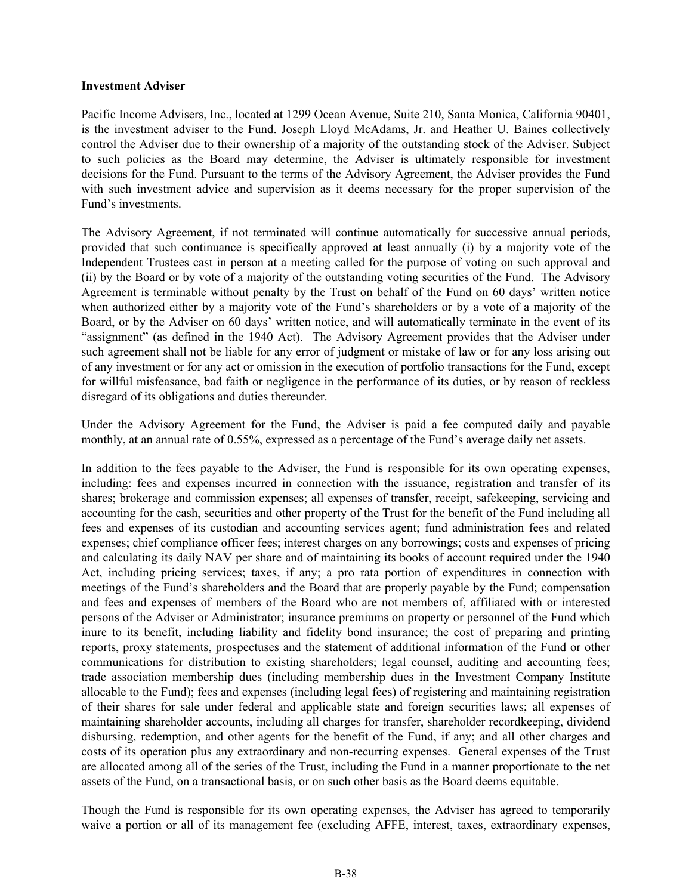**Investment Adviser**

Pacific Income Advisers, Inc., located at 1299 Ocean Avenue, Suite 210, Santa Monica, California 90401, is the investment adviser to the Fund. Joseph Lloyd McAdams, Jr. and Heather U. Baines collectively control the Adviser due to their ownership of a majority of the outstanding stock of the Adviser. Subject to such policies as the Board may determine, the Adviser is ultimately responsible for investment decisions for the Fund. Pursuant to the terms of the Advisory Agreement, the Adviser provides the Fund with such investment advice and supervision as it deems necessary for the proper supervision of the Fund's investments.

The Advisory Agreement, if not terminated will continue automatically for successive annual periods, provided that such continuance is specifically approved at least annually (i) by a majority vote of the Independent Trustees cast in person at a meeting called for the purpose of voting on such approval and (ii) by the Board or by vote of a majority of the outstanding voting securities of the Fund. The Advisory Agreement is terminable without penalty by the Trust on behalf of the Fund on 60 days' written notice when authorized either by a majority vote of the Fund's shareholders or by a vote of a majority of the Board, or by the Adviser on 60 days' written notice, and will automatically terminate in the event of its "assignment" (as defined in the 1940 Act). The Advisory Agreement provides that the Adviser under such agreement shall not be liable for any error of judgment or mistake of law or for any loss arising out of any investment or for any act or omission in the execution of portfolio transactions for the Fund, except for willful misfeasance, bad faith or negligence in the performance of its duties, or by reason of reckless disregard of its obligations and duties thereunder.

Under the Advisory Agreement for the Fund, the Adviser is paid a fee computed daily and payable monthly, at an annual rate of 0.55%, expressed as a percentage of the Fund's average daily net assets.

In addition to the fees payable to the Adviser, the Fund is responsible for its own operating expenses, including: fees and expenses incurred in connection with the issuance, registration and transfer of its shares; brokerage and commission expenses; all expenses of transfer, receipt, safekeeping, servicing and accounting for the cash, securities and other property of the Trust for the benefit of the Fund including all fees and expenses of its custodian and accounting services agent; fund administration fees and related expenses; chief compliance officer fees; interest charges on any borrowings; costs and expenses of pricing and calculating its daily NAV per share and of maintaining its books of account required under the 1940 Act, including pricing services; taxes, if any; a pro rata portion of expenditures in connection with meetings of the Fund's shareholders and the Board that are properly payable by the Fund; compensation and fees and expenses of members of the Board who are not members of, affiliated with or interested persons of the Adviser or Administrator; insurance premiums on property or personnel of the Fund which inure to its benefit, including liability and fidelity bond insurance; the cost of preparing and printing reports, proxy statements, prospectuses and the statement of additional information of the Fund or other communications for distribution to existing shareholders; legal counsel, auditing and accounting fees; trade association membership dues (including membership dues in the Investment Company Institute allocable to the Fund); fees and expenses (including legal fees) of registering and maintaining registration of their shares for sale under federal and applicable state and foreign securities laws; all expenses of maintaining shareholder accounts, including all charges for transfer, shareholder recordkeeping, dividend disbursing, redemption, and other agents for the benefit of the Fund, if any; and all other charges and costs of its operation plus any extraordinary and non-recurring expenses. General expenses of the Trust are allocated among all of the series of the Trust, including the Fund in a manner proportionate to the net assets of the Fund, on a transactional basis, or on such other basis as the Board deems equitable.

Though the Fund is responsible for its own operating expenses, the Adviser has agreed to temporarily waive a portion or all of its management fee (excluding AFFE, interest, taxes, extraordinary expenses,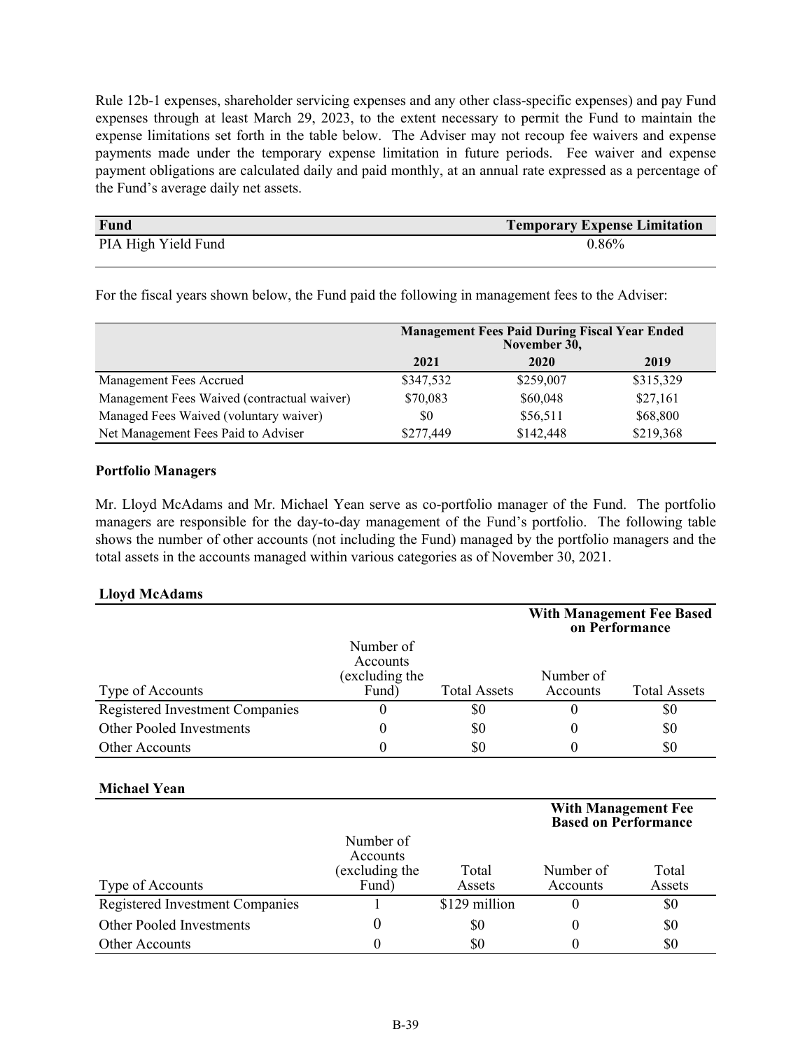Rule 12b-1 expenses, shareholder servicing expenses and any other class-specific expenses) and pay Fund expenses through at least March 29, 2023, to the extent necessary to permit the Fund to maintain the expense limitations set forth in the table below. The Adviser may not recoup fee waivers and expense payments made under the temporary expense limitation in future periods. Fee waiver and expense payment obligations are calculated daily and paid monthly, at an annual rate expressed as a percentage of the Fund's average daily net assets.

| Fund | Temporary Expense Limitation |
| --- | --- |
| PIA High Yield Fund | 0.86% |

For the fiscal years shown below, the Fund paid the following in management fees to the Adviser:

| | Management Fees Paid During Fiscal Year Ended November 30, | | |
| --- | --- | --- | --- |
| | 2021 | 2020 | 2019 |
| Management Fees Accrued | $347,532 | $259,007 | $315,329 |
| Management Fees Waived (contractual waiver) | $70,083 | $60,048 | $27,161 |
| Managed Fees Waived (voluntary waiver) | $0 | $56,511 | $68,800 |
| Net Management Fees Paid to Adviser | $277,449 | $142,448 | $219,368 |

**Portfolio Managers**

Mr. Lloyd McAdams and Mr. Michael Yean serve as co-portfolio manager of the Fund. The portfolio managers are responsible for the day-to-day management of the Fund's portfolio. The following table shows the number of other accounts (not including the Fund) managed by the portfolio managers and the total assets in the accounts managed within various categories as of November 30, 2021.

**Lloyd McAdams**

| | | | With Management Fee Based on Performance | |
| --- | --- | --- | --- | --- |
| Type of Accounts | Number of Accounts (excluding the Fund) | Total Assets | Number of Accounts | Total Assets |
| Registered Investment Companies | 0 | $0 | 0 | $0 |
| Other Pooled Investments | 0 | $0 | 0 | $0 |
| Other Accounts | 0 | $0 | 0 | $0 |

**Michael Yean**

| | | | With Management Fee Based on Performance | |
| --- | --- | --- | --- | --- |
| Type of Accounts | Number of Accounts (excluding the Fund) | Total Assets | Number of Accounts | Total Assets |
| Registered Investment Companies | 1 | $129 million | 0 | $0 |
| Other Pooled Investments | 0 | $0 | 0 | $0 |
| Other Accounts | 0 | $0 | 0 | $0 |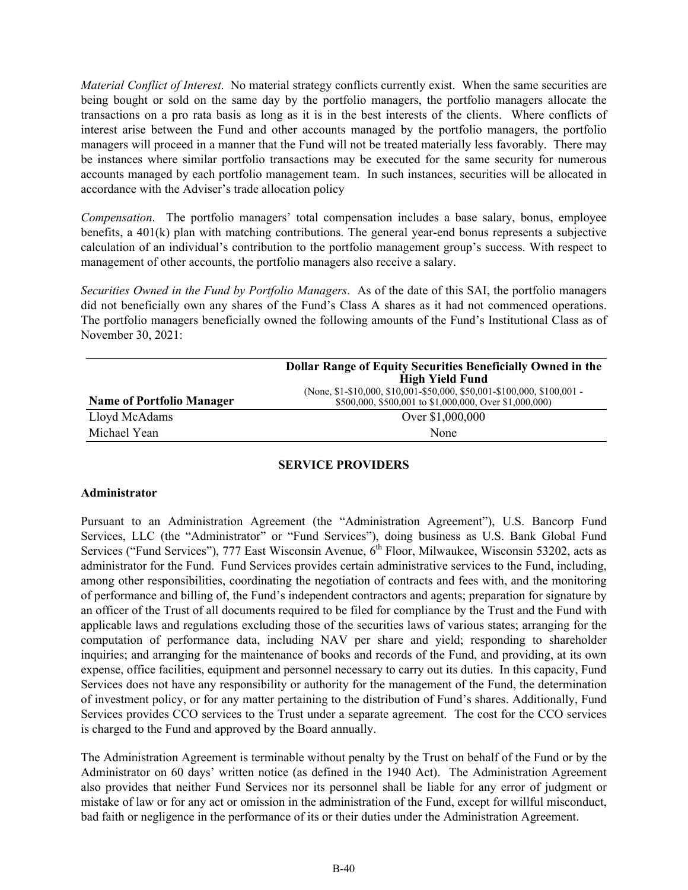*Material Conflict of Interest*. No material strategy conflicts currently exist. When the same securities are being bought or sold on the same day by the portfolio managers, the portfolio managers allocate the transactions on a pro rata basis as long as it is in the best interests of the clients. Where conflicts of interest arise between the Fund and other accounts managed by the portfolio managers, the portfolio managers will proceed in a manner that the Fund will not be treated materially less favorably. There may be instances where similar portfolio transactions may be executed for the same security for numerous accounts managed by each portfolio management team. In such instances, securities will be allocated in accordance with the Adviser's trade allocation policy

*Compensation*. The portfolio managers' total compensation includes a base salary, bonus, employee benefits, a 401(k) plan with matching contributions. The general year-end bonus represents a subjective calculation of an individual's contribution to the portfolio management group's success. With respect to management of other accounts, the portfolio managers also receive a salary.

*Securities Owned in the Fund by Portfolio Managers*. As of the date of this SAI, the portfolio managers did not beneficially own any shares of the Fund's Class A shares as it had not commenced operations. The portfolio managers beneficially owned the following amounts of the Fund's Institutional Class as of November 30, 2021:

| **Name of Portfolio Manager** | **Dollar Range of Equity Securities Beneficially Owned in the High Yield Fund** (None, $1-$10,000, $10,001-$50,000, $50,001-$100,000, $100,001 - $500,000, $500,001 to $1,000,000, Over $1,000,000) |
|---|---|
| Lloyd McAdams | Over $1,000,000 |
| Michael Yean | None |

## SERVICE PROVIDERS

### Administrator

Pursuant to an Administration Agreement (the "Administration Agreement"), U.S. Bancorp Fund Services, LLC (the "Administrator" or "Fund Services"), doing business as U.S. Bank Global Fund Services ("Fund Services"), 777 East Wisconsin Avenue, 6th Floor, Milwaukee, Wisconsin 53202, acts as administrator for the Fund. Fund Services provides certain administrative services to the Fund, including, among other responsibilities, coordinating the negotiation of contracts and fees with, and the monitoring of performance and billing of, the Fund's independent contractors and agents; preparation for signature by an officer of the Trust of all documents required to be filed for compliance by the Trust and the Fund with applicable laws and regulations excluding those of the securities laws of various states; arranging for the computation of performance data, including NAV per share and yield; responding to shareholder inquiries; and arranging for the maintenance of books and records of the Fund, and providing, at its own expense, office facilities, equipment and personnel necessary to carry out its duties. In this capacity, Fund Services does not have any responsibility or authority for the management of the Fund, the determination of investment policy, or for any matter pertaining to the distribution of Fund's shares. Additionally, Fund Services provides CCO services to the Trust under a separate agreement. The cost for the CCO services is charged to the Fund and approved by the Board annually.

The Administration Agreement is terminable without penalty by the Trust on behalf of the Fund or by the Administrator on 60 days' written notice (as defined in the 1940 Act). The Administration Agreement also provides that neither Fund Services nor its personnel shall be liable for any error of judgment or mistake of law or for any act or omission in the administration of the Fund, except for willful misconduct, bad faith or negligence in the performance of its or their duties under the Administration Agreement.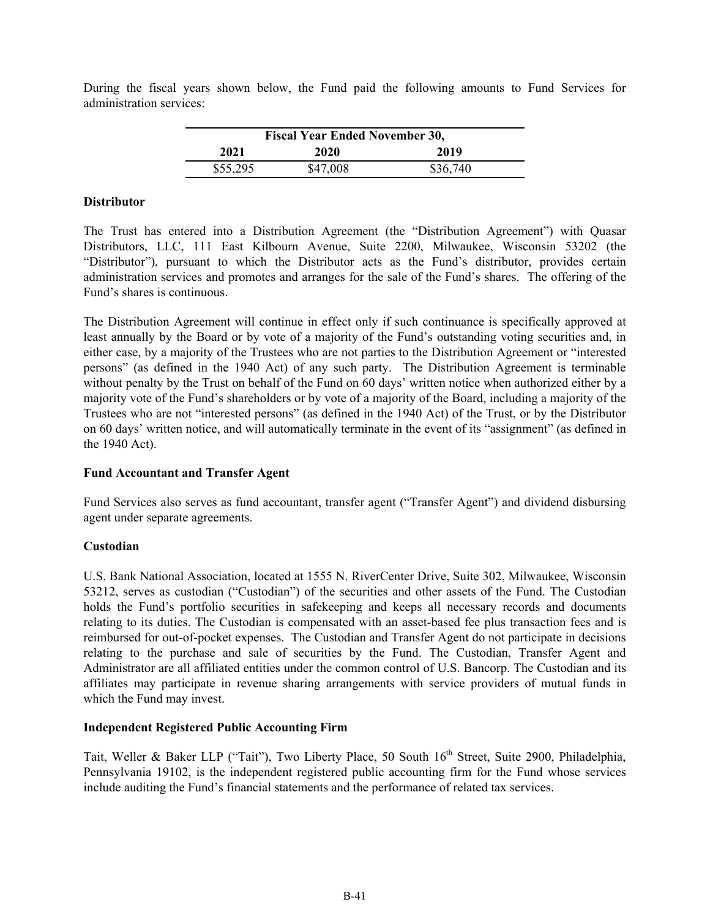During the fiscal years shown below, the Fund paid the following amounts to Fund Services for administration services:

| Fiscal Year Ended November 30, | | |
|---|---|---|
| 2021 | 2020 | 2019 |
| $55,295 | $47,008 | $36,740 |

**Distributor**

The Trust has entered into a Distribution Agreement (the "Distribution Agreement") with Quasar Distributors, LLC, 111 East Kilbourn Avenue, Suite 2200, Milwaukee, Wisconsin 53202 (the "Distributor"), pursuant to which the Distributor acts as the Fund's distributor, provides certain administration services and promotes and arranges for the sale of the Fund's shares. The offering of the Fund's shares is continuous.

The Distribution Agreement will continue in effect only if such continuance is specifically approved at least annually by the Board or by vote of a majority of the Fund's outstanding voting securities and, in either case, by a majority of the Trustees who are not parties to the Distribution Agreement or "interested persons" (as defined in the 1940 Act) of any such party. The Distribution Agreement is terminable without penalty by the Trust on behalf of the Fund on 60 days' written notice when authorized either by a majority vote of the Fund's shareholders or by vote of a majority of the Board, including a majority of the Trustees who are not "interested persons" (as defined in the 1940 Act) of the Trust, or by the Distributor on 60 days' written notice, and will automatically terminate in the event of its "assignment" (as defined in the 1940 Act).

**Fund Accountant and Transfer Agent**

Fund Services also serves as fund accountant, transfer agent ("Transfer Agent") and dividend disbursing agent under separate agreements.

**Custodian**

U.S. Bank National Association, located at 1555 N. RiverCenter Drive, Suite 302, Milwaukee, Wisconsin 53212, serves as custodian ("Custodian") of the securities and other assets of the Fund. The Custodian holds the Fund's portfolio securities in safekeeping and keeps all necessary records and documents relating to its duties. The Custodian is compensated with an asset-based fee plus transaction fees and is reimbursed for out-of-pocket expenses. The Custodian and Transfer Agent do not participate in decisions relating to the purchase and sale of securities by the Fund. The Custodian, Transfer Agent and Administrator are all affiliated entities under the common control of U.S. Bancorp. The Custodian and its affiliates may participate in revenue sharing arrangements with service providers of mutual funds in which the Fund may invest.

**Independent Registered Public Accounting Firm**

Tait, Weller & Baker LLP ("Tait"), Two Liberty Place, 50 South 16th Street, Suite 2900, Philadelphia, Pennsylvania 19102, is the independent registered public accounting firm for the Fund whose services include auditing the Fund's financial statements and the performance of related tax services.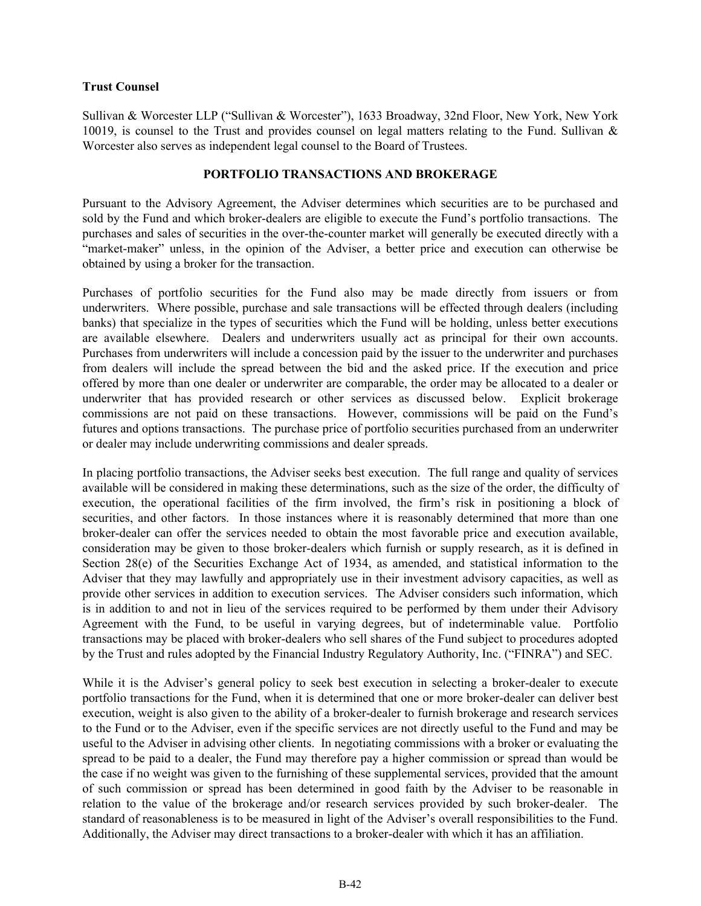**Trust Counsel**

Sullivan & Worcester LLP ("Sullivan & Worcester"), 1633 Broadway, 32nd Floor, New York, New York 10019, is counsel to the Trust and provides counsel on legal matters relating to the Fund. Sullivan & Worcester also serves as independent legal counsel to the Board of Trustees.

## PORTFOLIO TRANSACTIONS AND BROKERAGE

Pursuant to the Advisory Agreement, the Adviser determines which securities are to be purchased and sold by the Fund and which broker-dealers are eligible to execute the Fund's portfolio transactions. The purchases and sales of securities in the over-the-counter market will generally be executed directly with a "market-maker" unless, in the opinion of the Adviser, a better price and execution can otherwise be obtained by using a broker for the transaction.

Purchases of portfolio securities for the Fund also may be made directly from issuers or from underwriters. Where possible, purchase and sale transactions will be effected through dealers (including banks) that specialize in the types of securities which the Fund will be holding, unless better executions are available elsewhere. Dealers and underwriters usually act as principal for their own accounts. Purchases from underwriters will include a concession paid by the issuer to the underwriter and purchases from dealers will include the spread between the bid and the asked price. If the execution and price offered by more than one dealer or underwriter are comparable, the order may be allocated to a dealer or underwriter that has provided research or other services as discussed below. Explicit brokerage commissions are not paid on these transactions. However, commissions will be paid on the Fund's futures and options transactions. The purchase price of portfolio securities purchased from an underwriter or dealer may include underwriting commissions and dealer spreads.

In placing portfolio transactions, the Adviser seeks best execution. The full range and quality of services available will be considered in making these determinations, such as the size of the order, the difficulty of execution, the operational facilities of the firm involved, the firm's risk in positioning a block of securities, and other factors. In those instances where it is reasonably determined that more than one broker-dealer can offer the services needed to obtain the most favorable price and execution available, consideration may be given to those broker-dealers which furnish or supply research, as it is defined in Section 28(e) of the Securities Exchange Act of 1934, as amended, and statistical information to the Adviser that they may lawfully and appropriately use in their investment advisory capacities, as well as provide other services in addition to execution services. The Adviser considers such information, which is in addition to and not in lieu of the services required to be performed by them under their Advisory Agreement with the Fund, to be useful in varying degrees, but of indeterminable value. Portfolio transactions may be placed with broker-dealers who sell shares of the Fund subject to procedures adopted by the Trust and rules adopted by the Financial Industry Regulatory Authority, Inc. ("FINRA") and SEC.

While it is the Adviser's general policy to seek best execution in selecting a broker-dealer to execute portfolio transactions for the Fund, when it is determined that one or more broker-dealer can deliver best execution, weight is also given to the ability of a broker-dealer to furnish brokerage and research services to the Fund or to the Adviser, even if the specific services are not directly useful to the Fund and may be useful to the Adviser in advising other clients. In negotiating commissions with a broker or evaluating the spread to be paid to a dealer, the Fund may therefore pay a higher commission or spread than would be the case if no weight was given to the furnishing of these supplemental services, provided that the amount of such commission or spread has been determined in good faith by the Adviser to be reasonable in relation to the value of the brokerage and/or research services provided by such broker-dealer. The standard of reasonableness is to be measured in light of the Adviser's overall responsibilities to the Fund. Additionally, the Adviser may direct transactions to a broker-dealer with which it has an affiliation.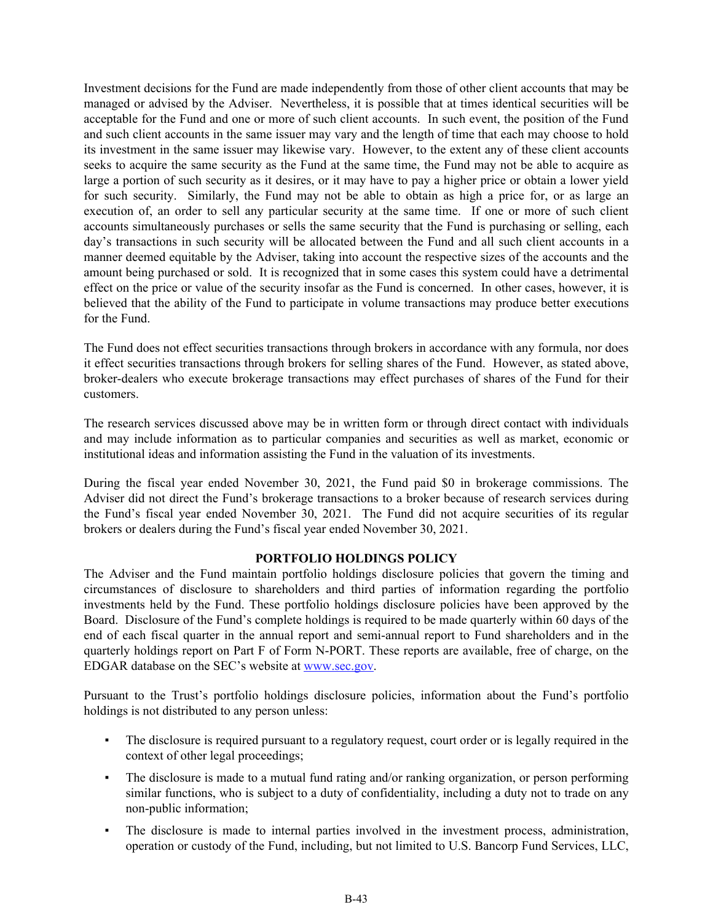Investment decisions for the Fund are made independently from those of other client accounts that may be managed or advised by the Adviser. Nevertheless, it is possible that at times identical securities will be acceptable for the Fund and one or more of such client accounts. In such event, the position of the Fund and such client accounts in the same issuer may vary and the length of time that each may choose to hold its investment in the same issuer may likewise vary. However, to the extent any of these client accounts seeks to acquire the same security as the Fund at the same time, the Fund may not be able to acquire as large a portion of such security as it desires, or it may have to pay a higher price or obtain a lower yield for such security. Similarly, the Fund may not be able to obtain as high a price for, or as large an execution of, an order to sell any particular security at the same time. If one or more of such client accounts simultaneously purchases or sells the same security that the Fund is purchasing or selling, each day's transactions in such security will be allocated between the Fund and all such client accounts in a manner deemed equitable by the Adviser, taking into account the respective sizes of the accounts and the amount being purchased or sold. It is recognized that in some cases this system could have a detrimental effect on the price or value of the security insofar as the Fund is concerned. In other cases, however, it is believed that the ability of the Fund to participate in volume transactions may produce better executions for the Fund.

The Fund does not effect securities transactions through brokers in accordance with any formula, nor does it effect securities transactions through brokers for selling shares of the Fund. However, as stated above, broker-dealers who execute brokerage transactions may effect purchases of shares of the Fund for their customers.

The research services discussed above may be in written form or through direct contact with individuals and may include information as to particular companies and securities as well as market, economic or institutional ideas and information assisting the Fund in the valuation of its investments.

During the fiscal year ended November 30, 2021, the Fund paid $0 in brokerage commissions. The Adviser did not direct the Fund's brokerage transactions to a broker because of research services during the Fund's fiscal year ended November 30, 2021. The Fund did not acquire securities of its regular brokers or dealers during the Fund's fiscal year ended November 30, 2021.

## PORTFOLIO HOLDINGS POLICY

The Adviser and the Fund maintain portfolio holdings disclosure policies that govern the timing and circumstances of disclosure to shareholders and third parties of information regarding the portfolio investments held by the Fund. These portfolio holdings disclosure policies have been approved by the Board. Disclosure of the Fund's complete holdings is required to be made quarterly within 60 days of the end of each fiscal quarter in the annual report and semi-annual report to Fund shareholders and in the quarterly holdings report on Part F of Form N-PORT. These reports are available, free of charge, on the EDGAR database on the SEC's website at www.sec.gov.

Pursuant to the Trust's portfolio holdings disclosure policies, information about the Fund's portfolio holdings is not distributed to any person unless:

- The disclosure is required pursuant to a regulatory request, court order or is legally required in the context of other legal proceedings;
- The disclosure is made to a mutual fund rating and/or ranking organization, or person performing similar functions, who is subject to a duty of confidentiality, including a duty not to trade on any non-public information;
- The disclosure is made to internal parties involved in the investment process, administration, operation or custody of the Fund, including, but not limited to U.S. Bancorp Fund Services, LLC,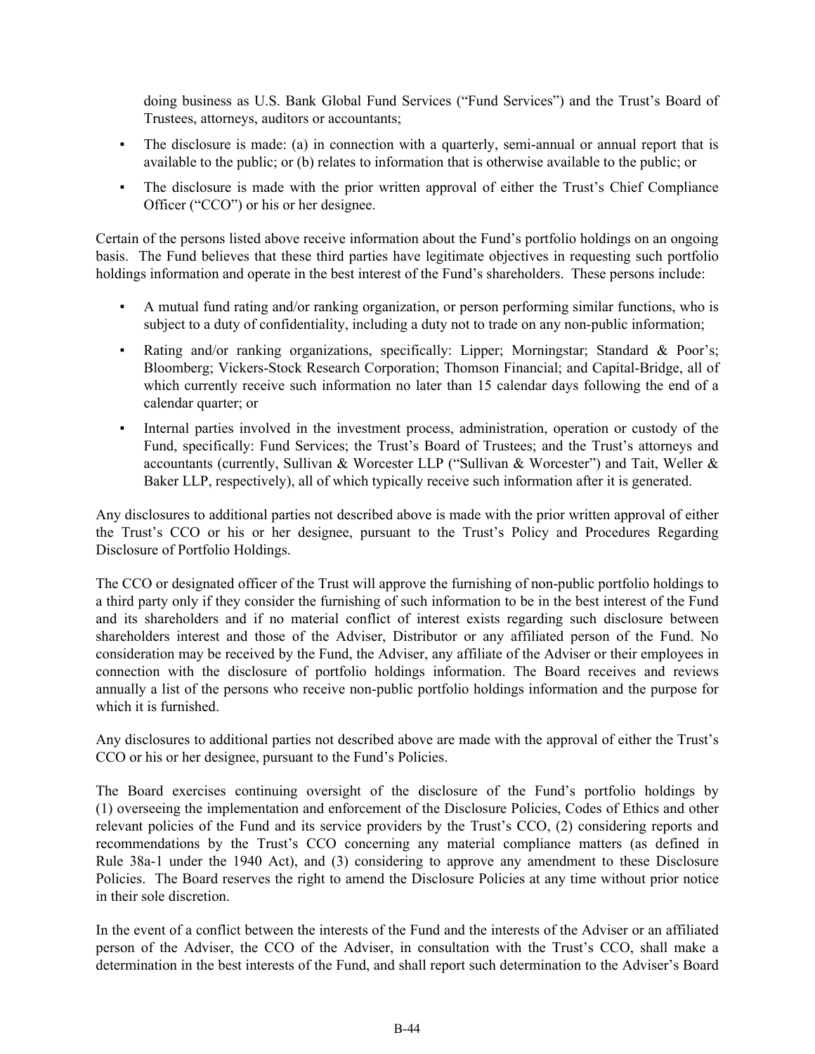doing business as U.S. Bank Global Fund Services ("Fund Services") and the Trust's Board of Trustees, attorneys, auditors or accountants;

- The disclosure is made: (a) in connection with a quarterly, semi-annual or annual report that is available to the public; or (b) relates to information that is otherwise available to the public; or
- The disclosure is made with the prior written approval of either the Trust's Chief Compliance Officer ("CCO") or his or her designee.

Certain of the persons listed above receive information about the Fund's portfolio holdings on an ongoing basis. The Fund believes that these third parties have legitimate objectives in requesting such portfolio holdings information and operate in the best interest of the Fund's shareholders. These persons include:

- A mutual fund rating and/or ranking organization, or person performing similar functions, who is subject to a duty of confidentiality, including a duty not to trade on any non-public information;
- Rating and/or ranking organizations, specifically: Lipper; Morningstar; Standard & Poor's; Bloomberg; Vickers-Stock Research Corporation; Thomson Financial; and Capital-Bridge, all of which currently receive such information no later than 15 calendar days following the end of a calendar quarter; or
- Internal parties involved in the investment process, administration, operation or custody of the Fund, specifically: Fund Services; the Trust's Board of Trustees; and the Trust's attorneys and accountants (currently, Sullivan & Worcester LLP ("Sullivan & Worcester") and Tait, Weller & Baker LLP, respectively), all of which typically receive such information after it is generated.

Any disclosures to additional parties not described above is made with the prior written approval of either the Trust's CCO or his or her designee, pursuant to the Trust's Policy and Procedures Regarding Disclosure of Portfolio Holdings.

The CCO or designated officer of the Trust will approve the furnishing of non-public portfolio holdings to a third party only if they consider the furnishing of such information to be in the best interest of the Fund and its shareholders and if no material conflict of interest exists regarding such disclosure between shareholders interest and those of the Adviser, Distributor or any affiliated person of the Fund. No consideration may be received by the Fund, the Adviser, any affiliate of the Adviser or their employees in connection with the disclosure of portfolio holdings information. The Board receives and reviews annually a list of the persons who receive non-public portfolio holdings information and the purpose for which it is furnished.

Any disclosures to additional parties not described above are made with the approval of either the Trust's CCO or his or her designee, pursuant to the Fund's Policies.

The Board exercises continuing oversight of the disclosure of the Fund's portfolio holdings by (1) overseeing the implementation and enforcement of the Disclosure Policies, Codes of Ethics and other relevant policies of the Fund and its service providers by the Trust's CCO, (2) considering reports and recommendations by the Trust's CCO concerning any material compliance matters (as defined in Rule 38a-1 under the 1940 Act), and (3) considering to approve any amendment to these Disclosure Policies. The Board reserves the right to amend the Disclosure Policies at any time without prior notice in their sole discretion.

In the event of a conflict between the interests of the Fund and the interests of the Adviser or an affiliated person of the Adviser, the CCO of the Adviser, in consultation with the Trust's CCO, shall make a determination in the best interests of the Fund, and shall report such determination to the Adviser's Board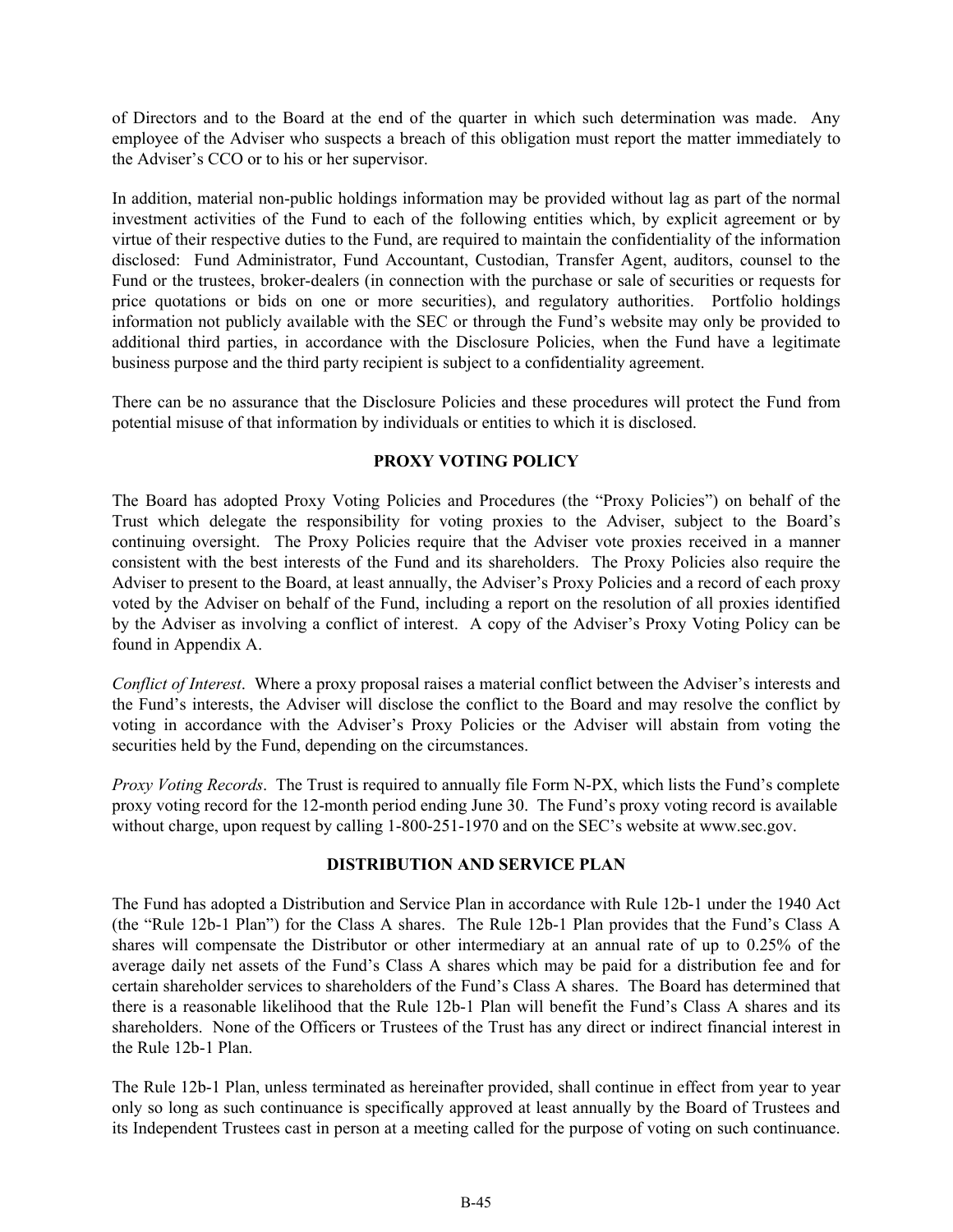of Directors and to the Board at the end of the quarter in which such determination was made. Any employee of the Adviser who suspects a breach of this obligation must report the matter immediately to the Adviser's CCO or to his or her supervisor.

In addition, material non-public holdings information may be provided without lag as part of the normal investment activities of the Fund to each of the following entities which, by explicit agreement or by virtue of their respective duties to the Fund, are required to maintain the confidentiality of the information disclosed: Fund Administrator, Fund Accountant, Custodian, Transfer Agent, auditors, counsel to the Fund or the trustees, broker-dealers (in connection with the purchase or sale of securities or requests for price quotations or bids on one or more securities), and regulatory authorities. Portfolio holdings information not publicly available with the SEC or through the Fund's website may only be provided to additional third parties, in accordance with the Disclosure Policies, when the Fund have a legitimate business purpose and the third party recipient is subject to a confidentiality agreement.

There can be no assurance that the Disclosure Policies and these procedures will protect the Fund from potential misuse of that information by individuals or entities to which it is disclosed.

## PROXY VOTING POLICY

The Board has adopted Proxy Voting Policies and Procedures (the "Proxy Policies") on behalf of the Trust which delegate the responsibility for voting proxies to the Adviser, subject to the Board's continuing oversight. The Proxy Policies require that the Adviser vote proxies received in a manner consistent with the best interests of the Fund and its shareholders. The Proxy Policies also require the Adviser to present to the Board, at least annually, the Adviser's Proxy Policies and a record of each proxy voted by the Adviser on behalf of the Fund, including a report on the resolution of all proxies identified by the Adviser as involving a conflict of interest. A copy of the Adviser's Proxy Voting Policy can be found in Appendix A.

*Conflict of Interest*. Where a proxy proposal raises a material conflict between the Adviser's interests and the Fund's interests, the Adviser will disclose the conflict to the Board and may resolve the conflict by voting in accordance with the Adviser's Proxy Policies or the Adviser will abstain from voting the securities held by the Fund, depending on the circumstances.

*Proxy Voting Records*. The Trust is required to annually file Form N-PX, which lists the Fund's complete proxy voting record for the 12-month period ending June 30. The Fund's proxy voting record is available without charge, upon request by calling 1-800-251-1970 and on the SEC's website at www.sec.gov.

## DISTRIBUTION AND SERVICE PLAN

The Fund has adopted a Distribution and Service Plan in accordance with Rule 12b-1 under the 1940 Act (the "Rule 12b-1 Plan") for the Class A shares. The Rule 12b-1 Plan provides that the Fund's Class A shares will compensate the Distributor or other intermediary at an annual rate of up to 0.25% of the average daily net assets of the Fund's Class A shares which may be paid for a distribution fee and for certain shareholder services to shareholders of the Fund's Class A shares. The Board has determined that there is a reasonable likelihood that the Rule 12b-1 Plan will benefit the Fund's Class A shares and its shareholders. None of the Officers or Trustees of the Trust has any direct or indirect financial interest in the Rule 12b-1 Plan.

The Rule 12b-1 Plan, unless terminated as hereinafter provided, shall continue in effect from year to year only so long as such continuance is specifically approved at least annually by the Board of Trustees and its Independent Trustees cast in person at a meeting called for the purpose of voting on such continuance.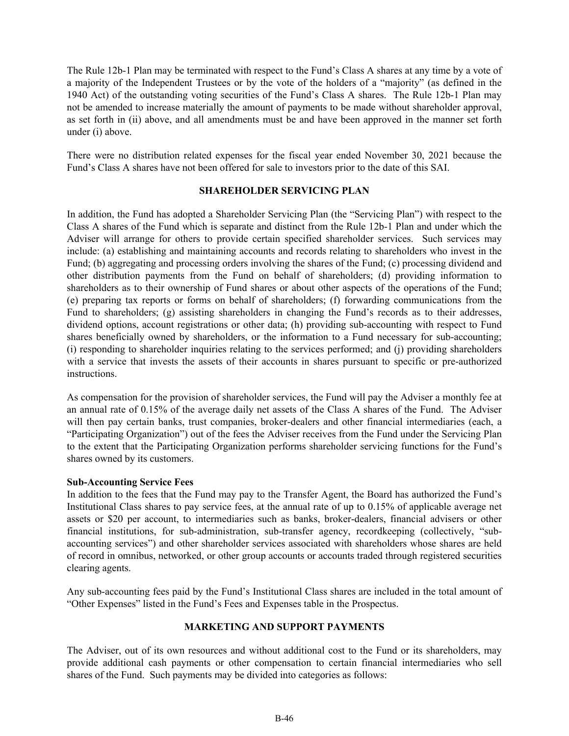The Rule 12b-1 Plan may be terminated with respect to the Fund's Class A shares at any time by a vote of a majority of the Independent Trustees or by the vote of the holders of a "majority" (as defined in the 1940 Act) of the outstanding voting securities of the Fund's Class A shares. The Rule 12b-1 Plan may not be amended to increase materially the amount of payments to be made without shareholder approval, as set forth in (ii) above, and all amendments must be and have been approved in the manner set forth under (i) above.

There were no distribution related expenses for the fiscal year ended November 30, 2021 because the Fund's Class A shares have not been offered for sale to investors prior to the date of this SAI.

## SHAREHOLDER SERVICING PLAN

In addition, the Fund has adopted a Shareholder Servicing Plan (the "Servicing Plan") with respect to the Class A shares of the Fund which is separate and distinct from the Rule 12b-1 Plan and under which the Adviser will arrange for others to provide certain specified shareholder services. Such services may include: (a) establishing and maintaining accounts and records relating to shareholders who invest in the Fund; (b) aggregating and processing orders involving the shares of the Fund; (c) processing dividend and other distribution payments from the Fund on behalf of shareholders; (d) providing information to shareholders as to their ownership of Fund shares or about other aspects of the operations of the Fund; (e) preparing tax reports or forms on behalf of shareholders; (f) forwarding communications from the Fund to shareholders; (g) assisting shareholders in changing the Fund's records as to their addresses, dividend options, account registrations or other data; (h) providing sub-accounting with respect to Fund shares beneficially owned by shareholders, or the information to a Fund necessary for sub-accounting; (i) responding to shareholder inquiries relating to the services performed; and (j) providing shareholders with a service that invests the assets of their accounts in shares pursuant to specific or pre-authorized instructions.

As compensation for the provision of shareholder services, the Fund will pay the Adviser a monthly fee at an annual rate of 0.15% of the average daily net assets of the Class A shares of the Fund. The Adviser will then pay certain banks, trust companies, broker-dealers and other financial intermediaries (each, a "Participating Organization") out of the fees the Adviser receives from the Fund under the Servicing Plan to the extent that the Participating Organization performs shareholder servicing functions for the Fund's shares owned by its customers.

**Sub-Accounting Service Fees**

In addition to the fees that the Fund may pay to the Transfer Agent, the Board has authorized the Fund's Institutional Class shares to pay service fees, at the annual rate of up to 0.15% of applicable average net assets or $20 per account, to intermediaries such as banks, broker-dealers, financial advisers or other financial institutions, for sub-administration, sub-transfer agency, recordkeeping (collectively, "sub-accounting services") and other shareholder services associated with shareholders whose shares are held of record in omnibus, networked, or other group accounts or accounts traded through registered securities clearing agents.

Any sub-accounting fees paid by the Fund's Institutional Class shares are included in the total amount of "Other Expenses" listed in the Fund's Fees and Expenses table in the Prospectus.

## MARKETING AND SUPPORT PAYMENTS

The Adviser, out of its own resources and without additional cost to the Fund or its shareholders, may provide additional cash payments or other compensation to certain financial intermediaries who sell shares of the Fund. Such payments may be divided into categories as follows: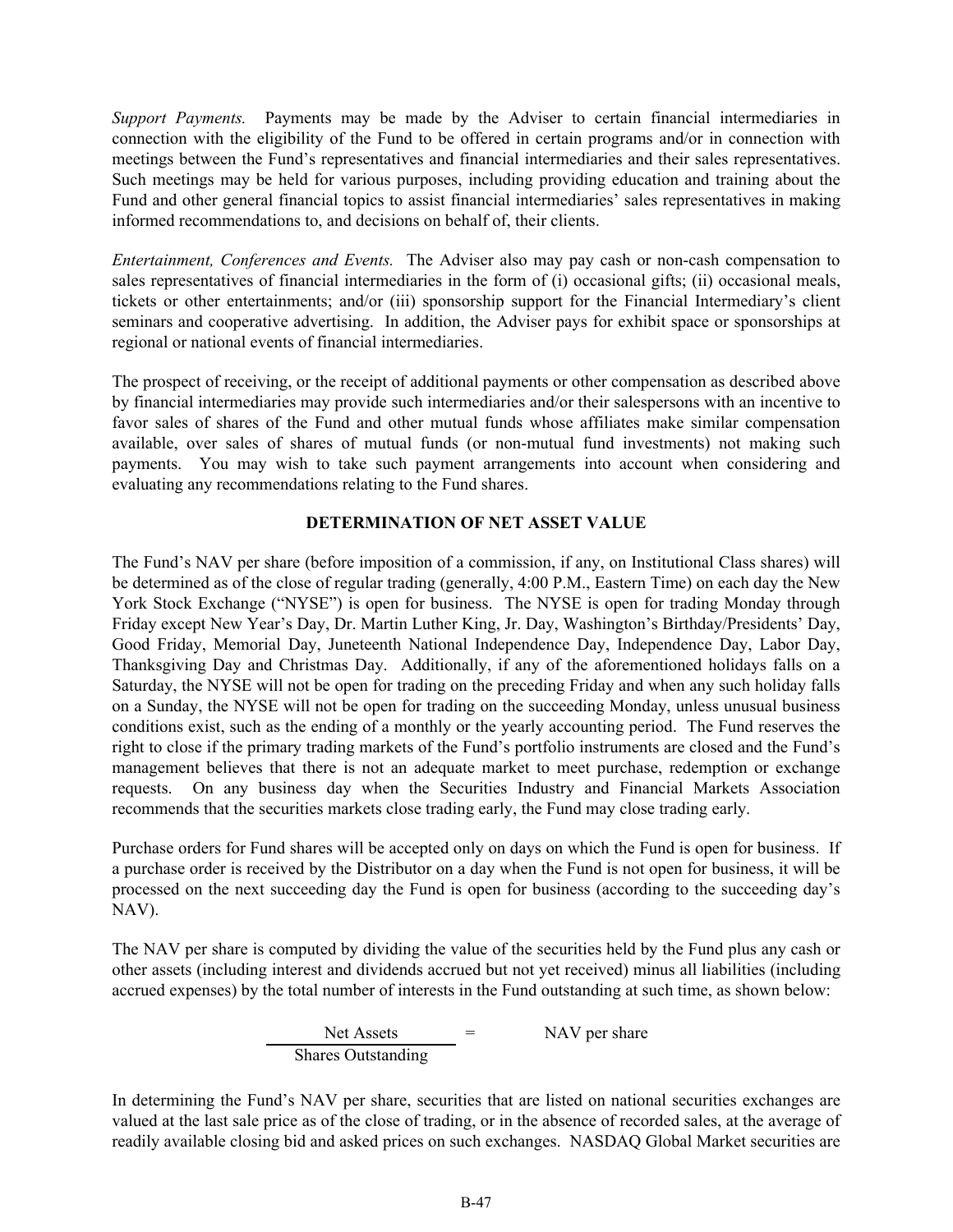*Support Payments.* Payments may be made by the Adviser to certain financial intermediaries in connection with the eligibility of the Fund to be offered in certain programs and/or in connection with meetings between the Fund's representatives and financial intermediaries and their sales representatives. Such meetings may be held for various purposes, including providing education and training about the Fund and other general financial topics to assist financial intermediaries' sales representatives in making informed recommendations to, and decisions on behalf of, their clients.

*Entertainment, Conferences and Events.* The Adviser also may pay cash or non-cash compensation to sales representatives of financial intermediaries in the form of (i) occasional gifts; (ii) occasional meals, tickets or other entertainments; and/or (iii) sponsorship support for the Financial Intermediary's client seminars and cooperative advertising. In addition, the Adviser pays for exhibit space or sponsorships at regional or national events of financial intermediaries.

The prospect of receiving, or the receipt of additional payments or other compensation as described above by financial intermediaries may provide such intermediaries and/or their salespersons with an incentive to favor sales of shares of the Fund and other mutual funds whose affiliates make similar compensation available, over sales of shares of mutual funds (or non-mutual fund investments) not making such payments. You may wish to take such payment arrangements into account when considering and evaluating any recommendations relating to the Fund shares.

## DETERMINATION OF NET ASSET VALUE

The Fund's NAV per share (before imposition of a commission, if any, on Institutional Class shares) will be determined as of the close of regular trading (generally, 4:00 P.M., Eastern Time) on each day the New York Stock Exchange ("NYSE") is open for business. The NYSE is open for trading Monday through Friday except New Year's Day, Dr. Martin Luther King, Jr. Day, Washington's Birthday/Presidents' Day, Good Friday, Memorial Day, Juneteenth National Independence Day, Independence Day, Labor Day, Thanksgiving Day and Christmas Day. Additionally, if any of the aforementioned holidays falls on a Saturday, the NYSE will not be open for trading on the preceding Friday and when any such holiday falls on a Sunday, the NYSE will not be open for trading on the succeeding Monday, unless unusual business conditions exist, such as the ending of a monthly or the yearly accounting period. The Fund reserves the right to close if the primary trading markets of the Fund's portfolio instruments are closed and the Fund's management believes that there is not an adequate market to meet purchase, redemption or exchange requests. On any business day when the Securities Industry and Financial Markets Association recommends that the securities markets close trading early, the Fund may close trading early.

Purchase orders for Fund shares will be accepted only on days on which the Fund is open for business. If a purchase order is received by the Distributor on a day when the Fund is not open for business, it will be processed on the next succeeding day the Fund is open for business (according to the succeeding day's NAV).

The NAV per share is computed by dividing the value of the securities held by the Fund plus any cash or other assets (including interest and dividends accrued but not yet received) minus all liabilities (including accrued expenses) by the total number of interests in the Fund outstanding at such time, as shown below:

$$\frac{\text{Net Assets}}{\text{Shares Outstanding}} = \text{NAV per share}$$

In determining the Fund's NAV per share, securities that are listed on national securities exchanges are valued at the last sale price as of the close of trading, or in the absence of recorded sales, at the average of readily available closing bid and asked prices on such exchanges. NASDAQ Global Market securities are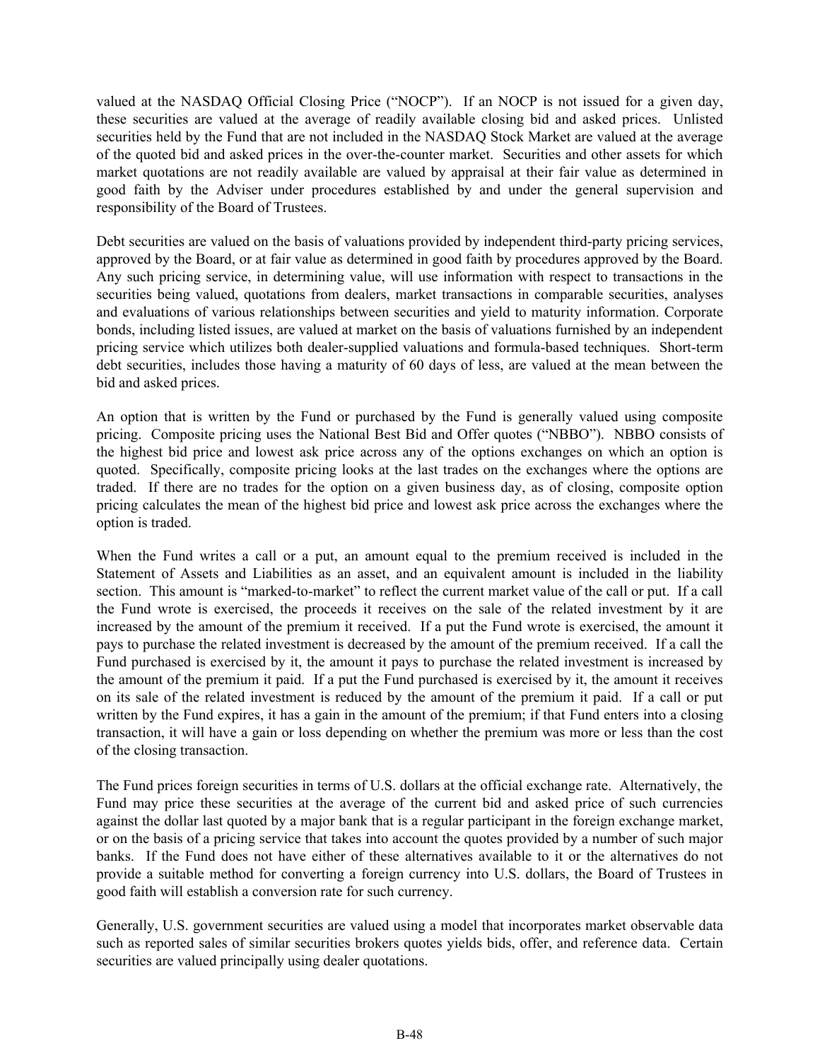valued at the NASDAQ Official Closing Price ("NOCP"). If an NOCP is not issued for a given day, these securities are valued at the average of readily available closing bid and asked prices. Unlisted securities held by the Fund that are not included in the NASDAQ Stock Market are valued at the average of the quoted bid and asked prices in the over-the-counter market. Securities and other assets for which market quotations are not readily available are valued by appraisal at their fair value as determined in good faith by the Adviser under procedures established by and under the general supervision and responsibility of the Board of Trustees.

Debt securities are valued on the basis of valuations provided by independent third-party pricing services, approved by the Board, or at fair value as determined in good faith by procedures approved by the Board. Any such pricing service, in determining value, will use information with respect to transactions in the securities being valued, quotations from dealers, market transactions in comparable securities, analyses and evaluations of various relationships between securities and yield to maturity information. Corporate bonds, including listed issues, are valued at market on the basis of valuations furnished by an independent pricing service which utilizes both dealer-supplied valuations and formula-based techniques. Short-term debt securities, includes those having a maturity of 60 days of less, are valued at the mean between the bid and asked prices.

An option that is written by the Fund or purchased by the Fund is generally valued using composite pricing. Composite pricing uses the National Best Bid and Offer quotes ("NBBO"). NBBO consists of the highest bid price and lowest ask price across any of the options exchanges on which an option is quoted. Specifically, composite pricing looks at the last trades on the exchanges where the options are traded. If there are no trades for the option on a given business day, as of closing, composite option pricing calculates the mean of the highest bid price and lowest ask price across the exchanges where the option is traded.

When the Fund writes a call or a put, an amount equal to the premium received is included in the Statement of Assets and Liabilities as an asset, and an equivalent amount is included in the liability section. This amount is "marked-to-market" to reflect the current market value of the call or put. If a call the Fund wrote is exercised, the proceeds it receives on the sale of the related investment by it are increased by the amount of the premium it received. If a put the Fund wrote is exercised, the amount it pays to purchase the related investment is decreased by the amount of the premium received. If a call the Fund purchased is exercised by it, the amount it pays to purchase the related investment is increased by the amount of the premium it paid. If a put the Fund purchased is exercised by it, the amount it receives on its sale of the related investment is reduced by the amount of the premium it paid. If a call or put written by the Fund expires, it has a gain in the amount of the premium; if that Fund enters into a closing transaction, it will have a gain or loss depending on whether the premium was more or less than the cost of the closing transaction.

The Fund prices foreign securities in terms of U.S. dollars at the official exchange rate. Alternatively, the Fund may price these securities at the average of the current bid and asked price of such currencies against the dollar last quoted by a major bank that is a regular participant in the foreign exchange market, or on the basis of a pricing service that takes into account the quotes provided by a number of such major banks. If the Fund does not have either of these alternatives available to it or the alternatives do not provide a suitable method for converting a foreign currency into U.S. dollars, the Board of Trustees in good faith will establish a conversion rate for such currency.

Generally, U.S. government securities are valued using a model that incorporates market observable data such as reported sales of similar securities brokers quotes yields bids, offer, and reference data. Certain securities are valued principally using dealer quotations.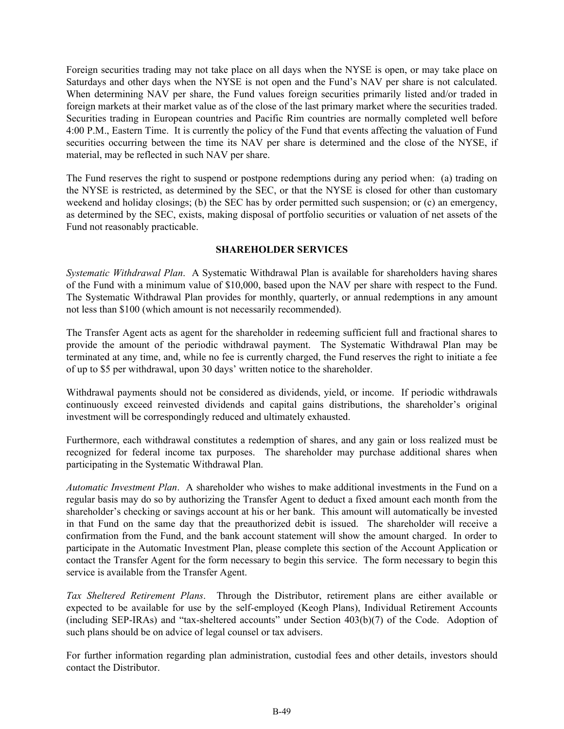Foreign securities trading may not take place on all days when the NYSE is open, or may take place on Saturdays and other days when the NYSE is not open and the Fund's NAV per share is not calculated. When determining NAV per share, the Fund values foreign securities primarily listed and/or traded in foreign markets at their market value as of the close of the last primary market where the securities traded. Securities trading in European countries and Pacific Rim countries are normally completed well before 4:00 P.M., Eastern Time. It is currently the policy of the Fund that events affecting the valuation of Fund securities occurring between the time its NAV per share is determined and the close of the NYSE, if material, may be reflected in such NAV per share.

The Fund reserves the right to suspend or postpone redemptions during any period when: (a) trading on the NYSE is restricted, as determined by the SEC, or that the NYSE is closed for other than customary weekend and holiday closings; (b) the SEC has by order permitted such suspension; or (c) an emergency, as determined by the SEC, exists, making disposal of portfolio securities or valuation of net assets of the Fund not reasonably practicable.

## SHAREHOLDER SERVICES

*Systematic Withdrawal Plan*. A Systematic Withdrawal Plan is available for shareholders having shares of the Fund with a minimum value of $10,000, based upon the NAV per share with respect to the Fund. The Systematic Withdrawal Plan provides for monthly, quarterly, or annual redemptions in any amount not less than $100 (which amount is not necessarily recommended).

The Transfer Agent acts as agent for the shareholder in redeeming sufficient full and fractional shares to provide the amount of the periodic withdrawal payment. The Systematic Withdrawal Plan may be terminated at any time, and, while no fee is currently charged, the Fund reserves the right to initiate a fee of up to $5 per withdrawal, upon 30 days' written notice to the shareholder.

Withdrawal payments should not be considered as dividends, yield, or income. If periodic withdrawals continuously exceed reinvested dividends and capital gains distributions, the shareholder's original investment will be correspondingly reduced and ultimately exhausted.

Furthermore, each withdrawal constitutes a redemption of shares, and any gain or loss realized must be recognized for federal income tax purposes. The shareholder may purchase additional shares when participating in the Systematic Withdrawal Plan.

*Automatic Investment Plan*. A shareholder who wishes to make additional investments in the Fund on a regular basis may do so by authorizing the Transfer Agent to deduct a fixed amount each month from the shareholder's checking or savings account at his or her bank. This amount will automatically be invested in that Fund on the same day that the preauthorized debit is issued. The shareholder will receive a confirmation from the Fund, and the bank account statement will show the amount charged. In order to participate in the Automatic Investment Plan, please complete this section of the Account Application or contact the Transfer Agent for the form necessary to begin this service. The form necessary to begin this service is available from the Transfer Agent.

*Tax Sheltered Retirement Plans*. Through the Distributor, retirement plans are either available or expected to be available for use by the self-employed (Keogh Plans), Individual Retirement Accounts (including SEP-IRAs) and "tax-sheltered accounts" under Section 403(b)(7) of the Code. Adoption of such plans should be on advice of legal counsel or tax advisers.

For further information regarding plan administration, custodial fees and other details, investors should contact the Distributor.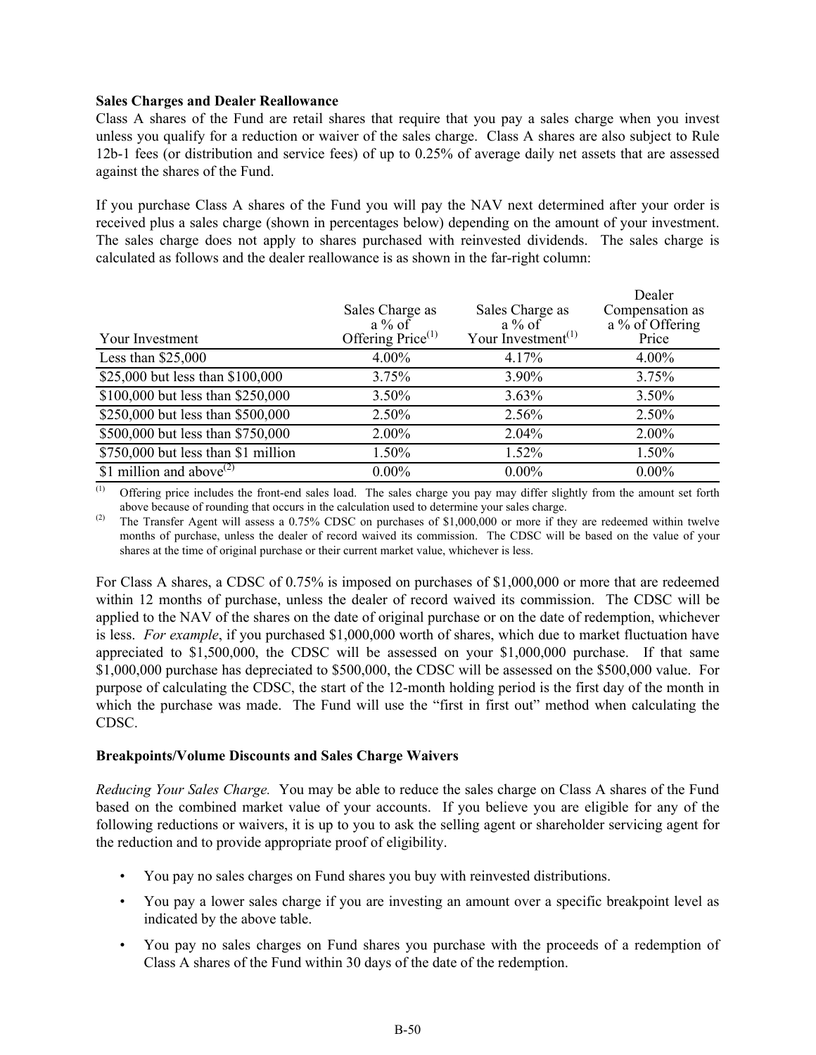**Sales Charges and Dealer Reallowance**

Class A shares of the Fund are retail shares that require that you pay a sales charge when you invest unless you qualify for a reduction or waiver of the sales charge. Class A shares are also subject to Rule 12b-1 fees (or distribution and service fees) of up to 0.25% of average daily net assets that are assessed against the shares of the Fund.

If you purchase Class A shares of the Fund you will pay the NAV next determined after your order is received plus a sales charge (shown in percentages below) depending on the amount of your investment. The sales charge does not apply to shares purchased with reinvested dividends. The sales charge is calculated as follows and the dealer reallowance is as shown in the far-right column:

| Your Investment | Sales Charge as a % of Offering Price[(1)] | Sales Charge as a % of Your Investment[(1)] | Dealer Compensation as a % of Offering Price |
|---|---|---|---|
| Less than $25,000 | 4.00% | 4.17% | 4.00% |
| $25,000 but less than $100,000 | 3.75% | 3.90% | 3.75% |
| $100,000 but less than $250,000 | 3.50% | 3.63% | 3.50% |
| $250,000 but less than $500,000 | 2.50% | 2.56% | 2.50% |
| $500,000 but less than $750,000 | 2.00% | 2.04% | 2.00% |
| $750,000 but less than $1 million | 1.50% | 1.52% | 1.50% |
| $1 million and above[(2)] | 0.00% | 0.00% | 0.00% |

(1) Offering price includes the front-end sales load. The sales charge you pay may differ slightly from the amount set forth above because of rounding that occurs in the calculation used to determine your sales charge.

(2) The Transfer Agent will assess a 0.75% CDSC on purchases of $1,000,000 or more if they are redeemed within twelve months of purchase, unless the dealer of record waived its commission. The CDSC will be based on the value of your shares at the time of original purchase or their current market value, whichever is less.

For Class A shares, a CDSC of 0.75% is imposed on purchases of $1,000,000 or more that are redeemed within 12 months of purchase, unless the dealer of record waived its commission. The CDSC will be applied to the NAV of the shares on the date of original purchase or on the date of redemption, whichever is less. *For example*, if you purchased $1,000,000 worth of shares, which due to market fluctuation have appreciated to $1,500,000, the CDSC will be assessed on your $1,000,000 purchase. If that same $1,000,000 purchase has depreciated to $500,000, the CDSC will be assessed on the $500,000 value. For purpose of calculating the CDSC, the start of the 12-month holding period is the first day of the month in which the purchase was made. The Fund will use the "first in first out" method when calculating the CDSC.

**Breakpoints/Volume Discounts and Sales Charge Waivers**

*Reducing Your Sales Charge.* You may be able to reduce the sales charge on Class A shares of the Fund based on the combined market value of your accounts. If you believe you are eligible for any of the following reductions or waivers, it is up to you to ask the selling agent or shareholder servicing agent for the reduction and to provide appropriate proof of eligibility.

- You pay no sales charges on Fund shares you buy with reinvested distributions.
- You pay a lower sales charge if you are investing an amount over a specific breakpoint level as indicated by the above table.
- You pay no sales charges on Fund shares you purchase with the proceeds of a redemption of Class A shares of the Fund within 30 days of the date of the redemption.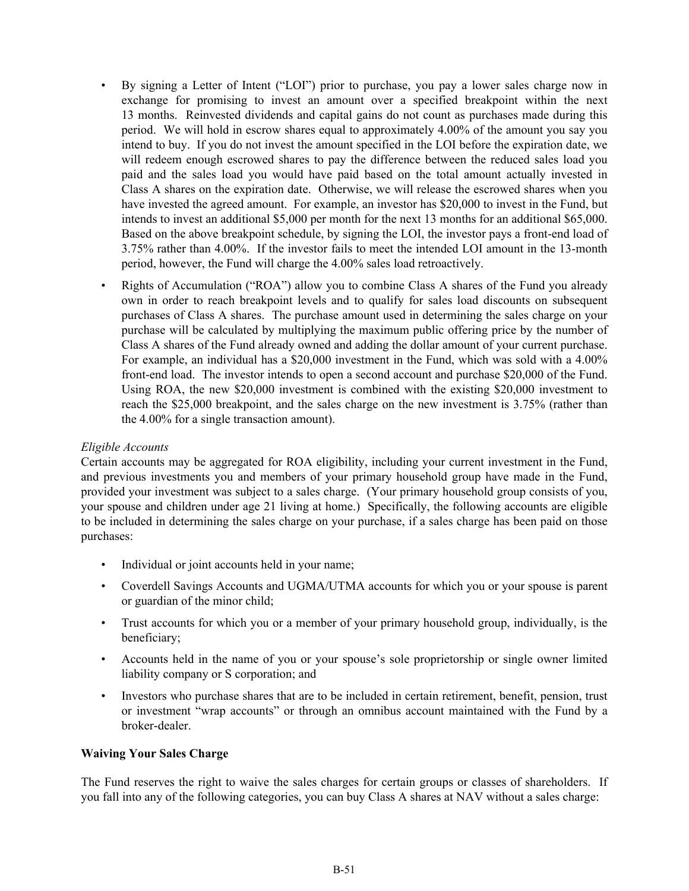- By signing a Letter of Intent ("LOI") prior to purchase, you pay a lower sales charge now in exchange for promising to invest an amount over a specified breakpoint within the next 13 months. Reinvested dividends and capital gains do not count as purchases made during this period. We will hold in escrow shares equal to approximately 4.00% of the amount you say you intend to buy. If you do not invest the amount specified in the LOI before the expiration date, we will redeem enough escrowed shares to pay the difference between the reduced sales load you paid and the sales load you would have paid based on the total amount actually invested in Class A shares on the expiration date. Otherwise, we will release the escrowed shares when you have invested the agreed amount. For example, an investor has $20,000 to invest in the Fund, but intends to invest an additional $5,000 per month for the next 13 months for an additional $65,000. Based on the above breakpoint schedule, by signing the LOI, the investor pays a front-end load of 3.75% rather than 4.00%. If the investor fails to meet the intended LOI amount in the 13-month period, however, the Fund will charge the 4.00% sales load retroactively.
- Rights of Accumulation ("ROA") allow you to combine Class A shares of the Fund you already own in order to reach breakpoint levels and to qualify for sales load discounts on subsequent purchases of Class A shares. The purchase amount used in determining the sales charge on your purchase will be calculated by multiplying the maximum public offering price by the number of Class A shares of the Fund already owned and adding the dollar amount of your current purchase. For example, an individual has a $20,000 investment in the Fund, which was sold with a 4.00% front-end load. The investor intends to open a second account and purchase $20,000 of the Fund. Using ROA, the new $20,000 investment is combined with the existing $20,000 investment to reach the $25,000 breakpoint, and the sales charge on the new investment is 3.75% (rather than the 4.00% for a single transaction amount).

*Eligible Accounts*
Certain accounts may be aggregated for ROA eligibility, including your current investment in the Fund, and previous investments you and members of your primary household group have made in the Fund, provided your investment was subject to a sales charge. (Your primary household group consists of you, your spouse and children under age 21 living at home.) Specifically, the following accounts are eligible to be included in determining the sales charge on your purchase, if a sales charge has been paid on those purchases:

- Individual or joint accounts held in your name;
- Coverdell Savings Accounts and UGMA/UTMA accounts for which you or your spouse is parent or guardian of the minor child;
- Trust accounts for which you or a member of your primary household group, individually, is the beneficiary;
- Accounts held in the name of you or your spouse's sole proprietorship or single owner limited liability company or S corporation; and
- Investors who purchase shares that are to be included in certain retirement, benefit, pension, trust or investment "wrap accounts" or through an omnibus account maintained with the Fund by a broker-dealer.

**Waiving Your Sales Charge**

The Fund reserves the right to waive the sales charges for certain groups or classes of shareholders. If you fall into any of the following categories, you can buy Class A shares at NAV without a sales charge: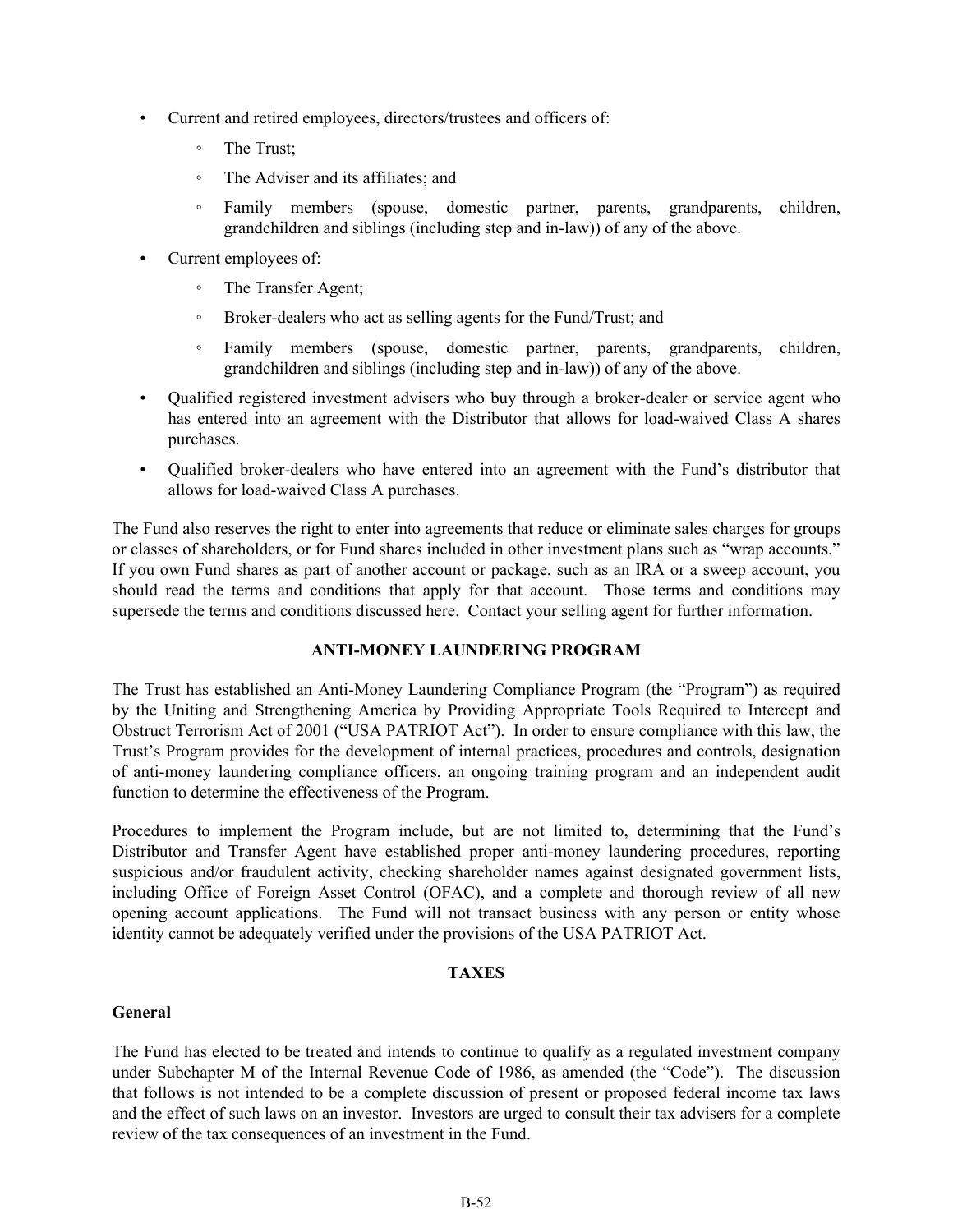- Current and retired employees, directors/trustees and officers of:
  - The Trust;
  - The Adviser and its affiliates; and
  - Family members (spouse, domestic partner, parents, grandparents, children, grandchildren and siblings (including step and in-law)) of any of the above.
- Current employees of:
  - The Transfer Agent;
  - Broker-dealers who act as selling agents for the Fund/Trust; and
  - Family members (spouse, domestic partner, parents, grandparents, children, grandchildren and siblings (including step and in-law)) of any of the above.
- Qualified registered investment advisers who buy through a broker-dealer or service agent who has entered into an agreement with the Distributor that allows for load-waived Class A shares purchases.
- Qualified broker-dealers who have entered into an agreement with the Fund's distributor that allows for load-waived Class A purchases.

The Fund also reserves the right to enter into agreements that reduce or eliminate sales charges for groups or classes of shareholders, or for Fund shares included in other investment plans such as "wrap accounts." If you own Fund shares as part of another account or package, such as an IRA or a sweep account, you should read the terms and conditions that apply for that account. Those terms and conditions may supersede the terms and conditions discussed here. Contact your selling agent for further information.

## ANTI-MONEY LAUNDERING PROGRAM

The Trust has established an Anti-Money Laundering Compliance Program (the "Program") as required by the Uniting and Strengthening America by Providing Appropriate Tools Required to Intercept and Obstruct Terrorism Act of 2001 ("USA PATRIOT Act"). In order to ensure compliance with this law, the Trust's Program provides for the development of internal practices, procedures and controls, designation of anti-money laundering compliance officers, an ongoing training program and an independent audit function to determine the effectiveness of the Program.

Procedures to implement the Program include, but are not limited to, determining that the Fund's Distributor and Transfer Agent have established proper anti-money laundering procedures, reporting suspicious and/or fraudulent activity, checking shareholder names against designated government lists, including Office of Foreign Asset Control (OFAC), and a complete and thorough review of all new opening account applications. The Fund will not transact business with any person or entity whose identity cannot be adequately verified under the provisions of the USA PATRIOT Act.

## TAXES

### General

The Fund has elected to be treated and intends to continue to qualify as a regulated investment company under Subchapter M of the Internal Revenue Code of 1986, as amended (the "Code"). The discussion that follows is not intended to be a complete discussion of present or proposed federal income tax laws and the effect of such laws on an investor. Investors are urged to consult their tax advisers for a complete review of the tax consequences of an investment in the Fund.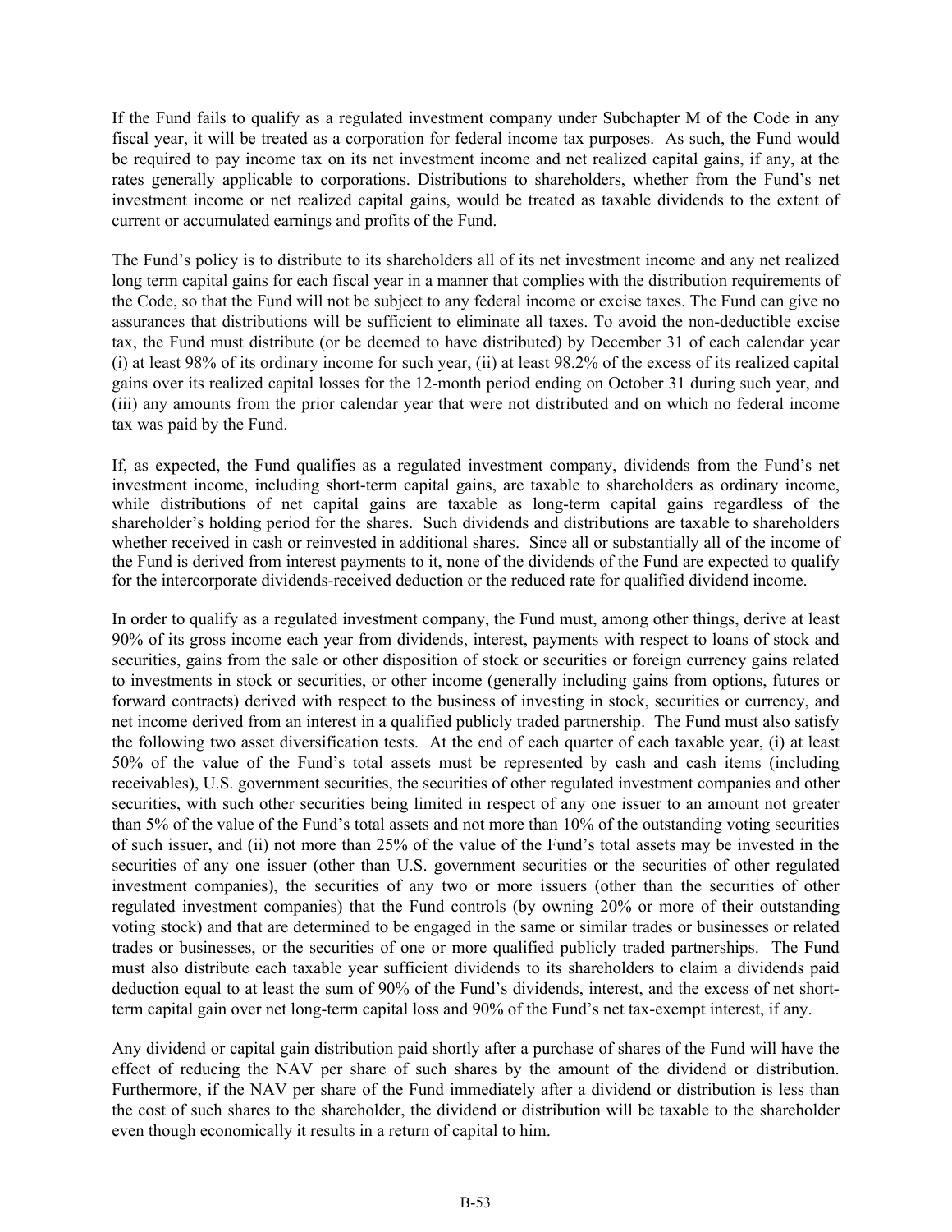If the Fund fails to qualify as a regulated investment company under Subchapter M of the Code in any fiscal year, it will be treated as a corporation for federal income tax purposes. As such, the Fund would be required to pay income tax on its net investment income and net realized capital gains, if any, at the rates generally applicable to corporations. Distributions to shareholders, whether from the Fund's net investment income or net realized capital gains, would be treated as taxable dividends to the extent of current or accumulated earnings and profits of the Fund.

The Fund's policy is to distribute to its shareholders all of its net investment income and any net realized long term capital gains for each fiscal year in a manner that complies with the distribution requirements of the Code, so that the Fund will not be subject to any federal income or excise taxes. The Fund can give no assurances that distributions will be sufficient to eliminate all taxes. To avoid the non-deductible excise tax, the Fund must distribute (or be deemed to have distributed) by December 31 of each calendar year (i) at least 98% of its ordinary income for such year, (ii) at least 98.2% of the excess of its realized capital gains over its realized capital losses for the 12-month period ending on October 31 during such year, and (iii) any amounts from the prior calendar year that were not distributed and on which no federal income tax was paid by the Fund.

If, as expected, the Fund qualifies as a regulated investment company, dividends from the Fund's net investment income, including short-term capital gains, are taxable to shareholders as ordinary income, while distributions of net capital gains are taxable as long-term capital gains regardless of the shareholder's holding period for the shares. Such dividends and distributions are taxable to shareholders whether received in cash or reinvested in additional shares. Since all or substantially all of the income of the Fund is derived from interest payments to it, none of the dividends of the Fund are expected to qualify for the intercorporate dividends-received deduction or the reduced rate for qualified dividend income.

In order to qualify as a regulated investment company, the Fund must, among other things, derive at least 90% of its gross income each year from dividends, interest, payments with respect to loans of stock and securities, gains from the sale or other disposition of stock or securities or foreign currency gains related to investments in stock or securities, or other income (generally including gains from options, futures or forward contracts) derived with respect to the business of investing in stock, securities or currency, and net income derived from an interest in a qualified publicly traded partnership. The Fund must also satisfy the following two asset diversification tests. At the end of each quarter of each taxable year, (i) at least 50% of the value of the Fund's total assets must be represented by cash and cash items (including receivables), U.S. government securities, the securities of other regulated investment companies and other securities, with such other securities being limited in respect of any one issuer to an amount not greater than 5% of the value of the Fund's total assets and not more than 10% of the outstanding voting securities of such issuer, and (ii) not more than 25% of the value of the Fund's total assets may be invested in the securities of any one issuer (other than U.S. government securities or the securities of other regulated investment companies), the securities of any two or more issuers (other than the securities of other regulated investment companies) that the Fund controls (by owning 20% or more of their outstanding voting stock) and that are determined to be engaged in the same or similar trades or businesses or related trades or businesses, or the securities of one or more qualified publicly traded partnerships. The Fund must also distribute each taxable year sufficient dividends to its shareholders to claim a dividends paid deduction equal to at least the sum of 90% of the Fund's dividends, interest, and the excess of net short-term capital gain over net long-term capital loss and 90% of the Fund's net tax-exempt interest, if any.

Any dividend or capital gain distribution paid shortly after a purchase of shares of the Fund will have the effect of reducing the NAV per share of such shares by the amount of the dividend or distribution. Furthermore, if the NAV per share of the Fund immediately after a dividend or distribution is less than the cost of such shares to the shareholder, the dividend or distribution will be taxable to the shareholder even though economically it results in a return of capital to him.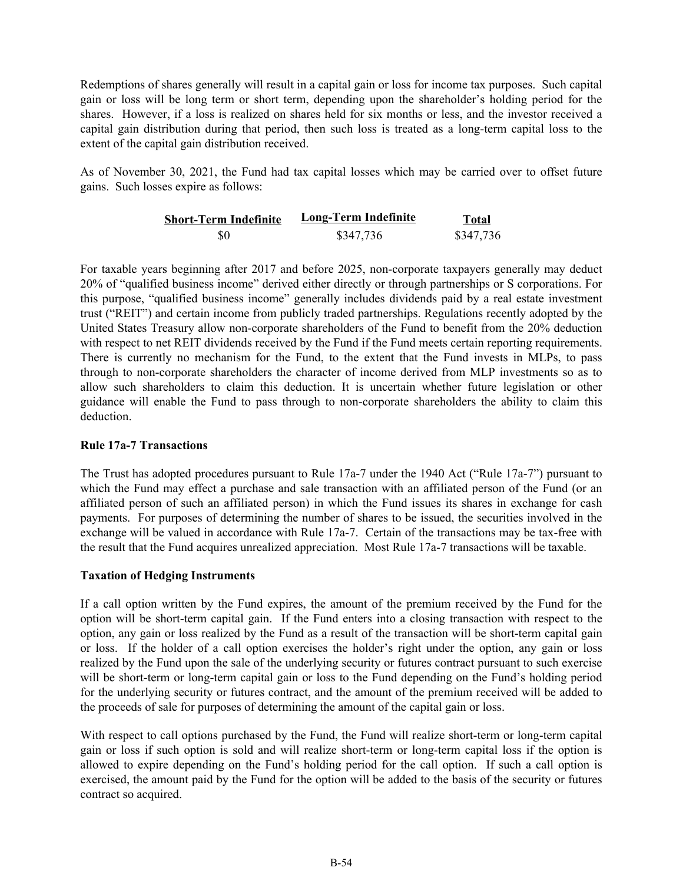Redemptions of shares generally will result in a capital gain or loss for income tax purposes. Such capital gain or loss will be long term or short term, depending upon the shareholder's holding period for the shares. However, if a loss is realized on shares held for six months or less, and the investor received a capital gain distribution during that period, then such loss is treated as a long-term capital loss to the extent of the capital gain distribution received.

As of November 30, 2021, the Fund had tax capital losses which may be carried over to offset future gains. Such losses expire as follows:

| Short-Term Indefinite | Long-Term Indefinite | Total |
|---|---|---|
| $0 | $347,736 | $347,736 |

For taxable years beginning after 2017 and before 2025, non-corporate taxpayers generally may deduct 20% of "qualified business income" derived either directly or through partnerships or S corporations. For this purpose, "qualified business income" generally includes dividends paid by a real estate investment trust ("REIT") and certain income from publicly traded partnerships. Regulations recently adopted by the United States Treasury allow non-corporate shareholders of the Fund to benefit from the 20% deduction with respect to net REIT dividends received by the Fund if the Fund meets certain reporting requirements. There is currently no mechanism for the Fund, to the extent that the Fund invests in MLPs, to pass through to non-corporate shareholders the character of income derived from MLP investments so as to allow such shareholders to claim this deduction. It is uncertain whether future legislation or other guidance will enable the Fund to pass through to non-corporate shareholders the ability to claim this deduction.

**Rule 17a-7 Transactions**

The Trust has adopted procedures pursuant to Rule 17a-7 under the 1940 Act ("Rule 17a-7") pursuant to which the Fund may effect a purchase and sale transaction with an affiliated person of the Fund (or an affiliated person of such an affiliated person) in which the Fund issues its shares in exchange for cash payments. For purposes of determining the number of shares to be issued, the securities involved in the exchange will be valued in accordance with Rule 17a-7. Certain of the transactions may be tax-free with the result that the Fund acquires unrealized appreciation. Most Rule 17a-7 transactions will be taxable.

**Taxation of Hedging Instruments**

If a call option written by the Fund expires, the amount of the premium received by the Fund for the option will be short-term capital gain. If the Fund enters into a closing transaction with respect to the option, any gain or loss realized by the Fund as a result of the transaction will be short-term capital gain or loss. If the holder of a call option exercises the holder's right under the option, any gain or loss realized by the Fund upon the sale of the underlying security or futures contract pursuant to such exercise will be short-term or long-term capital gain or loss to the Fund depending on the Fund's holding period for the underlying security or futures contract, and the amount of the premium received will be added to the proceeds of sale for purposes of determining the amount of the capital gain or loss.

With respect to call options purchased by the Fund, the Fund will realize short-term or long-term capital gain or loss if such option is sold and will realize short-term or long-term capital loss if the option is allowed to expire depending on the Fund's holding period for the call option. If such a call option is exercised, the amount paid by the Fund for the option will be added to the basis of the security or futures contract so acquired.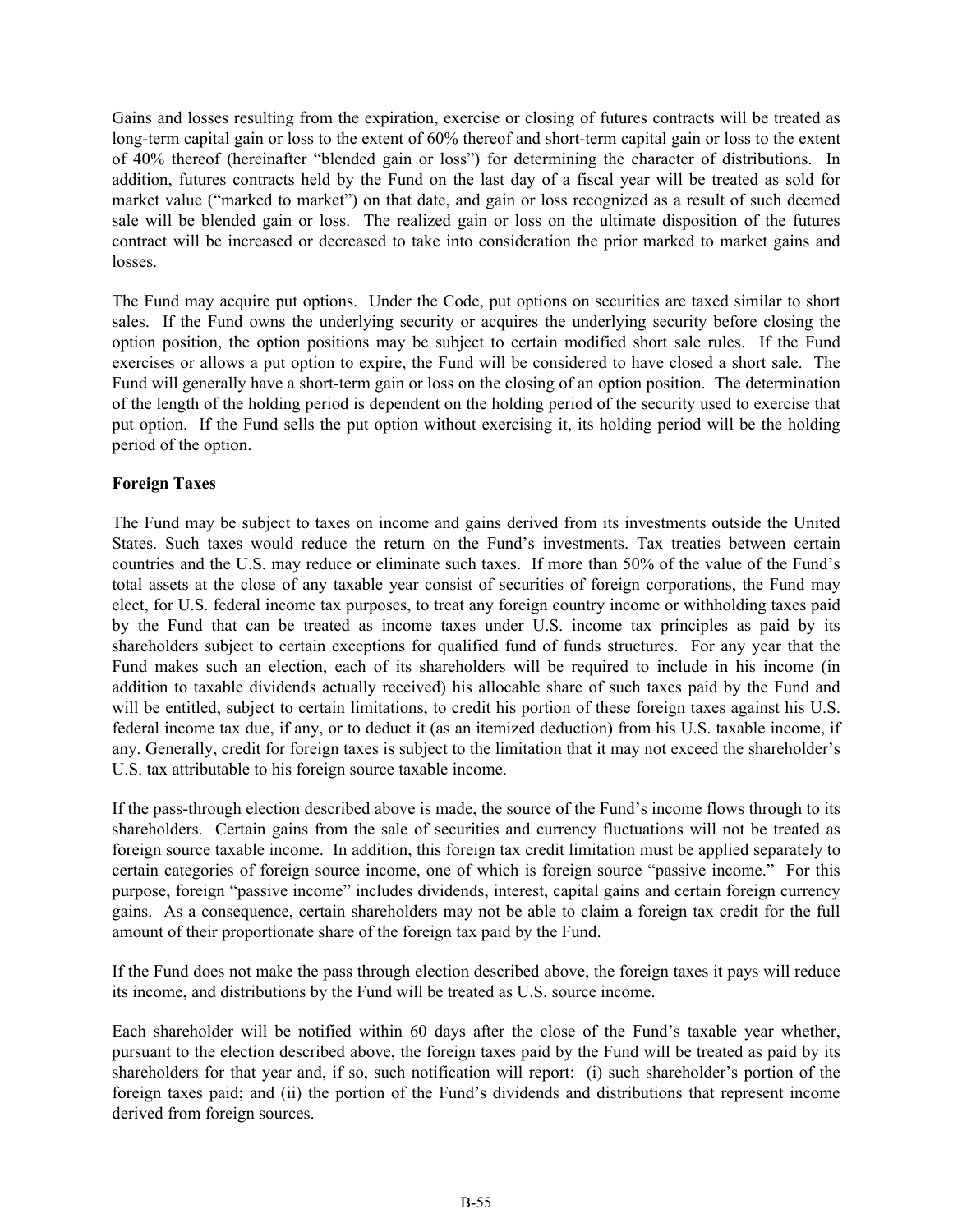Gains and losses resulting from the expiration, exercise or closing of futures contracts will be treated as long-term capital gain or loss to the extent of 60% thereof and short-term capital gain or loss to the extent of 40% thereof (hereinafter "blended gain or loss") for determining the character of distributions. In addition, futures contracts held by the Fund on the last day of a fiscal year will be treated as sold for market value ("marked to market") on that date, and gain or loss recognized as a result of such deemed sale will be blended gain or loss. The realized gain or loss on the ultimate disposition of the futures contract will be increased or decreased to take into consideration the prior marked to market gains and losses.

The Fund may acquire put options. Under the Code, put options on securities are taxed similar to short sales. If the Fund owns the underlying security or acquires the underlying security before closing the option position, the option positions may be subject to certain modified short sale rules. If the Fund exercises or allows a put option to expire, the Fund will be considered to have closed a short sale. The Fund will generally have a short-term gain or loss on the closing of an option position. The determination of the length of the holding period is dependent on the holding period of the security used to exercise that put option. If the Fund sells the put option without exercising it, its holding period will be the holding period of the option.

**Foreign Taxes**

The Fund may be subject to taxes on income and gains derived from its investments outside the United States. Such taxes would reduce the return on the Fund's investments. Tax treaties between certain countries and the U.S. may reduce or eliminate such taxes. If more than 50% of the value of the Fund's total assets at the close of any taxable year consist of securities of foreign corporations, the Fund may elect, for U.S. federal income tax purposes, to treat any foreign country income or withholding taxes paid by the Fund that can be treated as income taxes under U.S. income tax principles as paid by its shareholders subject to certain exceptions for qualified fund of funds structures. For any year that the Fund makes such an election, each of its shareholders will be required to include in his income (in addition to taxable dividends actually received) his allocable share of such taxes paid by the Fund and will be entitled, subject to certain limitations, to credit his portion of these foreign taxes against his U.S. federal income tax due, if any, or to deduct it (as an itemized deduction) from his U.S. taxable income, if any. Generally, credit for foreign taxes is subject to the limitation that it may not exceed the shareholder's U.S. tax attributable to his foreign source taxable income.

If the pass-through election described above is made, the source of the Fund's income flows through to its shareholders. Certain gains from the sale of securities and currency fluctuations will not be treated as foreign source taxable income. In addition, this foreign tax credit limitation must be applied separately to certain categories of foreign source income, one of which is foreign source "passive income." For this purpose, foreign "passive income" includes dividends, interest, capital gains and certain foreign currency gains. As a consequence, certain shareholders may not be able to claim a foreign tax credit for the full amount of their proportionate share of the foreign tax paid by the Fund.

If the Fund does not make the pass through election described above, the foreign taxes it pays will reduce its income, and distributions by the Fund will be treated as U.S. source income.

Each shareholder will be notified within 60 days after the close of the Fund's taxable year whether, pursuant to the election described above, the foreign taxes paid by the Fund will be treated as paid by its shareholders for that year and, if so, such notification will report: (i) such shareholder's portion of the foreign taxes paid; and (ii) the portion of the Fund's dividends and distributions that represent income derived from foreign sources.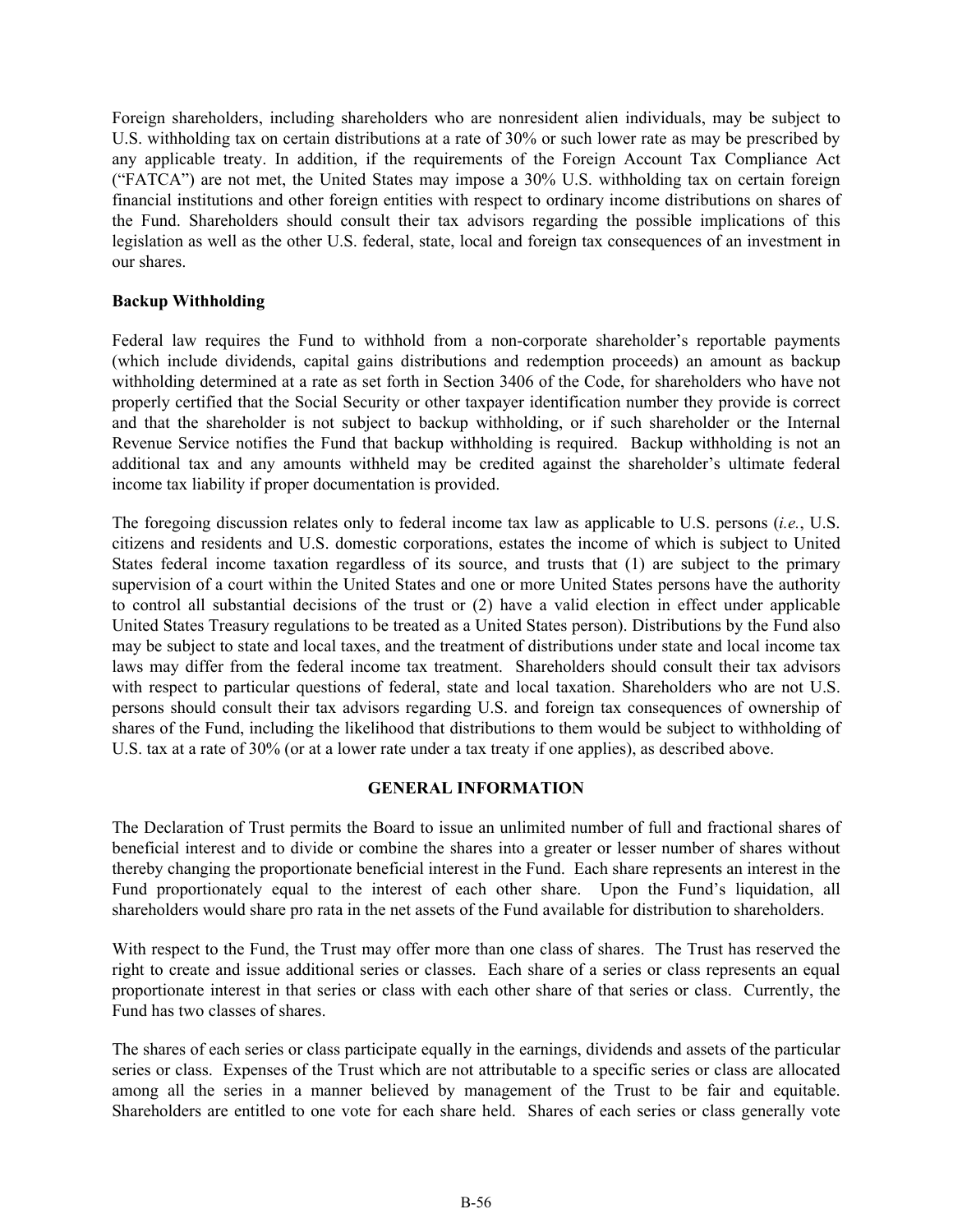Foreign shareholders, including shareholders who are nonresident alien individuals, may be subject to U.S. withholding tax on certain distributions at a rate of 30% or such lower rate as may be prescribed by any applicable treaty. In addition, if the requirements of the Foreign Account Tax Compliance Act ("FATCA") are not met, the United States may impose a 30% U.S. withholding tax on certain foreign financial institutions and other foreign entities with respect to ordinary income distributions on shares of the Fund. Shareholders should consult their tax advisors regarding the possible implications of this legislation as well as the other U.S. federal, state, local and foreign tax consequences of an investment in our shares.

**Backup Withholding**

Federal law requires the Fund to withhold from a non-corporate shareholder's reportable payments (which include dividends, capital gains distributions and redemption proceeds) an amount as backup withholding determined at a rate as set forth in Section 3406 of the Code, for shareholders who have not properly certified that the Social Security or other taxpayer identification number they provide is correct and that the shareholder is not subject to backup withholding, or if such shareholder or the Internal Revenue Service notifies the Fund that backup withholding is required. Backup withholding is not an additional tax and any amounts withheld may be credited against the shareholder's ultimate federal income tax liability if proper documentation is provided.

The foregoing discussion relates only to federal income tax law as applicable to U.S. persons (*i.e.*, U.S. citizens and residents and U.S. domestic corporations, estates the income of which is subject to United States federal income taxation regardless of its source, and trusts that (1) are subject to the primary supervision of a court within the United States and one or more United States persons have the authority to control all substantial decisions of the trust or (2) have a valid election in effect under applicable United States Treasury regulations to be treated as a United States person). Distributions by the Fund also may be subject to state and local taxes, and the treatment of distributions under state and local income tax laws may differ from the federal income tax treatment. Shareholders should consult their tax advisors with respect to particular questions of federal, state and local taxation. Shareholders who are not U.S. persons should consult their tax advisors regarding U.S. and foreign tax consequences of ownership of shares of the Fund, including the likelihood that distributions to them would be subject to withholding of U.S. tax at a rate of 30% (or at a lower rate under a tax treaty if one applies), as described above.

## GENERAL INFORMATION

The Declaration of Trust permits the Board to issue an unlimited number of full and fractional shares of beneficial interest and to divide or combine the shares into a greater or lesser number of shares without thereby changing the proportionate beneficial interest in the Fund. Each share represents an interest in the Fund proportionately equal to the interest of each other share. Upon the Fund's liquidation, all shareholders would share pro rata in the net assets of the Fund available for distribution to shareholders.

With respect to the Fund, the Trust may offer more than one class of shares. The Trust has reserved the right to create and issue additional series or classes. Each share of a series or class represents an equal proportionate interest in that series or class with each other share of that series or class. Currently, the Fund has two classes of shares.

The shares of each series or class participate equally in the earnings, dividends and assets of the particular series or class. Expenses of the Trust which are not attributable to a specific series or class are allocated among all the series in a manner believed by management of the Trust to be fair and equitable. Shareholders are entitled to one vote for each share held. Shares of each series or class generally vote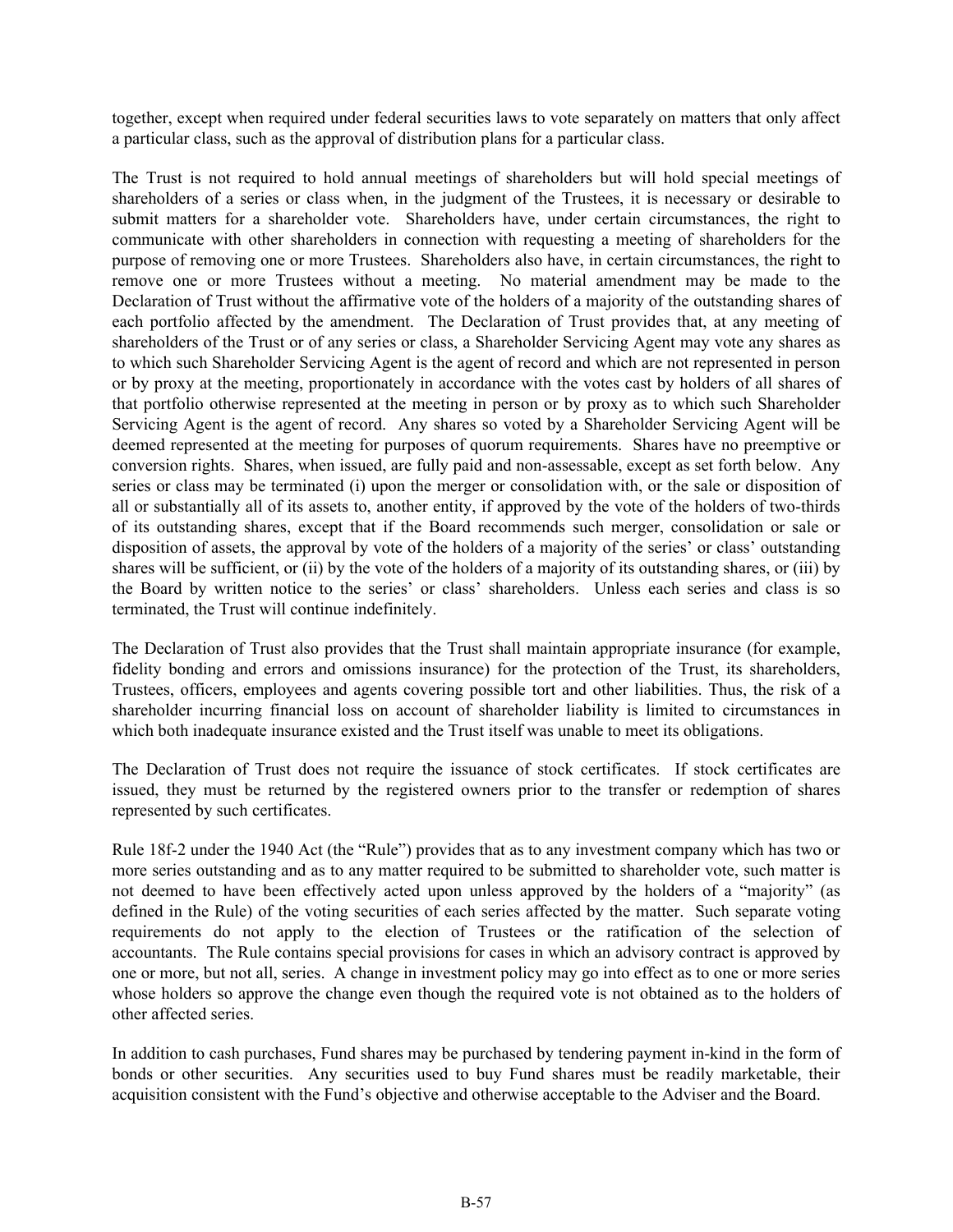together, except when required under federal securities laws to vote separately on matters that only affect a particular class, such as the approval of distribution plans for a particular class.

The Trust is not required to hold annual meetings of shareholders but will hold special meetings of shareholders of a series or class when, in the judgment of the Trustees, it is necessary or desirable to submit matters for a shareholder vote. Shareholders have, under certain circumstances, the right to communicate with other shareholders in connection with requesting a meeting of shareholders for the purpose of removing one or more Trustees. Shareholders also have, in certain circumstances, the right to remove one or more Trustees without a meeting. No material amendment may be made to the Declaration of Trust without the affirmative vote of the holders of a majority of the outstanding shares of each portfolio affected by the amendment. The Declaration of Trust provides that, at any meeting of shareholders of the Trust or of any series or class, a Shareholder Servicing Agent may vote any shares as to which such Shareholder Servicing Agent is the agent of record and which are not represented in person or by proxy at the meeting, proportionately in accordance with the votes cast by holders of all shares of that portfolio otherwise represented at the meeting in person or by proxy as to which such Shareholder Servicing Agent is the agent of record. Any shares so voted by a Shareholder Servicing Agent will be deemed represented at the meeting for purposes of quorum requirements. Shares have no preemptive or conversion rights. Shares, when issued, are fully paid and non-assessable, except as set forth below. Any series or class may be terminated (i) upon the merger or consolidation with, or the sale or disposition of all or substantially all of its assets to, another entity, if approved by the vote of the holders of two-thirds of its outstanding shares, except that if the Board recommends such merger, consolidation or sale or disposition of assets, the approval by vote of the holders of a majority of the series' or class' outstanding shares will be sufficient, or (ii) by the vote of the holders of a majority of its outstanding shares, or (iii) by the Board by written notice to the series' or class' shareholders. Unless each series and class is so terminated, the Trust will continue indefinitely.

The Declaration of Trust also provides that the Trust shall maintain appropriate insurance (for example, fidelity bonding and errors and omissions insurance) for the protection of the Trust, its shareholders, Trustees, officers, employees and agents covering possible tort and other liabilities. Thus, the risk of a shareholder incurring financial loss on account of shareholder liability is limited to circumstances in which both inadequate insurance existed and the Trust itself was unable to meet its obligations.

The Declaration of Trust does not require the issuance of stock certificates. If stock certificates are issued, they must be returned by the registered owners prior to the transfer or redemption of shares represented by such certificates.

Rule 18f-2 under the 1940 Act (the "Rule") provides that as to any investment company which has two or more series outstanding and as to any matter required to be submitted to shareholder vote, such matter is not deemed to have been effectively acted upon unless approved by the holders of a "majority" (as defined in the Rule) of the voting securities of each series affected by the matter. Such separate voting requirements do not apply to the election of Trustees or the ratification of the selection of accountants. The Rule contains special provisions for cases in which an advisory contract is approved by one or more, but not all, series. A change in investment policy may go into effect as to one or more series whose holders so approve the change even though the required vote is not obtained as to the holders of other affected series.

In addition to cash purchases, Fund shares may be purchased by tendering payment in-kind in the form of bonds or other securities. Any securities used to buy Fund shares must be readily marketable, their acquisition consistent with the Fund's objective and otherwise acceptable to the Adviser and the Board.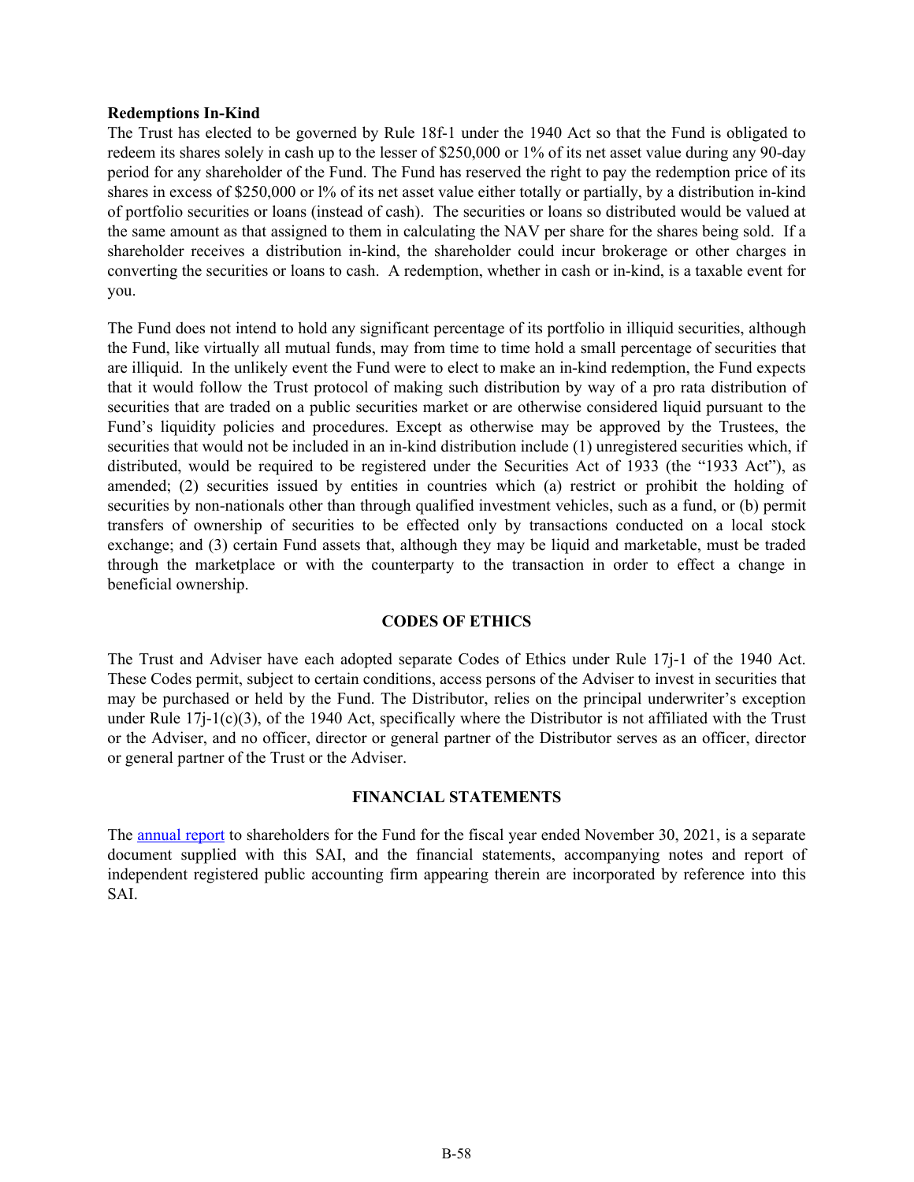**Redemptions In-Kind**

The Trust has elected to be governed by Rule 18f-1 under the 1940 Act so that the Fund is obligated to redeem its shares solely in cash up to the lesser of $250,000 or 1% of its net asset value during any 90-day period for any shareholder of the Fund. The Fund has reserved the right to pay the redemption price of its shares in excess of $250,000 or l% of its net asset value either totally or partially, by a distribution in-kind of portfolio securities or loans (instead of cash). The securities or loans so distributed would be valued at the same amount as that assigned to them in calculating the NAV per share for the shares being sold. If a shareholder receives a distribution in-kind, the shareholder could incur brokerage or other charges in converting the securities or loans to cash. A redemption, whether in cash or in-kind, is a taxable event for you.

The Fund does not intend to hold any significant percentage of its portfolio in illiquid securities, although the Fund, like virtually all mutual funds, may from time to time hold a small percentage of securities that are illiquid. In the unlikely event the Fund were to elect to make an in-kind redemption, the Fund expects that it would follow the Trust protocol of making such distribution by way of a pro rata distribution of securities that are traded on a public securities market or are otherwise considered liquid pursuant to the Fund's liquidity policies and procedures. Except as otherwise may be approved by the Trustees, the securities that would not be included in an in-kind distribution include (1) unregistered securities which, if distributed, would be required to be registered under the Securities Act of 1933 (the "1933 Act"), as amended; (2) securities issued by entities in countries which (a) restrict or prohibit the holding of securities by non-nationals other than through qualified investment vehicles, such as a fund, or (b) permit transfers of ownership of securities to be effected only by transactions conducted on a local stock exchange; and (3) certain Fund assets that, although they may be liquid and marketable, must be traded through the marketplace or with the counterparty to the transaction in order to effect a change in beneficial ownership.

## CODES OF ETHICS

The Trust and Adviser have each adopted separate Codes of Ethics under Rule 17j-1 of the 1940 Act. These Codes permit, subject to certain conditions, access persons of the Adviser to invest in securities that may be purchased or held by the Fund. The Distributor, relies on the principal underwriter's exception under Rule 17j-1(c)(3), of the 1940 Act, specifically where the Distributor is not affiliated with the Trust or the Adviser, and no officer, director or general partner of the Distributor serves as an officer, director or general partner of the Trust or the Adviser.

## FINANCIAL STATEMENTS

The annual report to shareholders for the Fund for the fiscal year ended November 30, 2021, is a separate document supplied with this SAI, and the financial statements, accompanying notes and report of independent registered public accounting firm appearing therein are incorporated by reference into this SAI.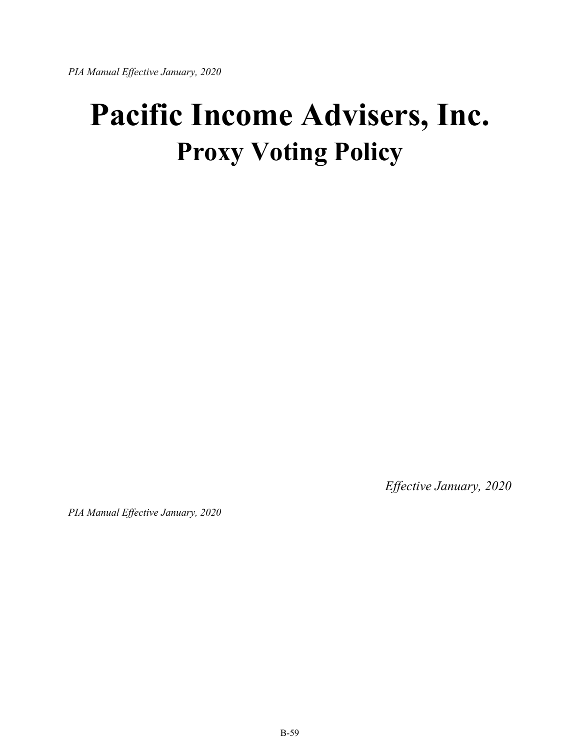# Pacific Income Advisers, Inc.

## Proxy Voting Policy

*Effective January, 2020*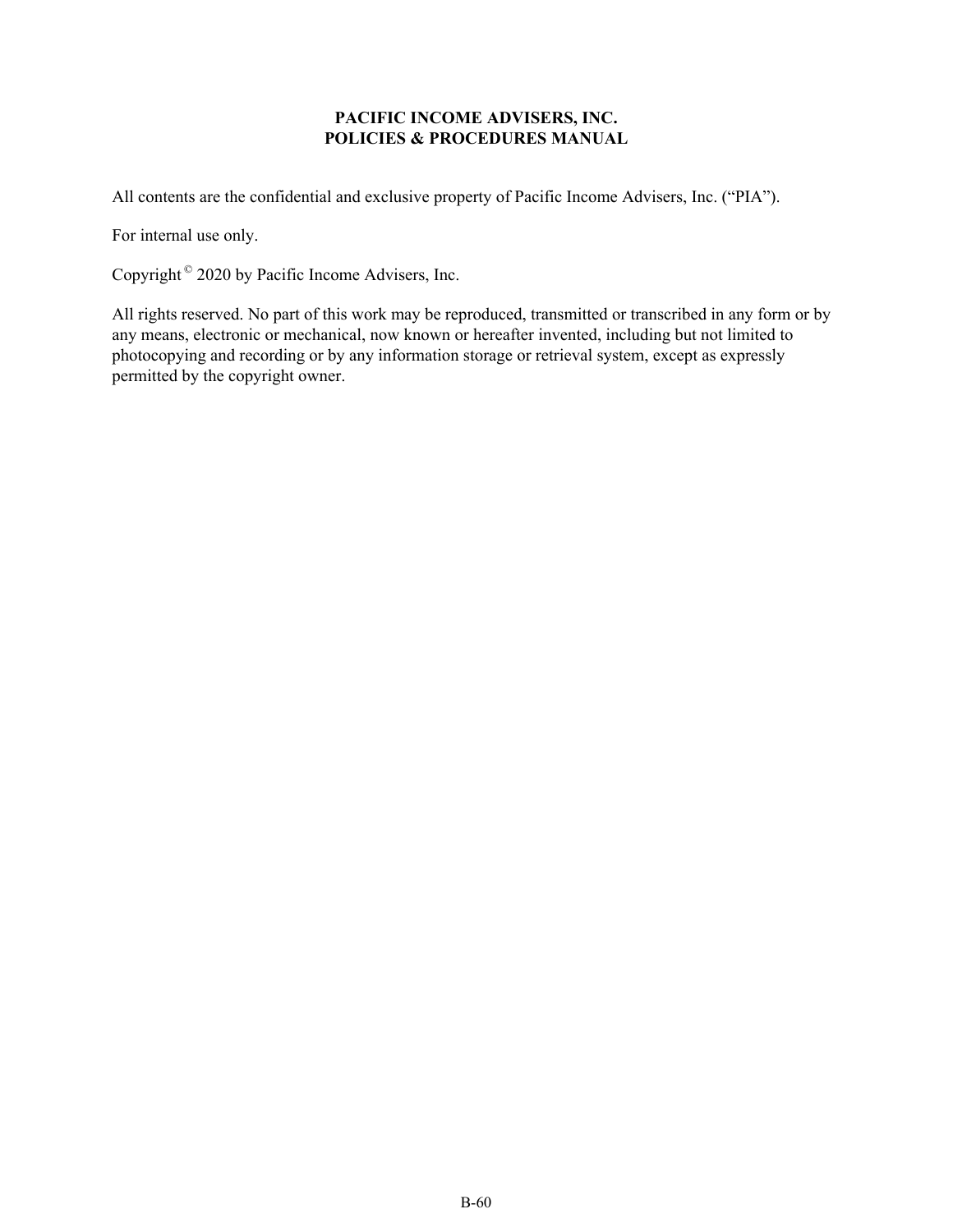**PACIFIC INCOME ADVISERS, INC.**
**POLICIES & PROCEDURES MANUAL**

All contents are the confidential and exclusive property of Pacific Income Advisers, Inc. (“PIA”).

For internal use only.

Copyright © 2020 by Pacific Income Advisers, Inc.

All rights reserved. No part of this work may be reproduced, transmitted or transcribed in any form or by any means, electronic or mechanical, now known or hereafter invented, including but not limited to photocopying and recording or by any information storage or retrieval system, except as expressly permitted by the copyright owner.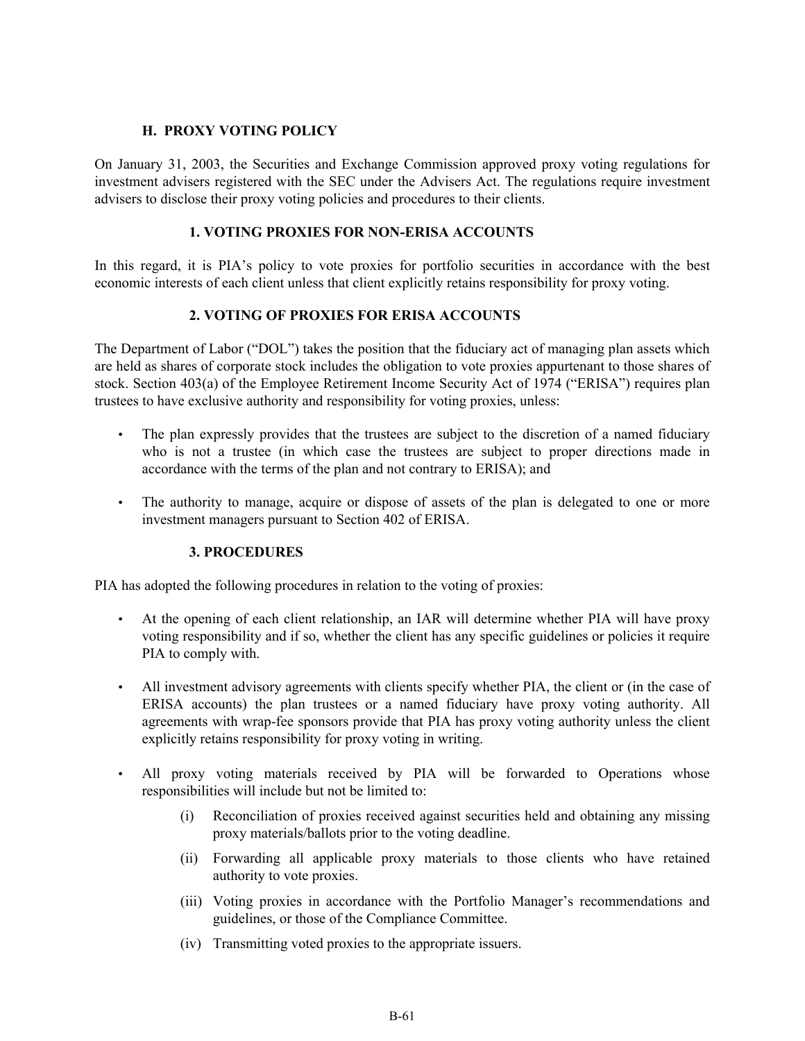## H. PROXY VOTING POLICY

On January 31, 2003, the Securities and Exchange Commission approved proxy voting regulations for investment advisers registered with the SEC under the Advisers Act. The regulations require investment advisers to disclose their proxy voting policies and procedures to their clients.

### 1. VOTING PROXIES FOR NON-ERISA ACCOUNTS

In this regard, it is PIA's policy to vote proxies for portfolio securities in accordance with the best economic interests of each client unless that client explicitly retains responsibility for proxy voting.

### 2. VOTING OF PROXIES FOR ERISA ACCOUNTS

The Department of Labor ("DOL") takes the position that the fiduciary act of managing plan assets which are held as shares of corporate stock includes the obligation to vote proxies appurtenant to those shares of stock. Section 403(a) of the Employee Retirement Income Security Act of 1974 ("ERISA") requires plan trustees to have exclusive authority and responsibility for voting proxies, unless:

- The plan expressly provides that the trustees are subject to the discretion of a named fiduciary who is not a trustee (in which case the trustees are subject to proper directions made in accordance with the terms of the plan and not contrary to ERISA); and
- The authority to manage, acquire or dispose of assets of the plan is delegated to one or more investment managers pursuant to Section 402 of ERISA.

### 3. PROCEDURES

PIA has adopted the following procedures in relation to the voting of proxies:

- At the opening of each client relationship, an IAR will determine whether PIA will have proxy voting responsibility and if so, whether the client has any specific guidelines or policies it require PIA to comply with.
- All investment advisory agreements with clients specify whether PIA, the client or (in the case of ERISA accounts) the plan trustees or a named fiduciary have proxy voting authority. All agreements with wrap-fee sponsors provide that PIA has proxy voting authority unless the client explicitly retains responsibility for proxy voting in writing.
- All proxy voting materials received by PIA will be forwarded to Operations whose responsibilities will include but not be limited to:
  - (i) Reconciliation of proxies received against securities held and obtaining any missing proxy materials/ballots prior to the voting deadline.
  - (ii) Forwarding all applicable proxy materials to those clients who have retained authority to vote proxies.
  - (iii) Voting proxies in accordance with the Portfolio Manager's recommendations and guidelines, or those of the Compliance Committee.
  - (iv) Transmitting voted proxies to the appropriate issuers.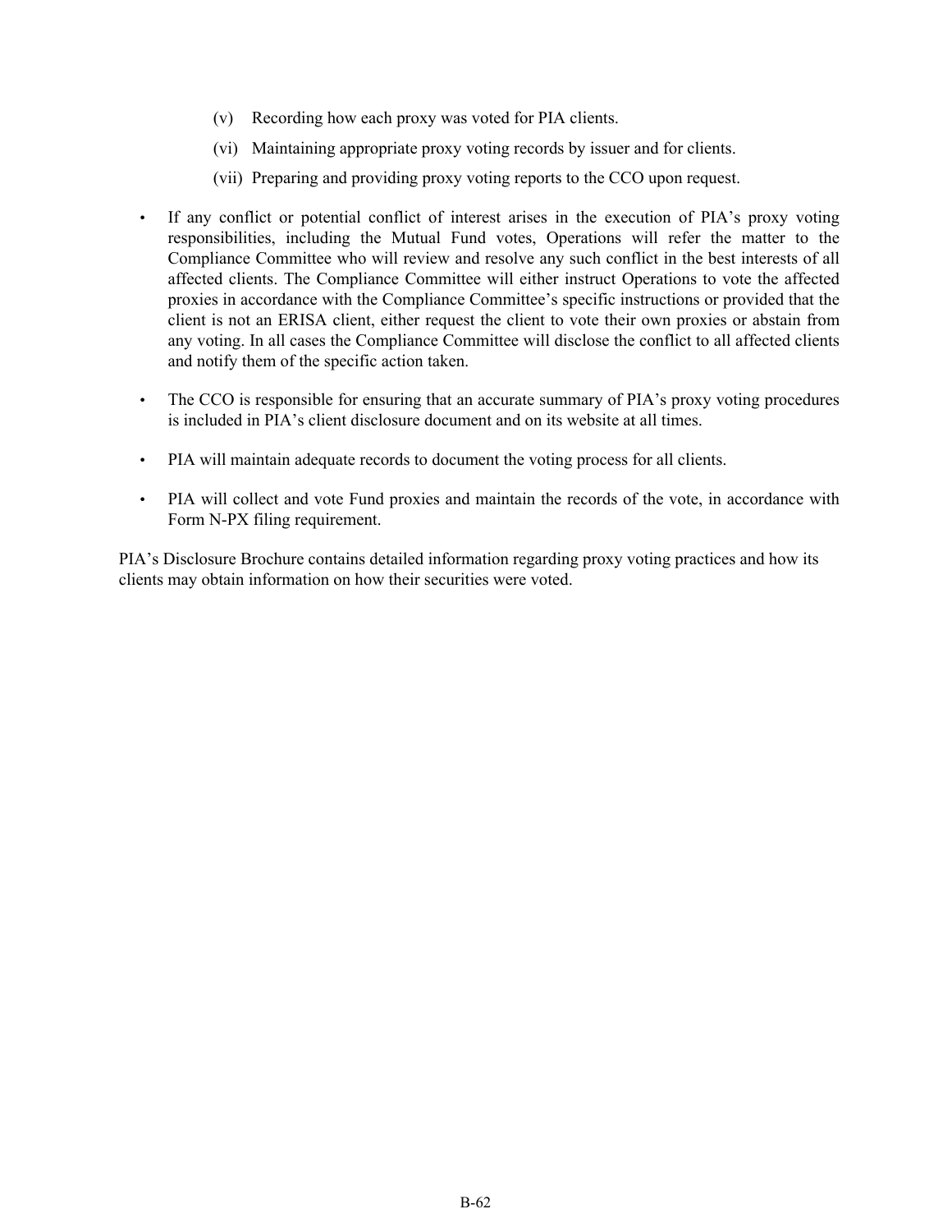(v) Recording how each proxy was voted for PIA clients.

(vi) Maintaining appropriate proxy voting records by issuer and for clients.

(vii) Preparing and providing proxy voting reports to the CCO upon request.

- If any conflict or potential conflict of interest arises in the execution of PIA's proxy voting responsibilities, including the Mutual Fund votes, Operations will refer the matter to the Compliance Committee who will review and resolve any such conflict in the best interests of all affected clients. The Compliance Committee will either instruct Operations to vote the affected proxies in accordance with the Compliance Committee's specific instructions or provided that the client is not an ERISA client, either request the client to vote their own proxies or abstain from any voting. In all cases the Compliance Committee will disclose the conflict to all affected clients and notify them of the specific action taken.

- The CCO is responsible for ensuring that an accurate summary of PIA's proxy voting procedures is included in PIA's client disclosure document and on its website at all times.

- PIA will maintain adequate records to document the voting process for all clients.

- PIA will collect and vote Fund proxies and maintain the records of the vote, in accordance with Form N-PX filing requirement.

PIA's Disclosure Brochure contains detailed information regarding proxy voting practices and how its clients may obtain information on how their securities were voted.